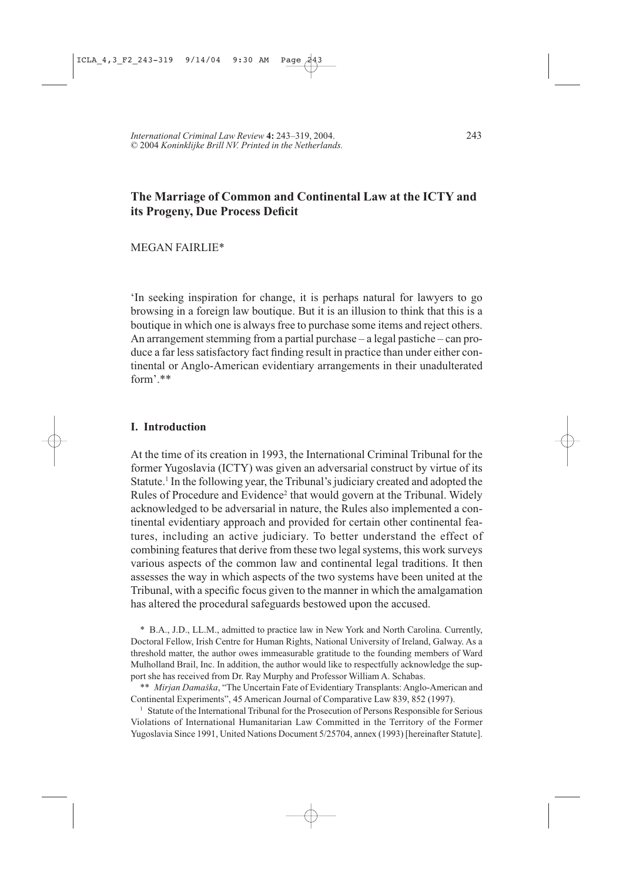# The Marriage of Common and Continental Law at the ICTY and its Progeny, Due Process Deficit

MEGAN FAIRLIE*

'In seeking inspiration for change, it is perhaps natural for lawyers to go browsing in a foreign law boutique. But it is an illusion to think that this is a boutique in which one is always free to purchase some items and reject others. An arrangement stemming from a partial purchase – a legal pastiche – can produce a far less satisfactory fact finding result in practice than under either continental or Anglo-American evidentiary arrangements in their unadulterated form'.**

## I. Introduction

At the time of its creation in 1993, the International Criminal Tribunal for the former Yugoslavia (ICTY) was given an adversarial construct by virtue of its Statute.[1] In the following year, the Tribunal's judiciary created and adopted the Rules of Procedure and Evidence[2] that would govern at the Tribunal. Widely acknowledged to be adversarial in nature, the Rules also implemented a continental evidentiary approach and provided for certain other continental features, including an active judiciary. To better understand the effect of combining features that derive from these two legal systems, this work surveys various aspects of the common law and continental legal traditions. It then assesses the way in which aspects of the two systems have been united at the Tribunal, with a specific focus given to the manner in which the amalgamation has altered the procedural safeguards bestowed upon the accused.

\* B.A., J.D., LL.M., admitted to practice law in New York and North Carolina. Currently, Doctoral Fellow, Irish Centre for Human Rights, National University of Ireland, Galway. As a threshold matter, the author owes immeasurable gratitude to the founding members of Ward Mulholland Brail, Inc. In addition, the author would like to respectfully acknowledge the support she has received from Dr. Ray Murphy and Professor William A. Schabas.

\*\* *Mirjan Damaška*, "The Uncertain Fate of Evidentiary Transplants: Anglo-American and Continental Experiments", 45 American Journal of Comparative Law 839, 852 (1997).

[1] Statute of the International Tribunal for the Prosecution of Persons Responsible for Serious Violations of International Humanitarian Law Committed in the Territory of the Former Yugoslavia Since 1991, United Nations Document 5/25704, annex (1993) [hereinafter Statute].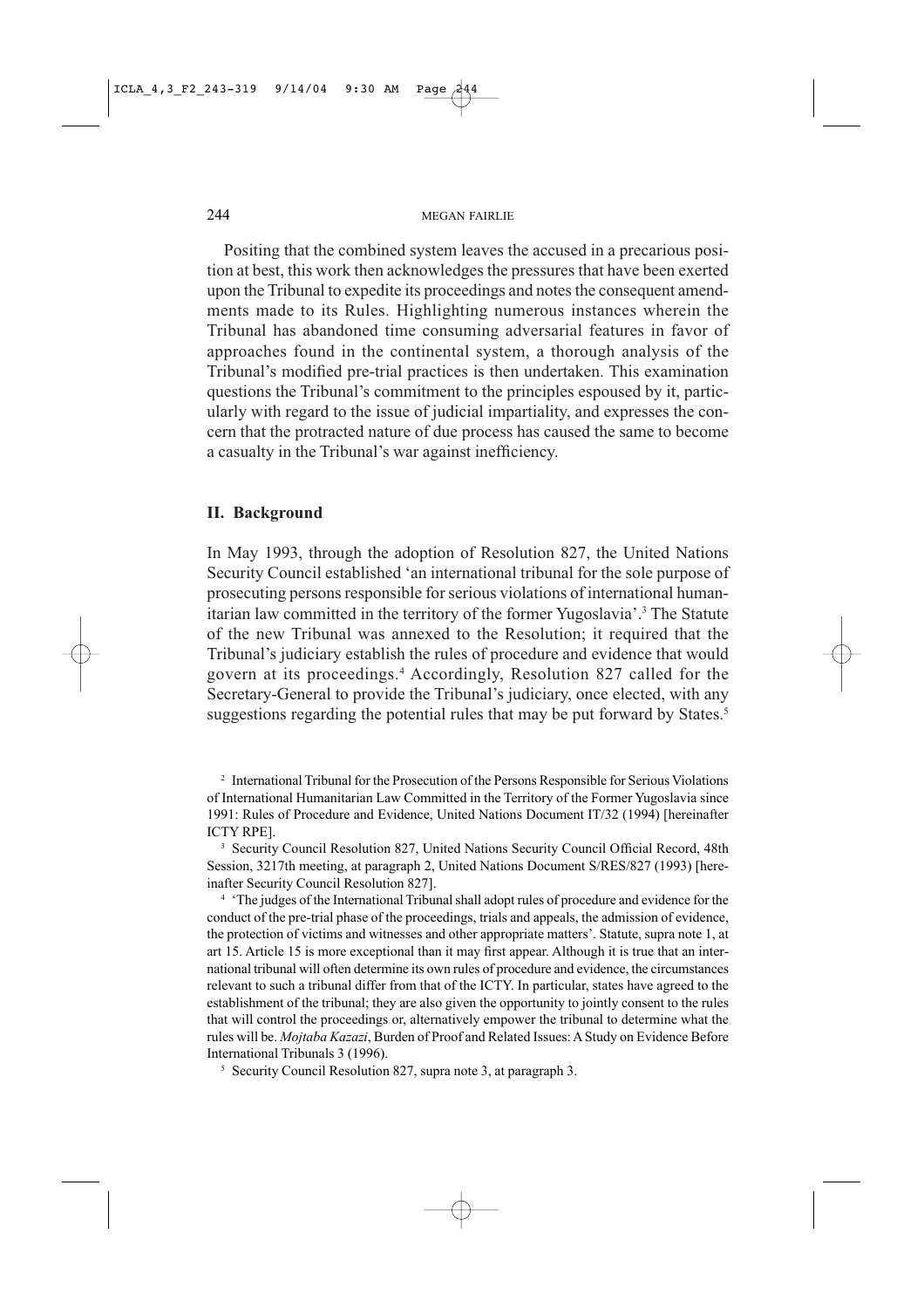Positing that the combined system leaves the accused in a precarious position at best, this work then acknowledges the pressures that have been exerted upon the Tribunal to expedite its proceedings and notes the consequent amendments made to its Rules. Highlighting numerous instances wherein the Tribunal has abandoned time consuming adversarial features in favor of approaches found in the continental system, a thorough analysis of the Tribunal's modified pre-trial practices is then undertaken. This examination questions the Tribunal's commitment to the principles espoused by it, particularly with regard to the issue of judicial impartiality, and expresses the concern that the protracted nature of due process has caused the same to become a casualty in the Tribunal's war against inefficiency.

## II. Background

In May 1993, through the adoption of Resolution 827, the United Nations Security Council established 'an international tribunal for the sole purpose of prosecuting persons responsible for serious violations of international humanitarian law committed in the territory of the former Yugoslavia'.[3] The Statute of the new Tribunal was annexed to the Resolution; it required that the Tribunal's judiciary establish the rules of procedure and evidence that would govern at its proceedings.[4] Accordingly, Resolution 827 called for the Secretary-General to provide the Tribunal's judiciary, once elected, with any suggestions regarding the potential rules that may be put forward by States.[5]

---

[2] International Tribunal for the Prosecution of the Persons Responsible for Serious Violations of International Humanitarian Law Committed in the Territory of the Former Yugoslavia since 1991: Rules of Procedure and Evidence, United Nations Document IT/32 (1994) [hereinafter ICTY RPE].

[3] Security Council Resolution 827, United Nations Security Council Official Record, 48th Session, 3217th meeting, at paragraph 2, United Nations Document S/RES/827 (1993) [hereinafter Security Council Resolution 827].

[4] 'The judges of the International Tribunal shall adopt rules of procedure and evidence for the conduct of the pre-trial phase of the proceedings, trials and appeals, the admission of evidence, the protection of victims and witnesses and other appropriate matters'. Statute, supra note 1, at art 15. Article 15 is more exceptional than it may first appear. Although it is true that an international tribunal will often determine its own rules of procedure and evidence, the circumstances relevant to such a tribunal differ from that of the ICTY. In particular, states have agreed to the establishment of the tribunal; they are also given the opportunity to jointly consent to the rules that will control the proceedings or, alternatively empower the tribunal to determine what the rules will be. *Mojtaba Kazazi*, Burden of Proof and Related Issues: A Study on Evidence Before International Tribunals 3 (1996).

[5] Security Council Resolution 827, supra note 3, at paragraph 3.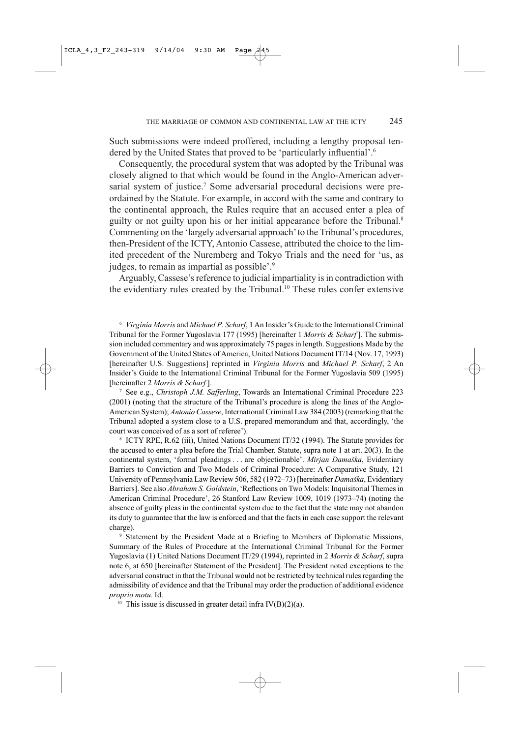Such submissions were indeed proffered, including a lengthy proposal tendered by the United States that proved to be 'particularly influential'.[6]

Consequently, the procedural system that was adopted by the Tribunal was closely aligned to that which would be found in the Anglo-American adversarial system of justice.[7] Some adversarial procedural decisions were preordained by the Statute. For example, in accord with the same and contrary to the continental approach, the Rules require that an accused enter a plea of guilty or not guilty upon his or her initial appearance before the Tribunal.[8] Commenting on the 'largely adversarial approach' to the Tribunal's procedures, then-President of the ICTY, Antonio Cassese, attributed the choice to the limited precedent of the Nuremberg and Tokyo Trials and the need for 'us, as judges, to remain as impartial as possible'.[9]

Arguably, Cassese's reference to judicial impartiality is in contradiction with the evidentiary rules created by the Tribunal.[10] These rules confer extensive

---

[6] *Virginia Morris* and *Michael P. Scharf*, 1 An Insider's Guide to the International Criminal Tribunal for the Former Yugoslavia 177 (1995) [hereinafter 1 *Morris & Scharf*]. The submission included commentary and was approximately 75 pages in length. Suggestions Made by the Government of the United States of America, United Nations Document IT/14 (Nov. 17, 1993) [hereinafter U.S. Suggestions] reprinted in *Virginia Morris* and *Michael P. Scharf*, 2 An Insider's Guide to the International Criminal Tribunal for the Former Yugoslavia 509 (1995) [hereinafter 2 *Morris & Scharf*].

[7] See e.g., *Christoph J.M. Safferling*, Towards an International Criminal Procedure 223 (2001) (noting that the structure of the Tribunal's procedure is along the lines of the Anglo-American System); *Antonio Cassese*, International Criminal Law 384 (2003) (remarking that the Tribunal adopted a system close to a U.S. prepared memorandum and that, accordingly, 'the court was conceived of as a sort of referee').

[8] ICTY RPE, R.62 (iii), United Nations Document IT/32 (1994). The Statute provides for the accused to enter a plea before the Trial Chamber. Statute, supra note 1 at art. 20(3). In the continental system, 'formal pleadings . . . are objectionable'. *Mirjan Damaška*, Evidentiary Barriers to Conviction and Two Models of Criminal Procedure: A Comparative Study, 121 University of Pennsylvania Law Review 506, 582 (1972–73) [hereinafter *Damaška*, Evidentiary Barriers]. See also *Abraham S. Goldstein*, 'Reflections on Two Models: Inquisitorial Themes in American Criminal Procedure', 26 Stanford Law Review 1009, 1019 (1973–74) (noting the absence of guilty pleas in the continental system due to the fact that the state may not abandon its duty to guarantee that the law is enforced and that the facts in each case support the relevant charge).

[9] Statement by the President Made at a Briefing to Members of Diplomatic Missions, Summary of the Rules of Procedure at the International Criminal Tribunal for the Former Yugoslavia (1) United Nations Document IT/29 (1994), reprinted in 2 *Morris & Scharf*, supra note 6, at 650 [hereinafter Statement of the President]. The President noted exceptions to the adversarial construct in that the Tribunal would not be restricted by technical rules regarding the admissibility of evidence and that the Tribunal may order the production of additional evidence *proprio motu.* Id.

[10] This issue is discussed in greater detail infra IV(B)(2)(a).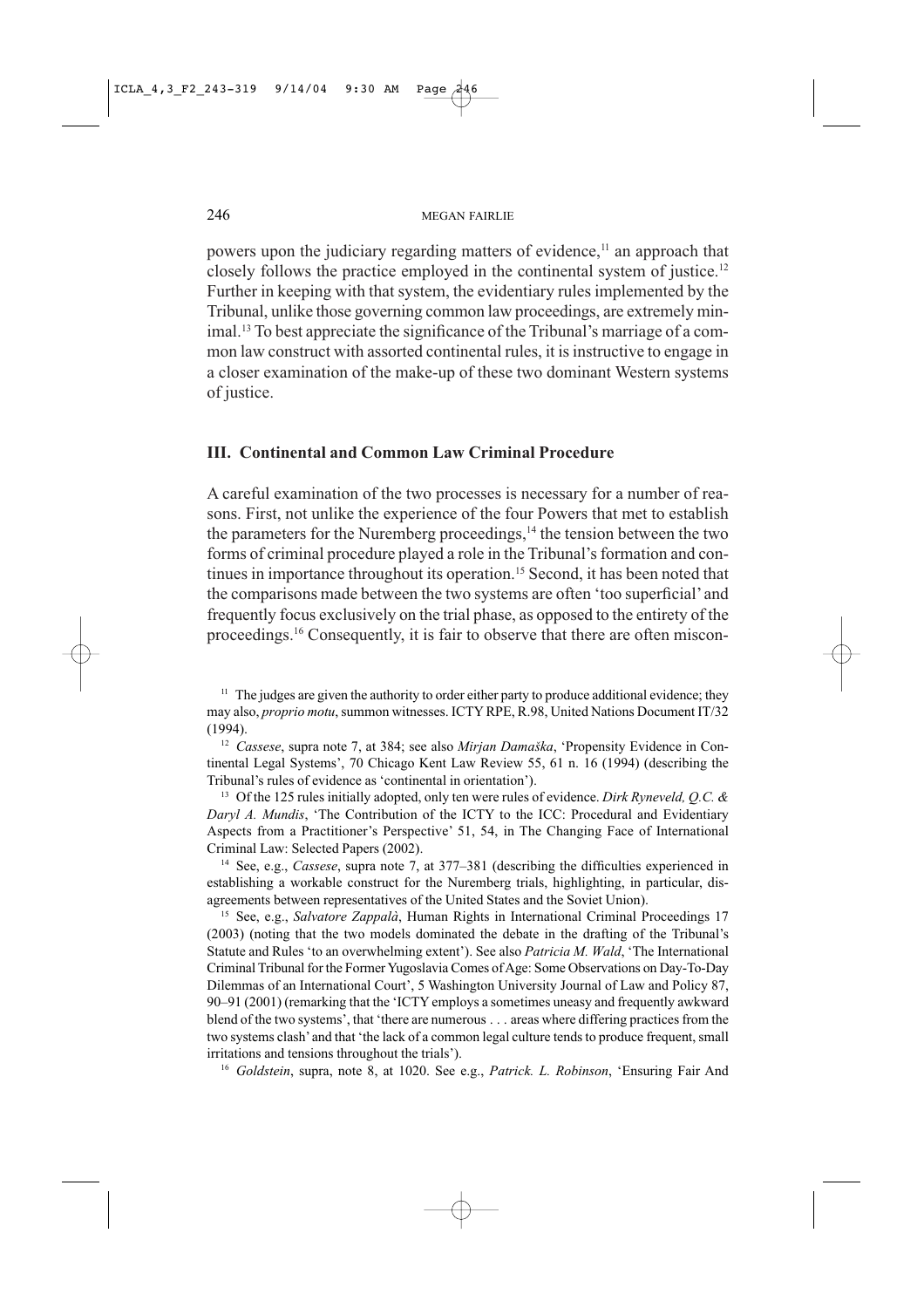powers upon the judiciary regarding matters of evidence,[11] an approach that closely follows the practice employed in the continental system of justice.[12] Further in keeping with that system, the evidentiary rules implemented by the Tribunal, unlike those governing common law proceedings, are extremely minimal.[13] To best appreciate the significance of the Tribunal's marriage of a common law construct with assorted continental rules, it is instructive to engage in a closer examination of the make-up of these two dominant Western systems of justice.

## III. Continental and Common Law Criminal Procedure

A careful examination of the two processes is necessary for a number of reasons. First, not unlike the experience of the four Powers that met to establish the parameters for the Nuremberg proceedings,[14] the tension between the two forms of criminal procedure played a role in the Tribunal's formation and continues in importance throughout its operation.[15] Second, it has been noted that the comparisons made between the two systems are often 'too superficial' and frequently focus exclusively on the trial phase, as opposed to the entirety of the proceedings.[16] Consequently, it is fair to observe that there are often miscon-

---

[11] The judges are given the authority to order either party to produce additional evidence; they may also, *proprio motu*, summon witnesses. ICTY RPE, R.98, United Nations Document IT/32 (1994).

[12] *Cassese*, supra note 7, at 384; see also *Mirjan Damaška*, 'Propensity Evidence in Continental Legal Systems', 70 Chicago Kent Law Review 55, 61 n. 16 (1994) (describing the Tribunal's rules of evidence as 'continental in orientation').

[13] Of the 125 rules initially adopted, only ten were rules of evidence. *Dirk Ryneveld, Q.C. & Daryl A. Mundis*, 'The Contribution of the ICTY to the ICC: Procedural and Evidentiary Aspects from a Practitioner's Perspective' 51, 54, in The Changing Face of International Criminal Law: Selected Papers (2002).

[14] See, e.g., *Cassese*, supra note 7, at 377–381 (describing the difficulties experienced in establishing a workable construct for the Nuremberg trials, highlighting, in particular, disagreements between representatives of the United States and the Soviet Union).

[15] See, e.g., *Salvatore Zappalà*, Human Rights in International Criminal Proceedings 17 (2003) (noting that the two models dominated the debate in the drafting of the Tribunal's Statute and Rules 'to an overwhelming extent'). See also *Patricia M. Wald*, 'The International Criminal Tribunal for the Former Yugoslavia Comes of Age: Some Observations on Day-To-Day Dilemmas of an International Court', 5 Washington University Journal of Law and Policy 87, 90–91 (2001) (remarking that the 'ICTY employs a sometimes uneasy and frequently awkward blend of the two systems', that 'there are numerous . . . areas where differing practices from the two systems clash' and that 'the lack of a common legal culture tends to produce frequent, small irritations and tensions throughout the trials').

[16] *Goldstein*, supra, note 8, at 1020. See e.g., *Patrick. L. Robinson*, 'Ensuring Fair And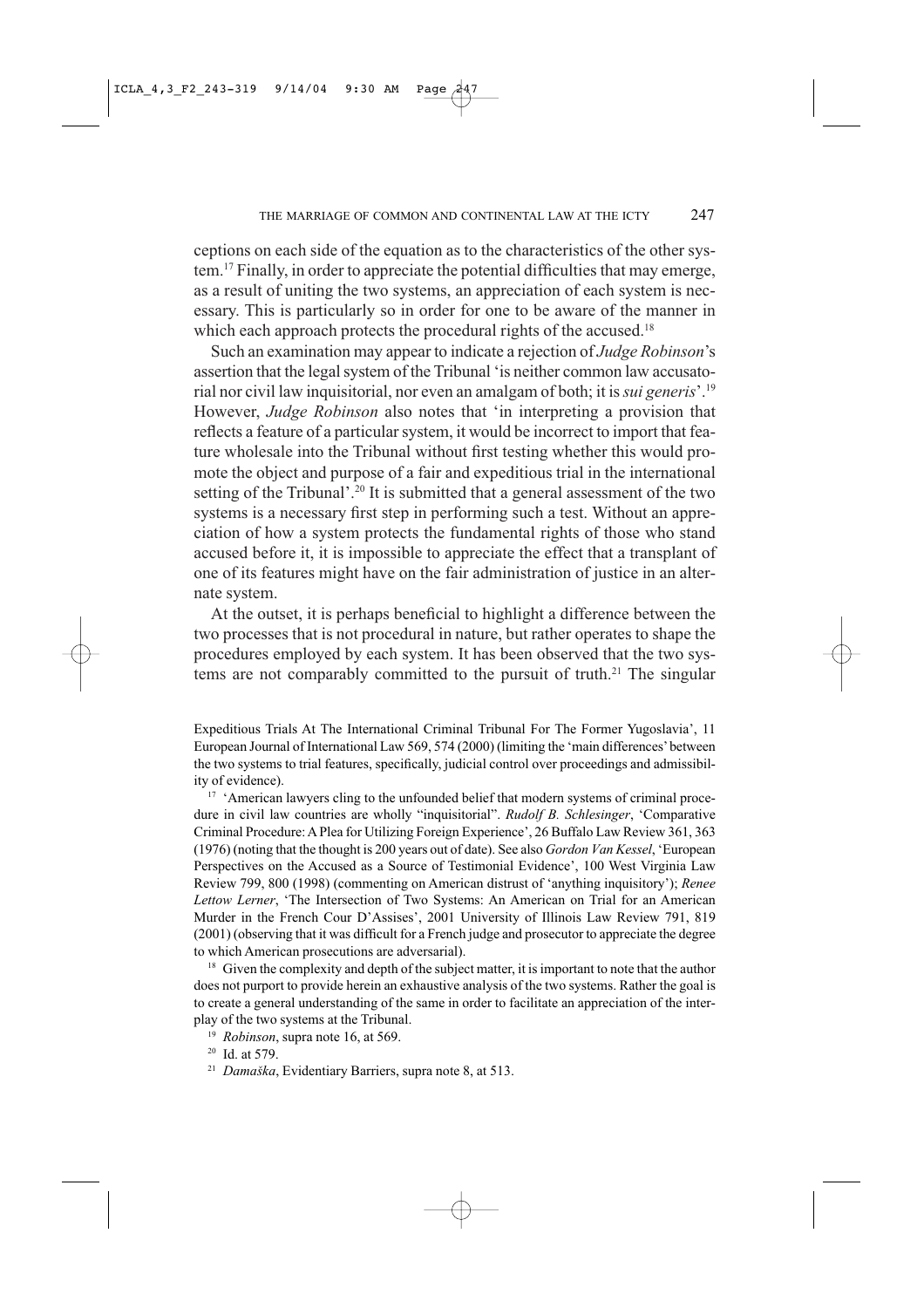ceptions on each side of the equation as to the characteristics of the other system.[17] Finally, in order to appreciate the potential difficulties that may emerge, as a result of uniting the two systems, an appreciation of each system is necessary. This is particularly so in order for one to be aware of the manner in which each approach protects the procedural rights of the accused.[18]

Such an examination may appear to indicate a rejection of *Judge Robinson*'s assertion that the legal system of the Tribunal 'is neither common law accusatorial nor civil law inquisitorial, nor even an amalgam of both; it is *sui generis*'.[19] However, *Judge Robinson* also notes that 'in interpreting a provision that reflects a feature of a particular system, it would be incorrect to import that feature wholesale into the Tribunal without first testing whether this would promote the object and purpose of a fair and expeditious trial in the international setting of the Tribunal'.[20] It is submitted that a general assessment of the two systems is a necessary first step in performing such a test. Without an appreciation of how a system protects the fundamental rights of those who stand accused before it, it is impossible to appreciate the effect that a transplant of one of its features might have on the fair administration of justice in an alternate system.

At the outset, it is perhaps beneficial to highlight a difference between the two processes that is not procedural in nature, but rather operates to shape the procedures employed by each system. It has been observed that the two systems are not comparably committed to the pursuit of truth.[21] The singular

Expeditious Trials At The International Criminal Tribunal For The Former Yugoslavia', 11 European Journal of International Law 569, 574 (2000) (limiting the 'main differences' between the two systems to trial features, specifically, judicial control over proceedings and admissibility of evidence).

[17] 'American lawyers cling to the unfounded belief that modern systems of criminal procedure in civil law countries are wholly "inquisitorial". *Rudolf B. Schlesinger*, 'Comparative Criminal Procedure: A Plea for Utilizing Foreign Experience', 26 Buffalo Law Review 361, 363 (1976) (noting that the thought is 200 years out of date). See also *Gordon Van Kessel*, 'European Perspectives on the Accused as a Source of Testimonial Evidence', 100 West Virginia Law Review 799, 800 (1998) (commenting on American distrust of 'anything inquisitory'); *Renee Lettow Lerner*, 'The Intersection of Two Systems: An American on Trial for an American Murder in the French Cour D'Assises', 2001 University of Illinois Law Review 791, 819 (2001) (observing that it was difficult for a French judge and prosecutor to appreciate the degree to which American prosecutions are adversarial).

[18] Given the complexity and depth of the subject matter, it is important to note that the author does not purport to provide herein an exhaustive analysis of the two systems. Rather the goal is to create a general understanding of the same in order to facilitate an appreciation of the interplay of the two systems at the Tribunal.

[19] *Robinson*, supra note 16, at 569.

[20] Id. at 579.

[21] *Damaška*, Evidentiary Barriers, supra note 8, at 513.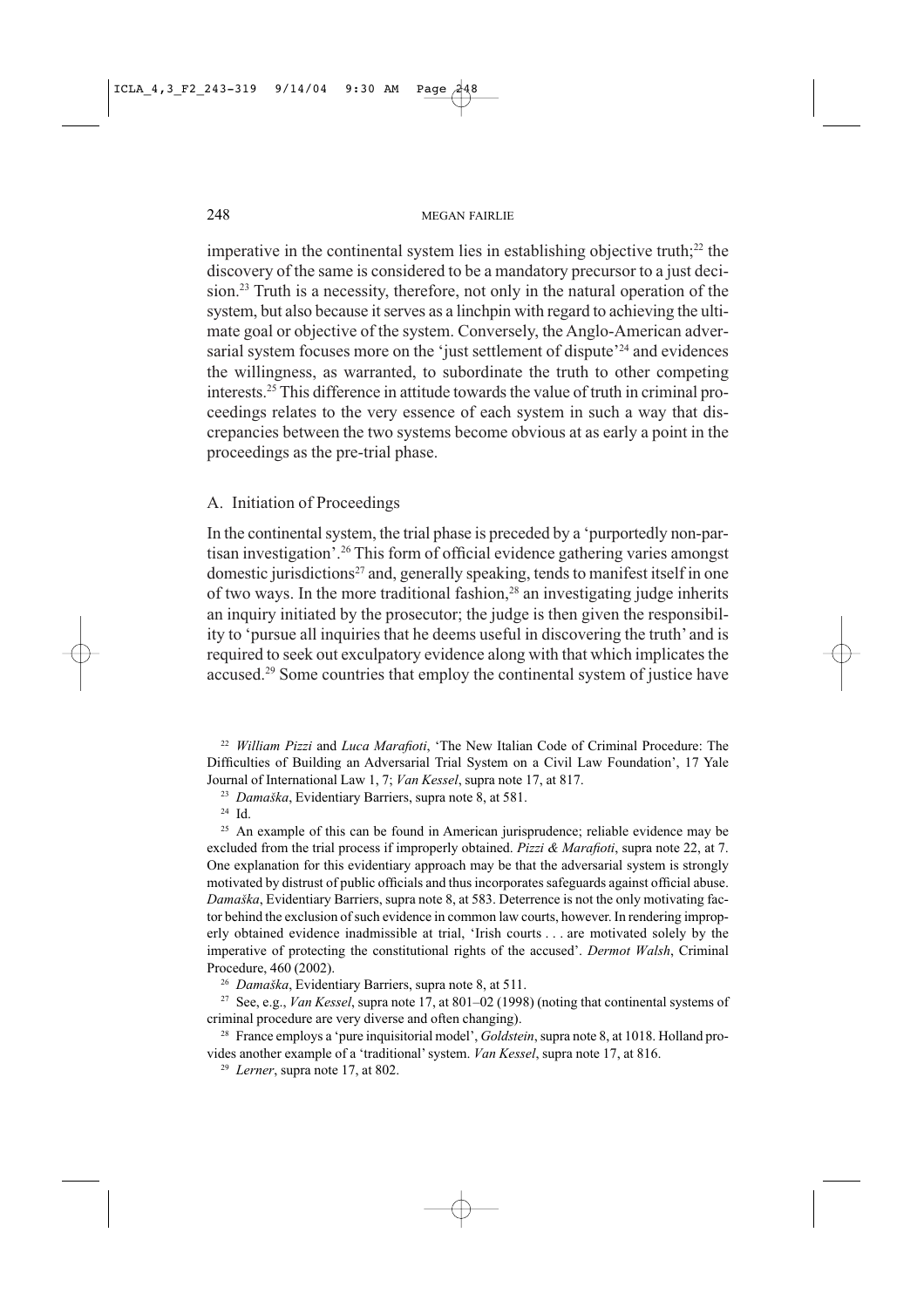imperative in the continental system lies in establishing objective truth;[22] the discovery of the same is considered to be a mandatory precursor to a just decision.[23] Truth is a necessity, therefore, not only in the natural operation of the system, but also because it serves as a linchpin with regard to achieving the ultimate goal or objective of the system. Conversely, the Anglo-American adversarial system focuses more on the 'just settlement of dispute'[24] and evidences the willingness, as warranted, to subordinate the truth to other competing interests.[25] This difference in attitude towards the value of truth in criminal proceedings relates to the very essence of each system in such a way that discrepancies between the two systems become obvious at as early a point in the proceedings as the pre-trial phase.

## A. Initiation of Proceedings

In the continental system, the trial phase is preceded by a 'purportedly non-partisan investigation'.[26] This form of official evidence gathering varies amongst domestic jurisdictions[27] and, generally speaking, tends to manifest itself in one of two ways. In the more traditional fashion,[28] an investigating judge inherits an inquiry initiated by the prosecutor; the judge is then given the responsibility to 'pursue all inquiries that he deems useful in discovering the truth' and is required to seek out exculpatory evidence along with that which implicates the accused.[29] Some countries that employ the continental system of justice have

---

[22] *William Pizzi* and *Luca Marafioti*, 'The New Italian Code of Criminal Procedure: The Difficulties of Building an Adversarial Trial System on a Civil Law Foundation', 17 Yale Journal of International Law 1, 7; *Van Kessel*, supra note 17, at 817.

[23] *Damaška*, Evidentiary Barriers, supra note 8, at 581.

[24] Id.

[25] An example of this can be found in American jurisprudence; reliable evidence may be excluded from the trial process if improperly obtained. *Pizzi & Marafioti*, supra note 22, at 7. One explanation for this evidentiary approach may be that the adversarial system is strongly motivated by distrust of public officials and thus incorporates safeguards against official abuse. *Damaška*, Evidentiary Barriers, supra note 8, at 583. Deterrence is not the only motivating factor behind the exclusion of such evidence in common law courts, however. In rendering improperly obtained evidence inadmissible at trial, 'Irish courts . . . are motivated solely by the imperative of protecting the constitutional rights of the accused'. *Dermot Walsh*, Criminal Procedure, 460 (2002).

[26] *Damaška*, Evidentiary Barriers, supra note 8, at 511.

[27] See, e.g., *Van Kessel*, supra note 17, at 801–02 (1998) (noting that continental systems of criminal procedure are very diverse and often changing).

[28] France employs a 'pure inquisitorial model', *Goldstein*, supra note 8, at 1018. Holland provides another example of a 'traditional' system. *Van Kessel*, supra note 17, at 816.

[29] *Lerner*, supra note 17, at 802.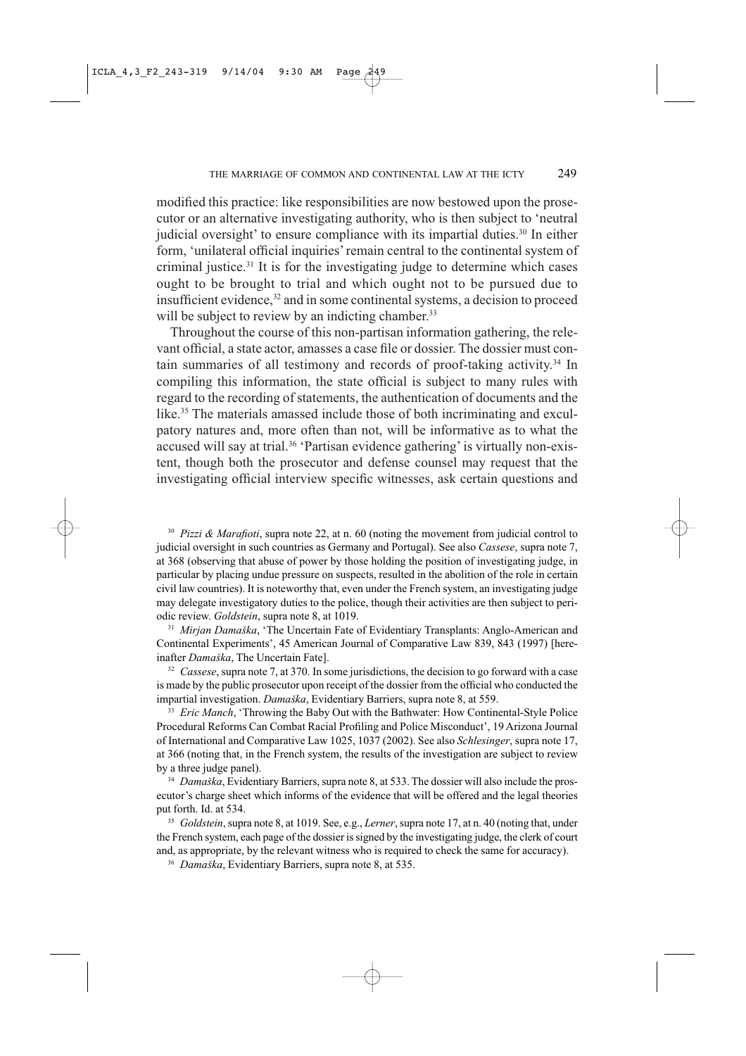modified this practice: like responsibilities are now bestowed upon the prosecutor or an alternative investigating authority, who is then subject to 'neutral judicial oversight' to ensure compliance with its impartial duties.[30] In either form, 'unilateral official inquiries' remain central to the continental system of criminal justice.[31] It is for the investigating judge to determine which cases ought to be brought to trial and which ought not to be pursued due to insufficient evidence,[32] and in some continental systems, a decision to proceed will be subject to review by an indicting chamber.[33]

Throughout the course of this non-partisan information gathering, the relevant official, a state actor, amasses a case file or dossier. The dossier must contain summaries of all testimony and records of proof-taking activity.[34] In compiling this information, the state official is subject to many rules with regard to the recording of statements, the authentication of documents and the like.[35] The materials amassed include those of both incriminating and exculpatory natures and, more often than not, will be informative as to what the accused will say at trial.[36] 'Partisan evidence gathering' is virtually non-existent, though both the prosecutor and defense counsel may request that the investigating official interview specific witnesses, ask certain questions and

---

[30] *Pizzi & Marafioti*, supra note 22, at n. 60 (noting the movement from judicial control to judicial oversight in such countries as Germany and Portugal). See also *Cassese*, supra note 7, at 368 (observing that abuse of power by those holding the position of investigating judge, in particular by placing undue pressure on suspects, resulted in the abolition of the role in certain civil law countries). It is noteworthy that, even under the French system, an investigating judge may delegate investigatory duties to the police, though their activities are then subject to periodic review. *Goldstein*, supra note 8, at 1019.

[31] *Mirjan Damaška*, 'The Uncertain Fate of Evidentiary Transplants: Anglo-American and Continental Experiments', 45 American Journal of Comparative Law 839, 843 (1997) [hereinafter *Damaška*, The Uncertain Fate].

[32] *Cassese*, supra note 7, at 370. In some jurisdictions, the decision to go forward with a case is made by the public prosecutor upon receipt of the dossier from the official who conducted the impartial investigation. *Damaška*, Evidentiary Barriers, supra note 8, at 559.

[33] *Eric Manch*, 'Throwing the Baby Out with the Bathwater: How Continental-Style Police Procedural Reforms Can Combat Racial Profiling and Police Misconduct', 19 Arizona Journal of International and Comparative Law 1025, 1037 (2002). See also *Schlesinger*, supra note 17, at 366 (noting that, in the French system, the results of the investigation are subject to review by a three judge panel).

[34] *Damaška*, Evidentiary Barriers, supra note 8, at 533. The dossier will also include the prosecutor's charge sheet which informs of the evidence that will be offered and the legal theories put forth. Id. at 534.

[35] *Goldstein*, supra note 8, at 1019. See, e.g., *Lerner*, supra note 17, at n. 40 (noting that, under the French system, each page of the dossier is signed by the investigating judge, the clerk of court and, as appropriate, by the relevant witness who is required to check the same for accuracy).

[36] *Damaška*, Evidentiary Barriers, supra note 8, at 535.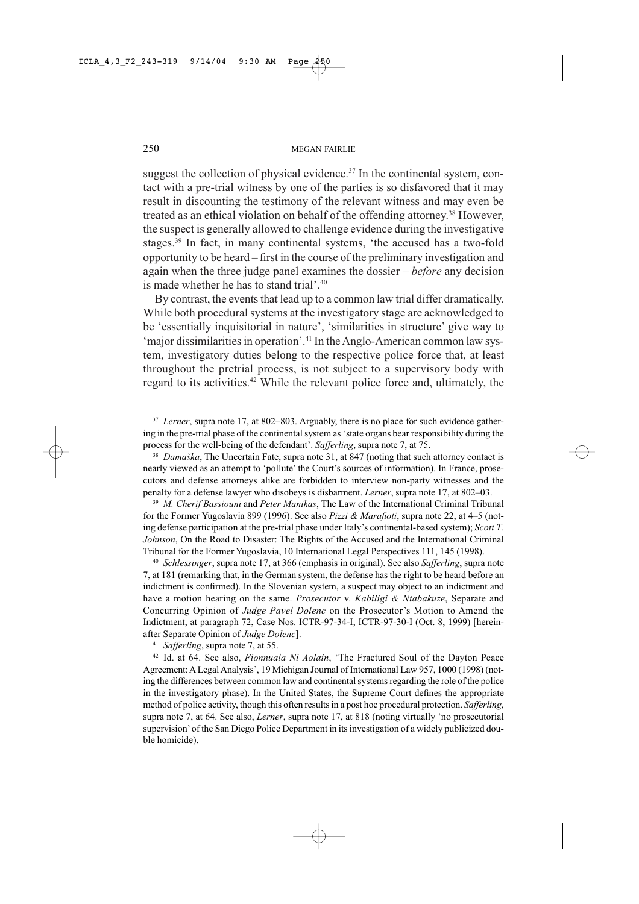suggest the collection of physical evidence.[37] In the continental system, contact with a pre-trial witness by one of the parties is so disfavored that it may result in discounting the testimony of the relevant witness and may even be treated as an ethical violation on behalf of the offending attorney.[38] However, the suspect is generally allowed to challenge evidence during the investigative stages.[39] In fact, in many continental systems, 'the accused has a two-fold opportunity to be heard – first in the course of the preliminary investigation and again when the three judge panel examines the dossier – *before* any decision is made whether he has to stand trial'.[40]

By contrast, the events that lead up to a common law trial differ dramatically. While both procedural systems at the investigatory stage are acknowledged to be 'essentially inquisitorial in nature', 'similarities in structure' give way to 'major dissimilarities in operation'.[41] In the Anglo-American common law system, investigatory duties belong to the respective police force that, at least throughout the pretrial process, is not subject to a supervisory body with regard to its activities.[42] While the relevant police force and, ultimately, the

[37] *Lerner*, supra note 17, at 802–803. Arguably, there is no place for such evidence gathering in the pre-trial phase of the continental system as 'state organs bear responsibility during the process for the well-being of the defendant'. *Safferling*, supra note 7, at 75.

[38] *Damaška*, The Uncertain Fate, supra note 31, at 847 (noting that such attorney contact is nearly viewed as an attempt to 'pollute' the Court's sources of information). In France, prosecutors and defense attorneys alike are forbidden to interview non-party witnesses and the penalty for a defense lawyer who disobeys is disbarment. *Lerner*, supra note 17, at 802–03.

[39] *M. Cherif Bassiouni* and *Peter Manikas*, The Law of the International Criminal Tribunal for the Former Yugoslavia 899 (1996). See also *Pizzi & Marafioti*, supra note 22, at 4–5 (noting defense participation at the pre-trial phase under Italy's continental-based system); *Scott T. Johnson*, On the Road to Disaster: The Rights of the Accused and the International Criminal Tribunal for the Former Yugoslavia, 10 International Legal Perspectives 111, 145 (1998).

[40] *Schlessinger*, supra note 17, at 366 (emphasis in original). See also *Safferling*, supra note 7, at 181 (remarking that, in the German system, the defense has the right to be heard before an indictment is confirmed). In the Slovenian system, a suspect may object to an indictment and have a motion hearing on the same. *Prosecutor* v. *Kabiligi & Ntabakuze*, Separate and Concurring Opinion of *Judge Pavel Dolenc* on the Prosecutor's Motion to Amend the Indictment, at paragraph 72, Case Nos. ICTR-97-34-I, ICTR-97-30-I (Oct. 8, 1999) [hereinafter Separate Opinion of *Judge Dolenc*].

[41] *Safferling*, supra note 7, at 55.

[42] Id. at 64. See also, *Fionnuala Ni Aolain*, 'The Fractured Soul of the Dayton Peace Agreement: A Legal Analysis', 19 Michigan Journal of International Law 957, 1000 (1998) (noting the differences between common law and continental systems regarding the role of the police in the investigatory phase). In the United States, the Supreme Court defines the appropriate method of police activity, though this often results in a post hoc procedural protection. *Safferling*, supra note 7, at 64. See also, *Lerner*, supra note 17, at 818 (noting virtually 'no prosecutorial supervision' of the San Diego Police Department in its investigation of a widely publicized double homicide).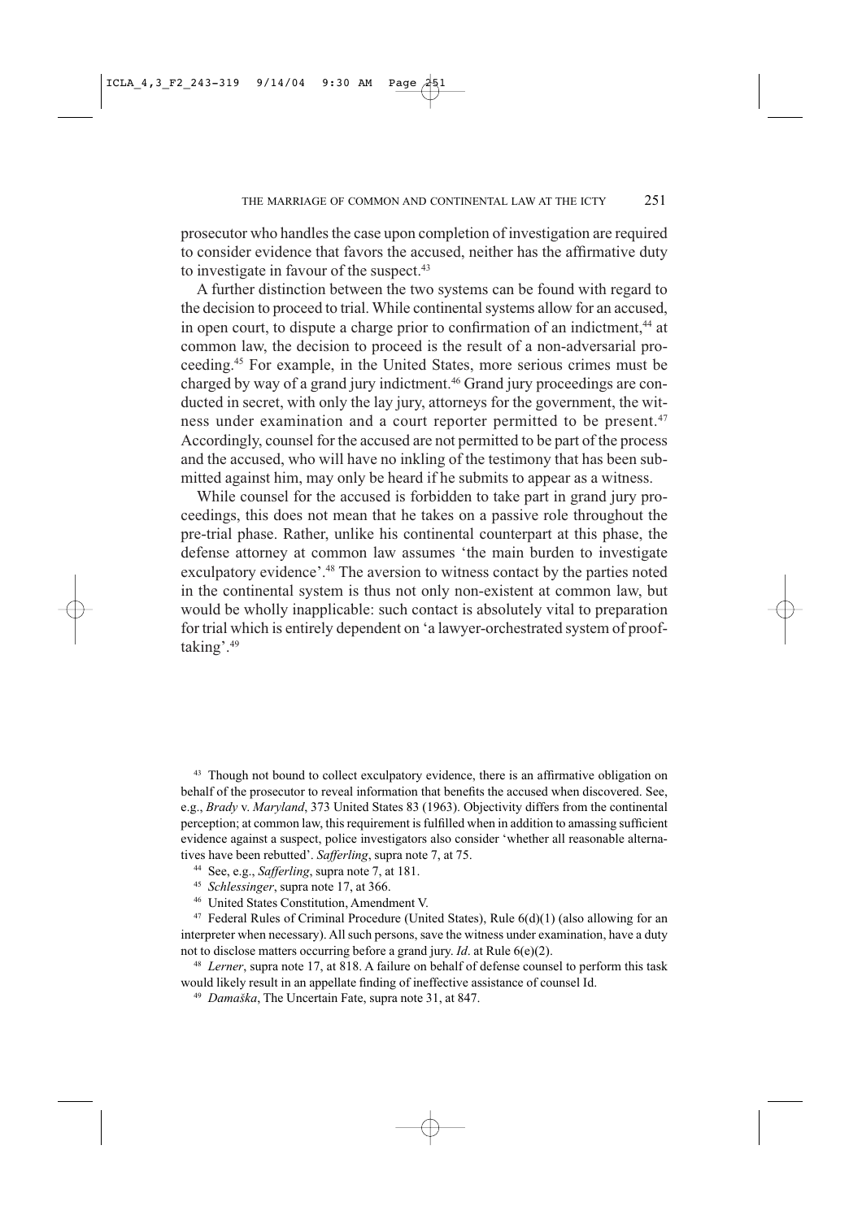prosecutor who handles the case upon completion of investigation are required to consider evidence that favors the accused, neither has the affirmative duty to investigate in favour of the suspect.[43]

A further distinction between the two systems can be found with regard to the decision to proceed to trial. While continental systems allow for an accused, in open court, to dispute a charge prior to confirmation of an indictment,[44] at common law, the decision to proceed is the result of a non-adversarial proceeding.[45] For example, in the United States, more serious crimes must be charged by way of a grand jury indictment.[46] Grand jury proceedings are conducted in secret, with only the lay jury, attorneys for the government, the witness under examination and a court reporter permitted to be present.[47] Accordingly, counsel for the accused are not permitted to be part of the process and the accused, who will have no inkling of the testimony that has been submitted against him, may only be heard if he submits to appear as a witness.

While counsel for the accused is forbidden to take part in grand jury proceedings, this does not mean that he takes on a passive role throughout the pre-trial phase. Rather, unlike his continental counterpart at this phase, the defense attorney at common law assumes 'the main burden to investigate exculpatory evidence'.[48] The aversion to witness contact by the parties noted in the continental system is thus not only non-existent at common law, but would be wholly inapplicable: such contact is absolutely vital to preparation for trial which is entirely dependent on 'a lawyer-orchestrated system of proof-taking'.[49]

[43] Though not bound to collect exculpatory evidence, there is an affirmative obligation on behalf of the prosecutor to reveal information that benefits the accused when discovered. See, e.g., *Brady* v. *Maryland*, 373 United States 83 (1963). Objectivity differs from the continental perception; at common law, this requirement is fulfilled when in addition to amassing sufficient evidence against a suspect, police investigators also consider 'whether all reasonable alternatives have been rebutted'. *Safferling*, supra note 7, at 75.

[44] See, e.g., *Safferling*, supra note 7, at 181.

[45] *Schlessinger*, supra note 17, at 366.

[46] United States Constitution, Amendment V.

[47] Federal Rules of Criminal Procedure (United States), Rule 6(d)(1) (also allowing for an interpreter when necessary). All such persons, save the witness under examination, have a duty not to disclose matters occurring before a grand jury. *Id*. at Rule 6(e)(2).

[48] *Lerner*, supra note 17, at 818. A failure on behalf of defense counsel to perform this task would likely result in an appellate finding of ineffective assistance of counsel Id.

[49] *Damaška*, The Uncertain Fate, supra note 31, at 847.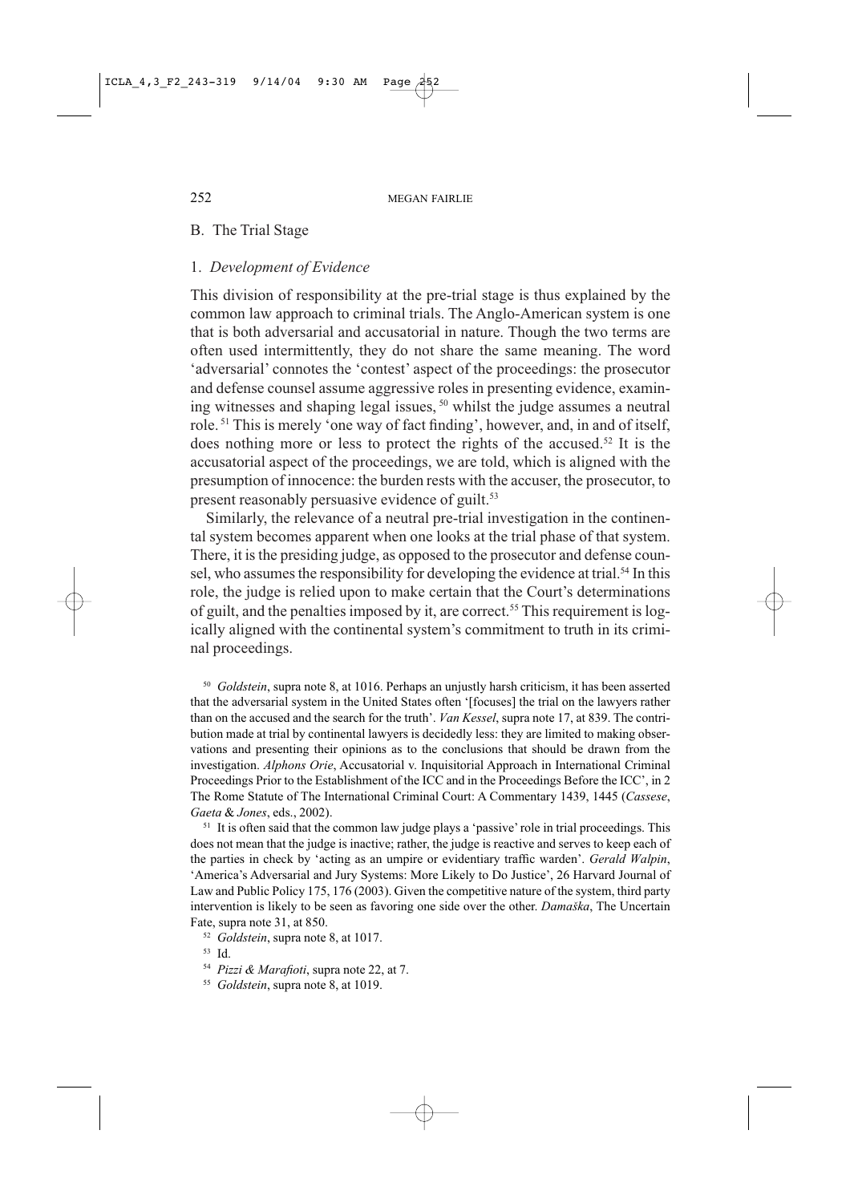## B. The Trial Stage

### 1. *Development of Evidence*

This division of responsibility at the pre-trial stage is thus explained by the common law approach to criminal trials. The Anglo-American system is one that is both adversarial and accusatorial in nature. Though the two terms are often used intermittently, they do not share the same meaning. The word 'adversarial' connotes the 'contest' aspect of the proceedings: the prosecutor and defense counsel assume aggressive roles in presenting evidence, examining witnesses and shaping legal issues, [50] whilst the judge assumes a neutral role. [51] This is merely 'one way of fact finding', however, and, in and of itself, does nothing more or less to protect the rights of the accused.[52] It is the accusatorial aspect of the proceedings, we are told, which is aligned with the presumption of innocence: the burden rests with the accuser, the prosecutor, to present reasonably persuasive evidence of guilt.[53]

Similarly, the relevance of a neutral pre-trial investigation in the continental system becomes apparent when one looks at the trial phase of that system. There, it is the presiding judge, as opposed to the prosecutor and defense counsel, who assumes the responsibility for developing the evidence at trial.[54] In this role, the judge is relied upon to make certain that the Court's determinations of guilt, and the penalties imposed by it, are correct.[55] This requirement is logically aligned with the continental system's commitment to truth in its criminal proceedings.

[50] *Goldstein*, supra note 8, at 1016. Perhaps an unjustly harsh criticism, it has been asserted that the adversarial system in the United States often '[focuses] the trial on the lawyers rather than on the accused and the search for the truth'. *Van Kessel*, supra note 17, at 839. The contribution made at trial by continental lawyers is decidedly less: they are limited to making observations and presenting their opinions as to the conclusions that should be drawn from the investigation. *Alphons Orie*, Accusatorial v. Inquisitorial Approach in International Criminal Proceedings Prior to the Establishment of the ICC and in the Proceedings Before the ICC', in 2 The Rome Statute of The International Criminal Court: A Commentary 1439, 1445 (*Cassese*, *Gaeta* & *Jones*, eds., 2002).

[51] It is often said that the common law judge plays a 'passive' role in trial proceedings. This does not mean that the judge is inactive; rather, the judge is reactive and serves to keep each of the parties in check by 'acting as an umpire or evidentiary traffic warden'. *Gerald Walpin*, 'America's Adversarial and Jury Systems: More Likely to Do Justice', 26 Harvard Journal of Law and Public Policy 175, 176 (2003). Given the competitive nature of the system, third party intervention is likely to be seen as favoring one side over the other. *Damaška*, The Uncertain Fate, supra note 31, at 850.

[52] *Goldstein*, supra note 8, at 1017.

[53] Id.

[54] *Pizzi & Marafioti*, supra note 22, at 7.

[55] *Goldstein*, supra note 8, at 1019.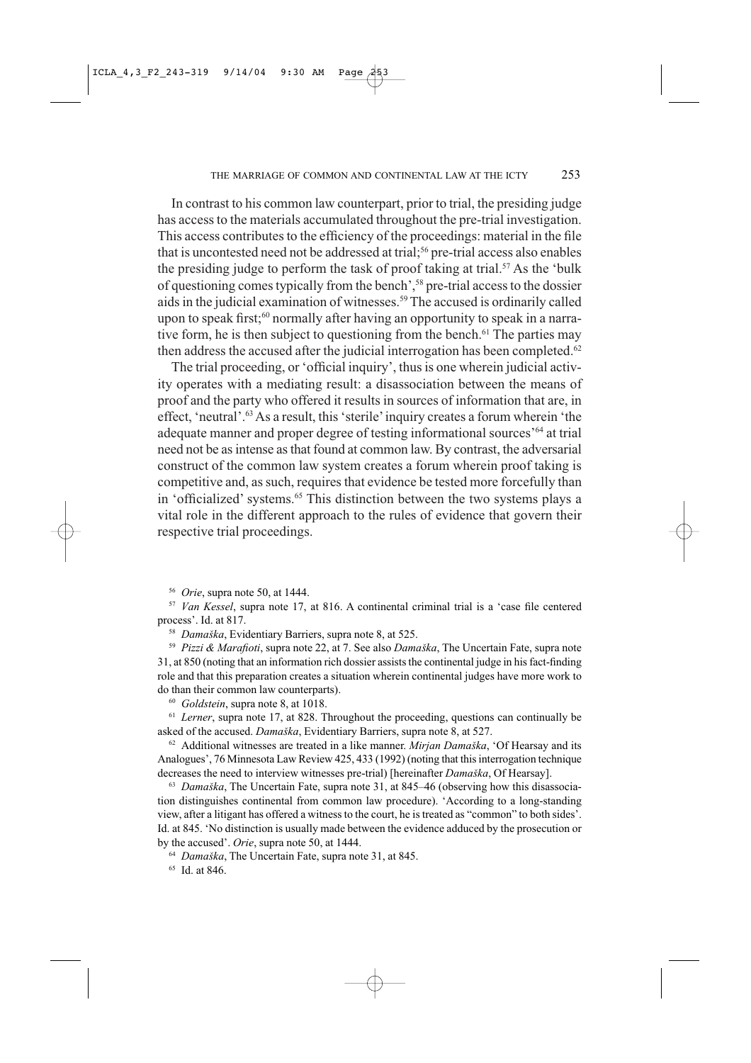In contrast to his common law counterpart, prior to trial, the presiding judge has access to the materials accumulated throughout the pre-trial investigation. This access contributes to the efficiency of the proceedings: material in the file that is uncontested need not be addressed at trial;[56] pre-trial access also enables the presiding judge to perform the task of proof taking at trial.[57] As the 'bulk of questioning comes typically from the bench',[58] pre-trial access to the dossier aids in the judicial examination of witnesses.[59] The accused is ordinarily called upon to speak first;[60] normally after having an opportunity to speak in a narrative form, he is then subject to questioning from the bench.[61] The parties may then address the accused after the judicial interrogation has been completed.[62]

The trial proceeding, or 'official inquiry', thus is one wherein judicial activity operates with a mediating result: a disassociation between the means of proof and the party who offered it results in sources of information that are, in effect, 'neutral'.[63] As a result, this 'sterile' inquiry creates a forum wherein 'the adequate manner and proper degree of testing informational sources'[64] at trial need not be as intense as that found at common law. By contrast, the adversarial construct of the common law system creates a forum wherein proof taking is competitive and, as such, requires that evidence be tested more forcefully than in 'officialized' systems.[65] This distinction between the two systems plays a vital role in the different approach to the rules of evidence that govern their respective trial proceedings.

---

[56] *Orie*, supra note 50, at 1444.

[57] *Van Kessel*, supra note 17, at 816. A continental criminal trial is a 'case file centered process'. Id. at 817.

[58] *Damaška*, Evidentiary Barriers, supra note 8, at 525.

[59] *Pizzi & Marafioti*, supra note 22, at 7. See also *Damaška*, The Uncertain Fate, supra note 31, at 850 (noting that an information rich dossier assists the continental judge in his fact-finding role and that this preparation creates a situation wherein continental judges have more work to do than their common law counterparts).

[60] *Goldstein*, supra note 8, at 1018.

[61] *Lerner*, supra note 17, at 828. Throughout the proceeding, questions can continually be asked of the accused. *Damaška*, Evidentiary Barriers, supra note 8, at 527.

[62] Additional witnesses are treated in a like manner. *Mirjan Damaška*, 'Of Hearsay and its Analogues', 76 Minnesota Law Review 425, 433 (1992) (noting that this interrogation technique decreases the need to interview witnesses pre-trial) [hereinafter *Damaška*, Of Hearsay].

[63] *Damaška*, The Uncertain Fate, supra note 31, at 845–46 (observing how this disassociation distinguishes continental from common law procedure). 'According to a long-standing view, after a litigant has offered a witness to the court, he is treated as "common" to both sides'. Id. at 845. 'No distinction is usually made between the evidence adduced by the prosecution or by the accused'. *Orie*, supra note 50, at 1444.

[64] *Damaška*, The Uncertain Fate, supra note 31, at 845.

[65] Id. at 846.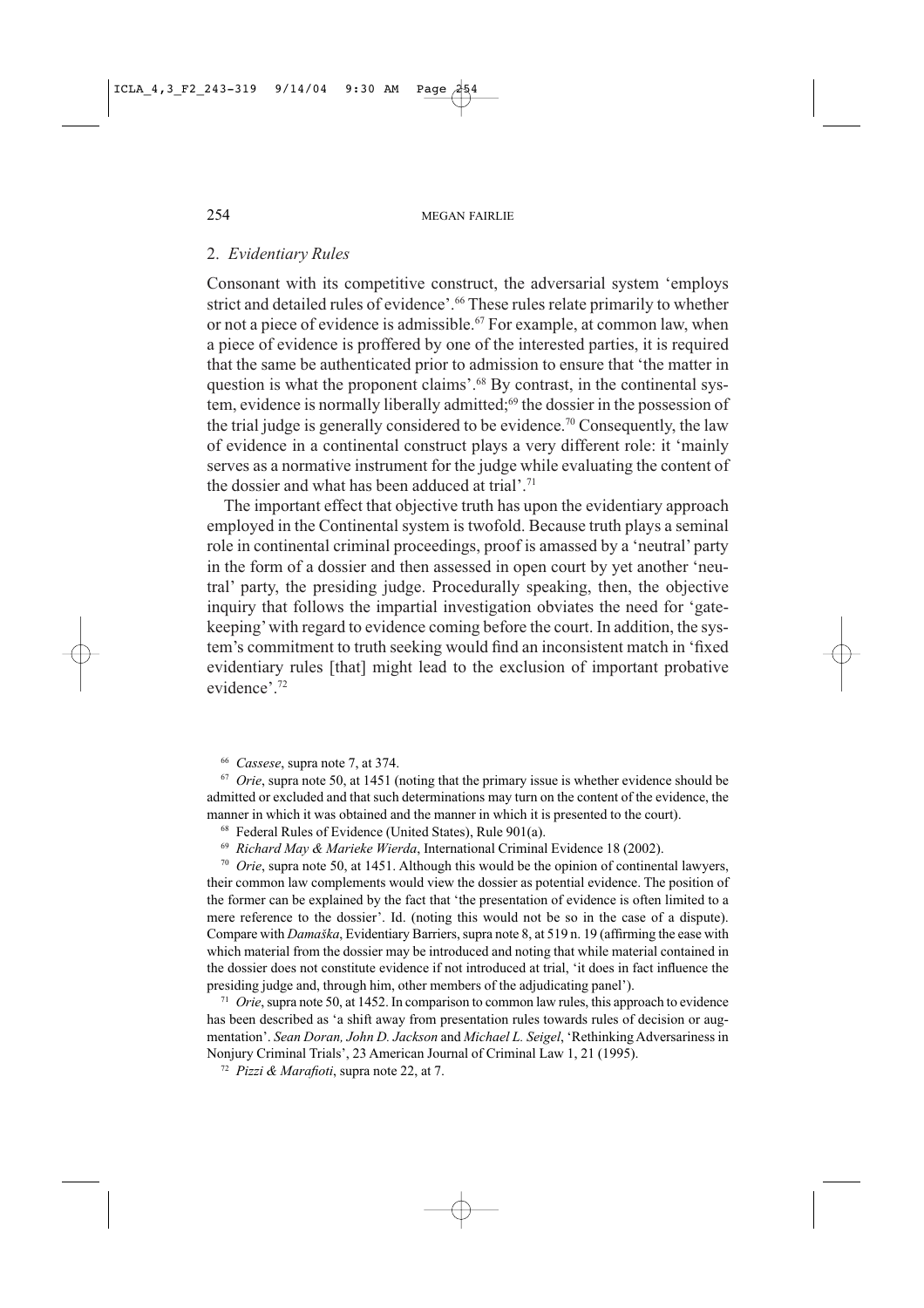## 2. *Evidentiary Rules*

Consonant with its competitive construct, the adversarial system 'employs strict and detailed rules of evidence'.[66] These rules relate primarily to whether or not a piece of evidence is admissible.[67] For example, at common law, when a piece of evidence is proffered by one of the interested parties, it is required that the same be authenticated prior to admission to ensure that 'the matter in question is what the proponent claims'.[68] By contrast, in the continental system, evidence is normally liberally admitted;[69] the dossier in the possession of the trial judge is generally considered to be evidence.[70] Consequently, the law of evidence in a continental construct plays a very different role: it 'mainly serves as a normative instrument for the judge while evaluating the content of the dossier and what has been adduced at trial'.[71]

The important effect that objective truth has upon the evidentiary approach employed in the Continental system is twofold. Because truth plays a seminal role in continental criminal proceedings, proof is amassed by a 'neutral' party in the form of a dossier and then assessed in open court by yet another 'neutral' party, the presiding judge. Procedurally speaking, then, the objective inquiry that follows the impartial investigation obviates the need for 'gatekeeping' with regard to evidence coming before the court. In addition, the system's commitment to truth seeking would find an inconsistent match in 'fixed evidentiary rules [that] might lead to the exclusion of important probative evidence'.[72]

---

[66] *Cassese*, supra note 7, at 374.

[67] *Orie*, supra note 50, at 1451 (noting that the primary issue is whether evidence should be admitted or excluded and that such determinations may turn on the content of the evidence, the manner in which it was obtained and the manner in which it is presented to the court).

[68] Federal Rules of Evidence (United States), Rule 901(a).

[69] *Richard May & Marieke Wierda*, International Criminal Evidence 18 (2002).

[70] *Orie*, supra note 50, at 1451. Although this would be the opinion of continental lawyers, their common law complements would view the dossier as potential evidence. The position of the former can be explained by the fact that 'the presentation of evidence is often limited to a mere reference to the dossier'. Id. (noting this would not be so in the case of a dispute). Compare with *Damaška*, Evidentiary Barriers, supra note 8, at 519 n. 19 (affirming the ease with which material from the dossier may be introduced and noting that while material contained in the dossier does not constitute evidence if not introduced at trial, 'it does in fact influence the presiding judge and, through him, other members of the adjudicating panel').

[71] *Orie*, supra note 50, at 1452. In comparison to common law rules, this approach to evidence has been described as 'a shift away from presentation rules towards rules of decision or augmentation'. *Sean Doran, John D. Jackson* and *Michael L. Seigel*, 'Rethinking Adversariness in Nonjury Criminal Trials', 23 American Journal of Criminal Law 1, 21 (1995).

[72] *Pizzi & Marafioti*, supra note 22, at 7.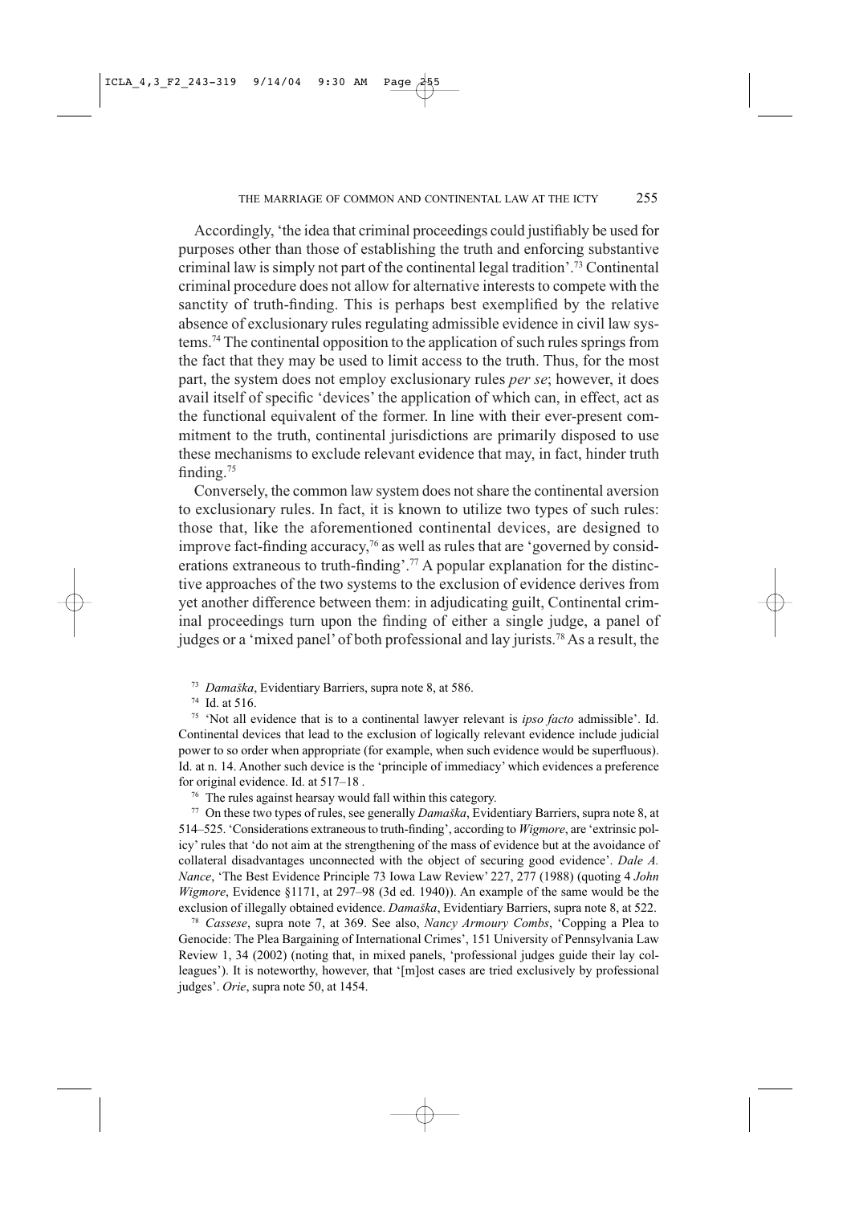Accordingly, 'the idea that criminal proceedings could justifiably be used for purposes other than those of establishing the truth and enforcing substantive criminal law is simply not part of the continental legal tradition'.[73] Continental criminal procedure does not allow for alternative interests to compete with the sanctity of truth-finding. This is perhaps best exemplified by the relative absence of exclusionary rules regulating admissible evidence in civil law systems.[74] The continental opposition to the application of such rules springs from the fact that they may be used to limit access to the truth. Thus, for the most part, the system does not employ exclusionary rules *per se*; however, it does avail itself of specific 'devices' the application of which can, in effect, act as the functional equivalent of the former. In line with their ever-present commitment to the truth, continental jurisdictions are primarily disposed to use these mechanisms to exclude relevant evidence that may, in fact, hinder truth finding.[75]

Conversely, the common law system does not share the continental aversion to exclusionary rules. In fact, it is known to utilize two types of such rules: those that, like the aforementioned continental devices, are designed to improve fact-finding accuracy,[76] as well as rules that are 'governed by considerations extraneous to truth-finding'.[77] A popular explanation for the distinctive approaches of the two systems to the exclusion of evidence derives from yet another difference between them: in adjudicating guilt, Continental criminal proceedings turn upon the finding of either a single judge, a panel of judges or a 'mixed panel' of both professional and lay jurists.[78] As a result, the

[73] *Damaška*, Evidentiary Barriers, supra note 8, at 586.

[74] Id. at 516.

[75] 'Not all evidence that is to a continental lawyer relevant is *ipso facto* admissible'. Id. Continental devices that lead to the exclusion of logically relevant evidence include judicial power to so order when appropriate (for example, when such evidence would be superfluous). Id. at n. 14. Another such device is the 'principle of immediacy' which evidences a preference for original evidence. Id. at 517–18 .

[76] The rules against hearsay would fall within this category.

[77] On these two types of rules, see generally *Damaška*, Evidentiary Barriers, supra note 8, at 514–525. 'Considerations extraneous to truth-finding', according to *Wigmore*, are 'extrinsic policy' rules that 'do not aim at the strengthening of the mass of evidence but at the avoidance of collateral disadvantages unconnected with the object of securing good evidence'. *Dale A. Nance*, 'The Best Evidence Principle 73 Iowa Law Review' 227, 277 (1988) (quoting 4 *John Wigmore*, Evidence §1171, at 297–98 (3d ed. 1940)). An example of the same would be the exclusion of illegally obtained evidence. *Damaška*, Evidentiary Barriers, supra note 8, at 522.

[78] *Cassese*, supra note 7, at 369. See also, *Nancy Armoury Combs*, 'Copping a Plea to Genocide: The Plea Bargaining of International Crimes', 151 University of Pennsylvania Law Review 1, 34 (2002) (noting that, in mixed panels, 'professional judges guide their lay colleagues'). It is noteworthy, however, that '[m]ost cases are tried exclusively by professional judges'. *Orie*, supra note 50, at 1454.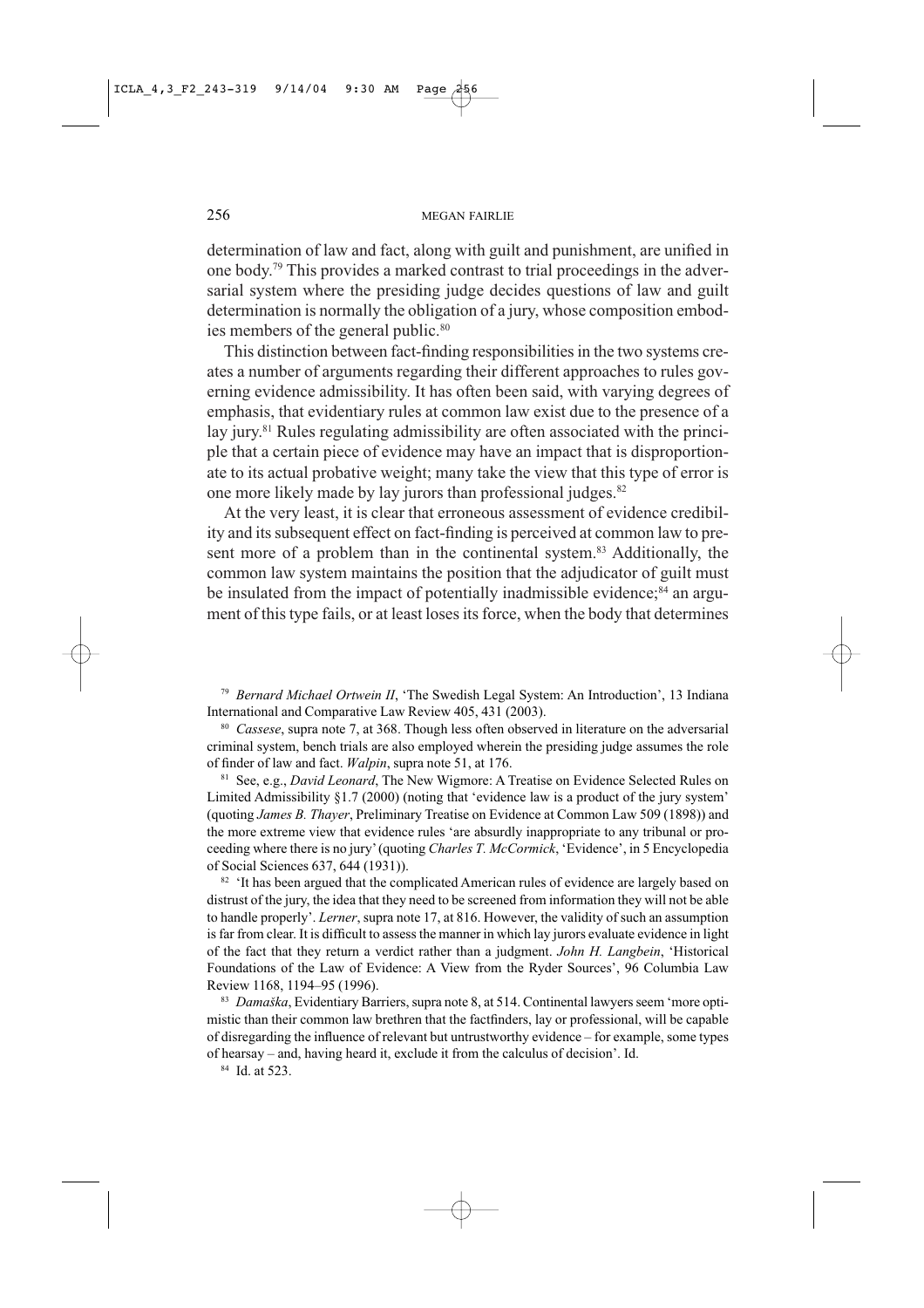determination of law and fact, along with guilt and punishment, are unified in one body.[79] This provides a marked contrast to trial proceedings in the adversarial system where the presiding judge decides questions of law and guilt determination is normally the obligation of a jury, whose composition embodies members of the general public.[80]

This distinction between fact-finding responsibilities in the two systems creates a number of arguments regarding their different approaches to rules governing evidence admissibility. It has often been said, with varying degrees of emphasis, that evidentiary rules at common law exist due to the presence of a lay jury.[81] Rules regulating admissibility are often associated with the principle that a certain piece of evidence may have an impact that is disproportionate to its actual probative weight; many take the view that this type of error is one more likely made by lay jurors than professional judges.[82]

At the very least, it is clear that erroneous assessment of evidence credibility and its subsequent effect on fact-finding is perceived at common law to present more of a problem than in the continental system.[83] Additionally, the common law system maintains the position that the adjudicator of guilt must be insulated from the impact of potentially inadmissible evidence;[84] an argument of this type fails, or at least loses its force, when the body that determines

---

[79] *Bernard Michael Ortwein II*, 'The Swedish Legal System: An Introduction', 13 Indiana International and Comparative Law Review 405, 431 (2003).

[80] *Cassese*, supra note 7, at 368. Though less often observed in literature on the adversarial criminal system, bench trials are also employed wherein the presiding judge assumes the role of finder of law and fact. *Walpin*, supra note 51, at 176.

[81] See, e.g., *David Leonard*, The New Wigmore: A Treatise on Evidence Selected Rules on Limited Admissibility §1.7 (2000) (noting that 'evidence law is a product of the jury system' (quoting *James B. Thayer*, Preliminary Treatise on Evidence at Common Law 509 (1898)) and the more extreme view that evidence rules 'are absurdly inappropriate to any tribunal or proceeding where there is no jury' (quoting *Charles T. McCormick*, 'Evidence', in 5 Encyclopedia of Social Sciences 637, 644 (1931)).

[82] 'It has been argued that the complicated American rules of evidence are largely based on distrust of the jury, the idea that they need to be screened from information they will not be able to handle properly'. *Lerner*, supra note 17, at 816. However, the validity of such an assumption is far from clear. It is difficult to assess the manner in which lay jurors evaluate evidence in light of the fact that they return a verdict rather than a judgment. *John H. Langbein*, 'Historical Foundations of the Law of Evidence: A View from the Ryder Sources', 96 Columbia Law Review 1168, 1194–95 (1996).

[83] *Damaška*, Evidentiary Barriers, supra note 8, at 514. Continental lawyers seem 'more optimistic than their common law brethren that the factfinders, lay or professional, will be capable of disregarding the influence of relevant but untrustworthy evidence – for example, some types of hearsay – and, having heard it, exclude it from the calculus of decision'. Id.

[84] Id. at 523.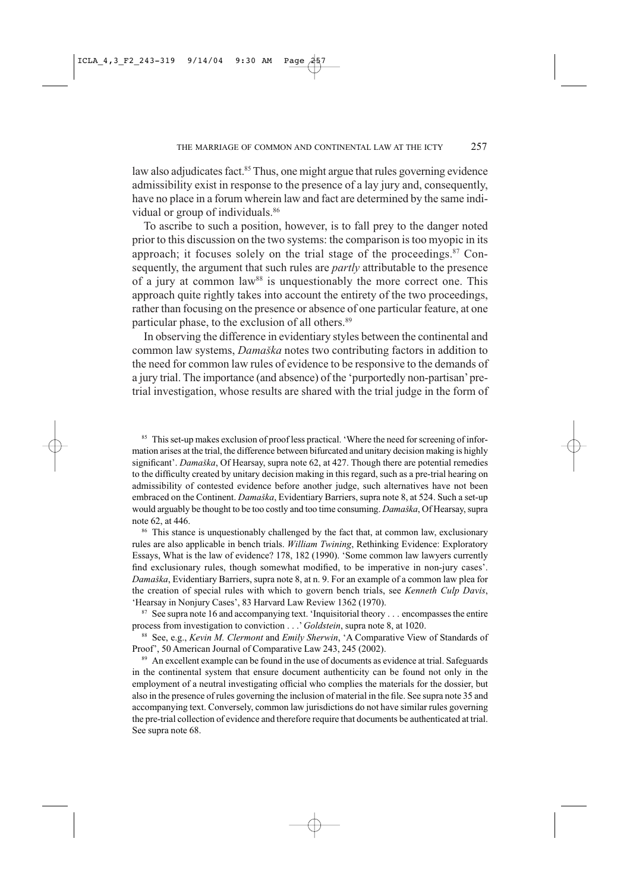law also adjudicates fact.[85] Thus, one might argue that rules governing evidence admissibility exist in response to the presence of a lay jury and, consequently, have no place in a forum wherein law and fact are determined by the same individual or group of individuals.[86]

To ascribe to such a position, however, is to fall prey to the danger noted prior to this discussion on the two systems: the comparison is too myopic in its approach; it focuses solely on the trial stage of the proceedings.[87] Consequently, the argument that such rules are *partly* attributable to the presence of a jury at common law[88] is unquestionably the more correct one. This approach quite rightly takes into account the entirety of the two proceedings, rather than focusing on the presence or absence of one particular feature, at one particular phase, to the exclusion of all others.[89]

In observing the difference in evidentiary styles between the continental and common law systems, *Damaška* notes two contributing factors in addition to the need for common law rules of evidence to be responsive to the demands of a jury trial. The importance (and absence) of the 'purportedly non-partisan' pretrial investigation, whose results are shared with the trial judge in the form of

---

[85] This set-up makes exclusion of proof less practical. 'Where the need for screening of information arises at the trial, the difference between bifurcated and unitary decision making is highly significant'. *Damaška*, Of Hearsay, supra note 62, at 427. Though there are potential remedies to the difficulty created by unitary decision making in this regard, such as a pre-trial hearing on admissibility of contested evidence before another judge, such alternatives have not been embraced on the Continent. *Damaška*, Evidentiary Barriers, supra note 8, at 524. Such a set-up would arguably be thought to be too costly and too time consuming. *Damaška*, Of Hearsay, supra note 62, at 446.

[86] This stance is unquestionably challenged by the fact that, at common law, exclusionary rules are also applicable in bench trials. *William Twining*, Rethinking Evidence: Exploratory Essays, What is the law of evidence? 178, 182 (1990). 'Some common law lawyers currently find exclusionary rules, though somewhat modified, to be imperative in non-jury cases'. *Damaška*, Evidentiary Barriers, supra note 8, at n. 9. For an example of a common law plea for the creation of special rules with which to govern bench trials, see *Kenneth Culp Davis*, 'Hearsay in Nonjury Cases', 83 Harvard Law Review 1362 (1970).

[87] See supra note 16 and accompanying text. 'Inquisitorial theory . . . encompasses the entire process from investigation to conviction . . .' *Goldstein*, supra note 8, at 1020.

[88] See, e.g., *Kevin M. Clermont* and *Emily Sherwin*, 'A Comparative View of Standards of Proof', 50 American Journal of Comparative Law 243, 245 (2002).

[89] An excellent example can be found in the use of documents as evidence at trial. Safeguards in the continental system that ensure document authenticity can be found not only in the employment of a neutral investigating official who complies the materials for the dossier, but also in the presence of rules governing the inclusion of material in the file. See supra note 35 and accompanying text. Conversely, common law jurisdictions do not have similar rules governing the pre-trial collection of evidence and therefore require that documents be authenticated at trial. See supra note 68.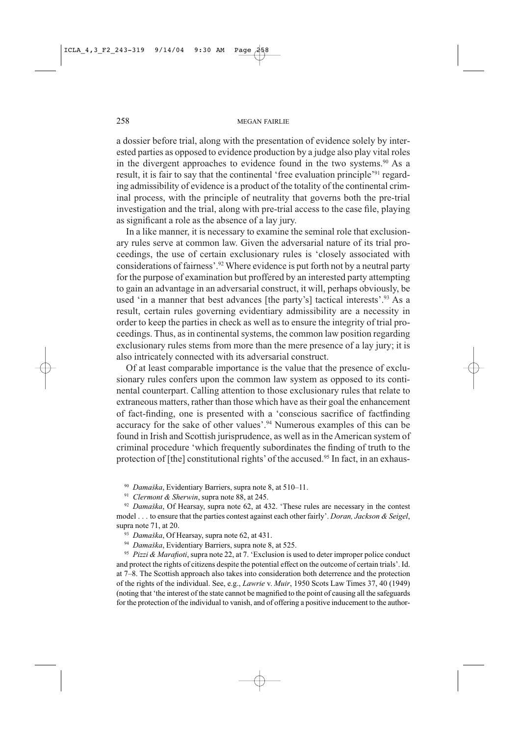a dossier before trial, along with the presentation of evidence solely by interested parties as opposed to evidence production by a judge also play vital roles in the divergent approaches to evidence found in the two systems.[90] As a result, it is fair to say that the continental 'free evaluation principle'[91] regarding admissibility of evidence is a product of the totality of the continental criminal process, with the principle of neutrality that governs both the pre-trial investigation and the trial, along with pre-trial access to the case file, playing as significant a role as the absence of a lay jury.

In a like manner, it is necessary to examine the seminal role that exclusionary rules serve at common law. Given the adversarial nature of its trial proceedings, the use of certain exclusionary rules is 'closely associated with considerations of fairness'.[92] Where evidence is put forth not by a neutral party for the purpose of examination but proffered by an interested party attempting to gain an advantage in an adversarial construct, it will, perhaps obviously, be used 'in a manner that best advances [the party's] tactical interests'.[93] As a result, certain rules governing evidentiary admissibility are a necessity in order to keep the parties in check as well as to ensure the integrity of trial proceedings. Thus, as in continental systems, the common law position regarding exclusionary rules stems from more than the mere presence of a lay jury; it is also intricately connected with its adversarial construct.

Of at least comparable importance is the value that the presence of exclusionary rules confers upon the common law system as opposed to its continental counterpart. Calling attention to those exclusionary rules that relate to extraneous matters, rather than those which have as their goal the enhancement of fact-finding, one is presented with a 'conscious sacrifice of factfinding accuracy for the sake of other values'.[94] Numerous examples of this can be found in Irish and Scottish jurisprudence, as well as in the American system of criminal procedure 'which frequently subordinates the finding of truth to the protection of [the] constitutional rights' of the accused.[95] In fact, in an exhaus-

[90] *Damaška*, Evidentiary Barriers, supra note 8, at 510–11.

[91] *Clermont & Sherwin*, supra note 88, at 245.

[92] *Damaška*, Of Hearsay, supra note 62, at 432. 'These rules are necessary in the contest model . . . to ensure that the parties contest against each other fairly'. *Doran, Jackson & Seigel*, supra note 71, at 20.

[93] *Damaška*, Of Hearsay, supra note 62, at 431.

[94] *Damaška*, Evidentiary Barriers, supra note 8, at 525.

[95] *Pizzi & Marafioti*, supra note 22, at 7. 'Exclusion is used to deter improper police conduct and protect the rights of citizens despite the potential effect on the outcome of certain trials'. Id. at 7–8. The Scottish approach also takes into consideration both deterrence and the protection of the rights of the individual. See, e.g., *Lawrie* v. *Muir*, 1950 Scots Law Times 37, 40 (1949) (noting that 'the interest of the state cannot be magnified to the point of causing all the safeguards for the protection of the individual to vanish, and of offering a positive inducement to the author-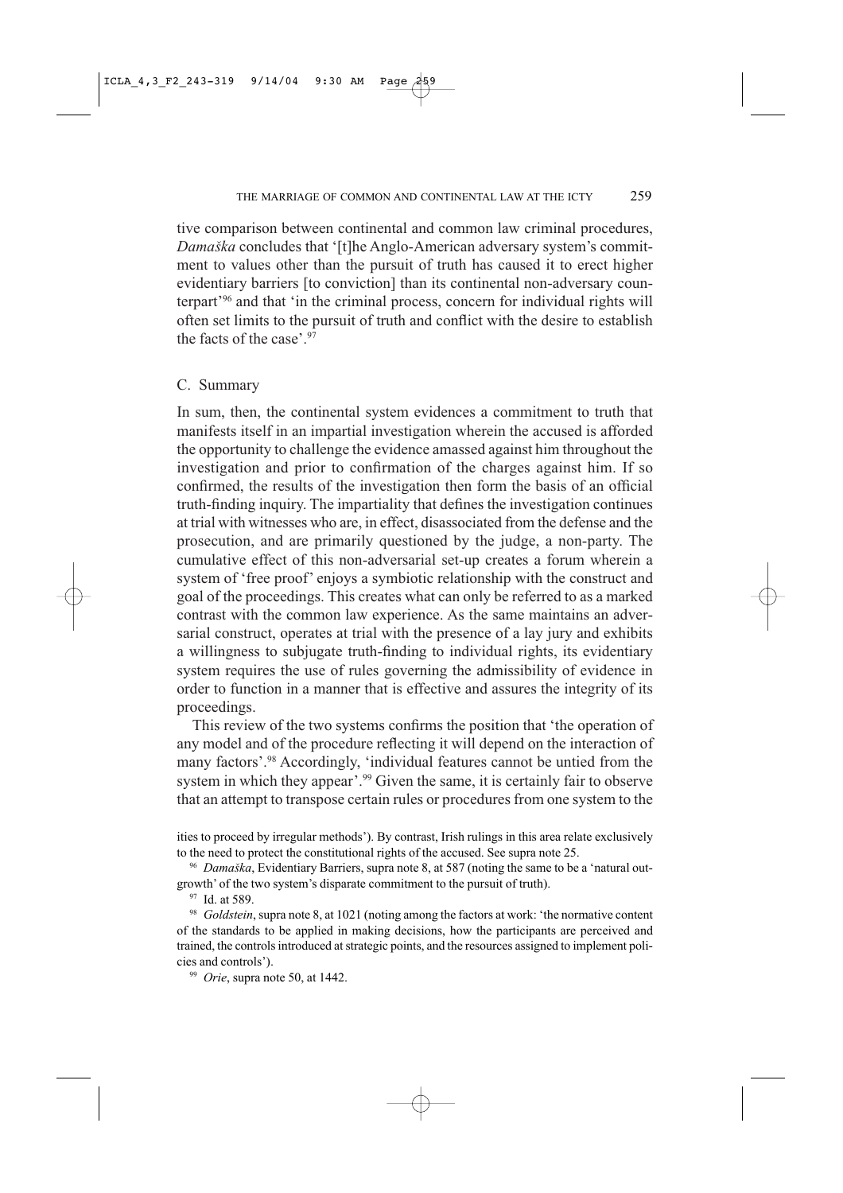tive comparison between continental and common law criminal procedures, *Damaška* concludes that '[t]he Anglo-American adversary system's commitment to values other than the pursuit of truth has caused it to erect higher evidentiary barriers [to conviction] than its continental non-adversary counterpart'[96] and that 'in the criminal process, concern for individual rights will often set limits to the pursuit of truth and conflict with the desire to establish the facts of the case'.[97]

### C. Summary

In sum, then, the continental system evidences a commitment to truth that manifests itself in an impartial investigation wherein the accused is afforded the opportunity to challenge the evidence amassed against him throughout the investigation and prior to confirmation of the charges against him. If so confirmed, the results of the investigation then form the basis of an official truth-finding inquiry. The impartiality that defines the investigation continues at trial with witnesses who are, in effect, disassociated from the defense and the prosecution, and are primarily questioned by the judge, a non-party. The cumulative effect of this non-adversarial set-up creates a forum wherein a system of 'free proof' enjoys a symbiotic relationship with the construct and goal of the proceedings. This creates what can only be referred to as a marked contrast with the common law experience. As the same maintains an adversarial construct, operates at trial with the presence of a lay jury and exhibits a willingness to subjugate truth-finding to individual rights, its evidentiary system requires the use of rules governing the admissibility of evidence in order to function in a manner that is effective and assures the integrity of its proceedings.

This review of the two systems confirms the position that 'the operation of any model and of the procedure reflecting it will depend on the interaction of many factors'.[98] Accordingly, 'individual features cannot be untied from the system in which they appear'.[99] Given the same, it is certainly fair to observe that an attempt to transpose certain rules or procedures from one system to the

ities to proceed by irregular methods'). By contrast, Irish rulings in this area relate exclusively to the need to protect the constitutional rights of the accused. See supra note 25.

[96] *Damaška*, Evidentiary Barriers, supra note 8, at 587 (noting the same to be a 'natural outgrowth' of the two system's disparate commitment to the pursuit of truth).

[97] Id. at 589.

[98] *Goldstein*, supra note 8, at 1021 (noting among the factors at work: 'the normative content of the standards to be applied in making decisions, how the participants are perceived and trained, the controls introduced at strategic points, and the resources assigned to implement policies and controls').

[99] *Orie*, supra note 50, at 1442.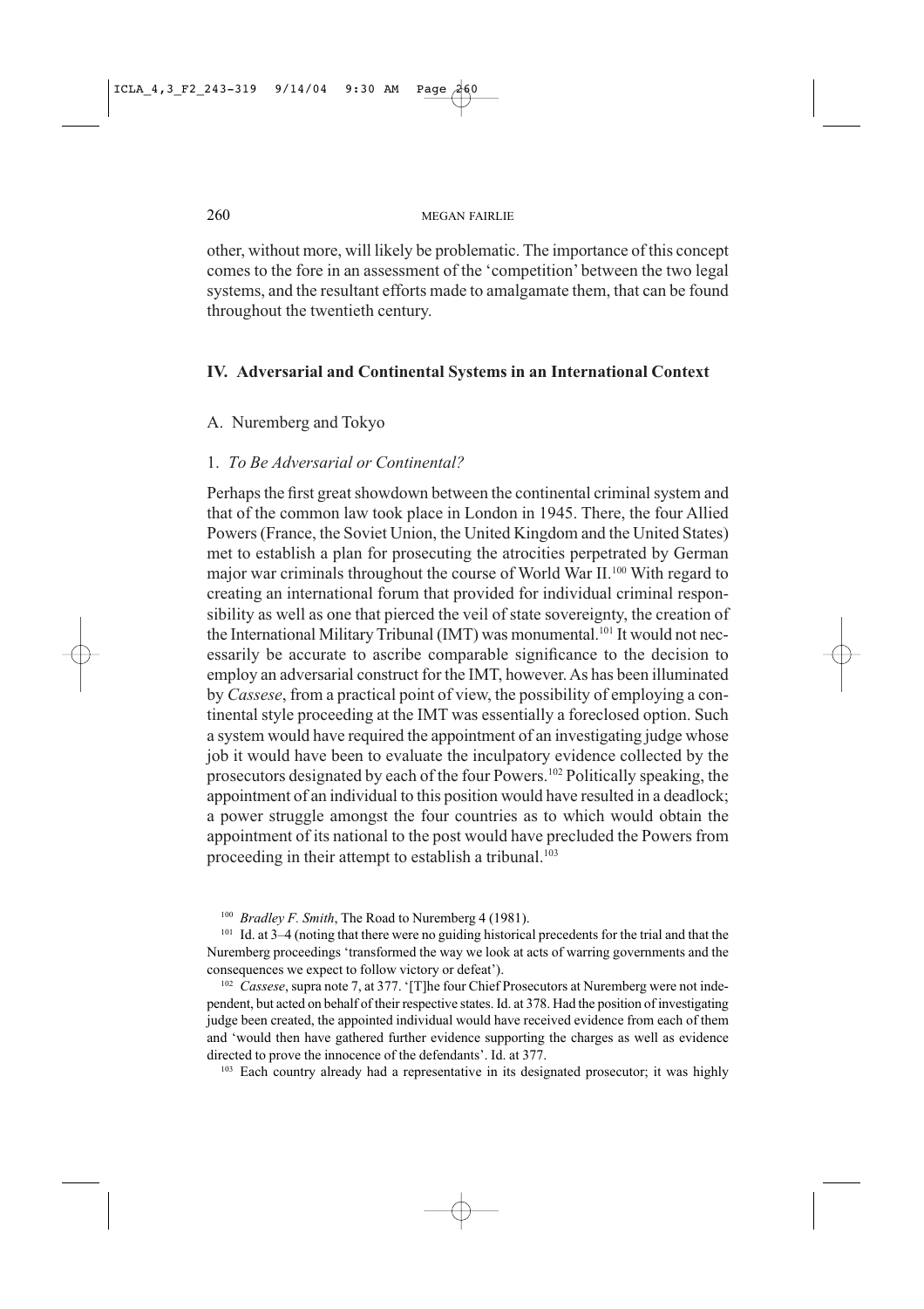other, without more, will likely be problematic. The importance of this concept comes to the fore in an assessment of the 'competition' between the two legal systems, and the resultant efforts made to amalgamate them, that can be found throughout the twentieth century.

## IV. Adversarial and Continental Systems in an International Context

### A. Nuremberg and Tokyo

#### 1. *To Be Adversarial or Continental?*

Perhaps the first great showdown between the continental criminal system and that of the common law took place in London in 1945. There, the four Allied Powers (France, the Soviet Union, the United Kingdom and the United States) met to establish a plan for prosecuting the atrocities perpetrated by German major war criminals throughout the course of World War II.[100] With regard to creating an international forum that provided for individual criminal responsibility as well as one that pierced the veil of state sovereignty, the creation of the International Military Tribunal (IMT) was monumental.[101] It would not necessarily be accurate to ascribe comparable significance to the decision to employ an adversarial construct for the IMT, however. As has been illuminated by *Cassese*, from a practical point of view, the possibility of employing a continental style proceeding at the IMT was essentially a foreclosed option. Such a system would have required the appointment of an investigating judge whose job it would have been to evaluate the inculpatory evidence collected by the prosecutors designated by each of the four Powers.[102] Politically speaking, the appointment of an individual to this position would have resulted in a deadlock; a power struggle amongst the four countries as to which would obtain the appointment of its national to the post would have precluded the Powers from proceeding in their attempt to establish a tribunal.[103]

---

[100] *Bradley F. Smith*, The Road to Nuremberg 4 (1981).

[101] Id. at 3–4 (noting that there were no guiding historical precedents for the trial and that the Nuremberg proceedings 'transformed the way we look at acts of warring governments and the consequences we expect to follow victory or defeat').

[102] *Cassese*, supra note 7, at 377. '[T]he four Chief Prosecutors at Nuremberg were not independent, but acted on behalf of their respective states. Id. at 378. Had the position of investigating judge been created, the appointed individual would have received evidence from each of them and 'would then have gathered further evidence supporting the charges as well as evidence directed to prove the innocence of the defendants'. Id. at 377.

[103] Each country already had a representative in its designated prosecutor; it was highly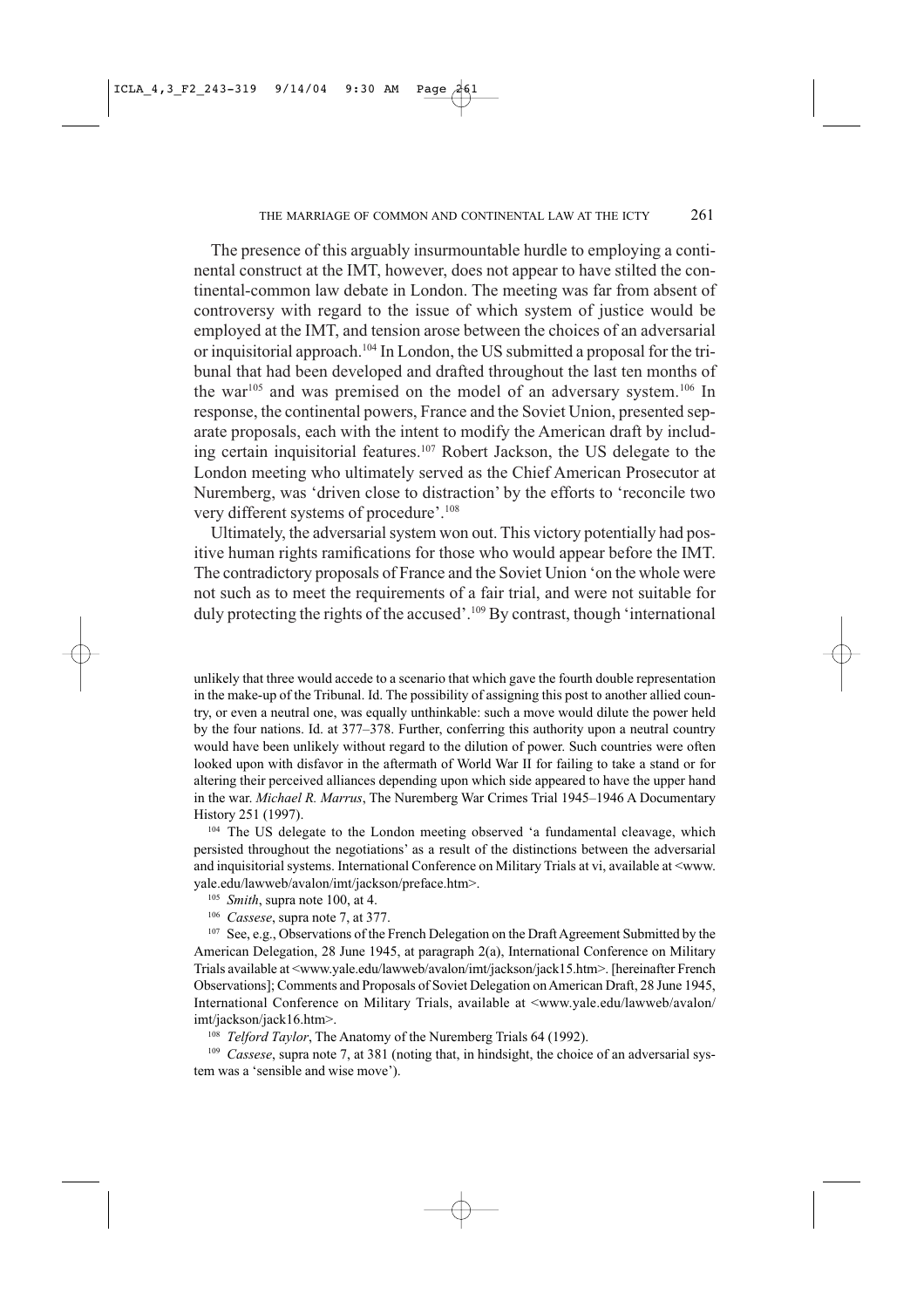The presence of this arguably insurmountable hurdle to employing a continental construct at the IMT, however, does not appear to have stilted the continental-common law debate in London. The meeting was far from absent of controversy with regard to the issue of which system of justice would be employed at the IMT, and tension arose between the choices of an adversarial or inquisitorial approach.[104] In London, the US submitted a proposal for the tribunal that had been developed and drafted throughout the last ten months of the war[105] and was premised on the model of an adversary system.[106] In response, the continental powers, France and the Soviet Union, presented separate proposals, each with the intent to modify the American draft by including certain inquisitorial features.[107] Robert Jackson, the US delegate to the London meeting who ultimately served as the Chief American Prosecutor at Nuremberg, was 'driven close to distraction' by the efforts to 'reconcile two very different systems of procedure'.[108]

Ultimately, the adversarial system won out. This victory potentially had positive human rights ramifications for those who would appear before the IMT. The contradictory proposals of France and the Soviet Union 'on the whole were not such as to meet the requirements of a fair trial, and were not suitable for duly protecting the rights of the accused'.[109] By contrast, though 'international

---

unlikely that three would accede to a scenario that which gave the fourth double representation in the make-up of the Tribunal. Id. The possibility of assigning this post to another allied country, or even a neutral one, was equally unthinkable: such a move would dilute the power held by the four nations. Id. at 377–378. Further, conferring this authority upon a neutral country would have been unlikely without regard to the dilution of power. Such countries were often looked upon with disfavor in the aftermath of World War II for failing to take a stand or for altering their perceived alliances depending upon which side appeared to have the upper hand in the war. *Michael R. Marrus*, The Nuremberg War Crimes Trial 1945–1946 A Documentary History 251 (1997).

[104] The US delegate to the London meeting observed 'a fundamental cleavage, which persisted throughout the negotiations' as a result of the distinctions between the adversarial and inquisitorial systems. International Conference on Military Trials at vi, available at <www.yale.edu/lawweb/avalon/imt/jackson/preface.htm>.

[105] *Smith*, supra note 100, at 4.

[106] *Cassese*, supra note 7, at 377.

[107] See, e.g., Observations of the French Delegation on the Draft Agreement Submitted by the American Delegation, 28 June 1945, at paragraph 2(a), International Conference on Military Trials available at <www.yale.edu/lawweb/avalon/imt/jackson/jack15.htm>. [hereinafter French Observations]; Comments and Proposals of Soviet Delegation on American Draft, 28 June 1945, International Conference on Military Trials, available at <www.yale.edu/lawweb/avalon/imt/jackson/jack16.htm>.

[108] *Telford Taylor*, The Anatomy of the Nuremberg Trials 64 (1992).

[109] *Cassese*, supra note 7, at 381 (noting that, in hindsight, the choice of an adversarial system was a 'sensible and wise move').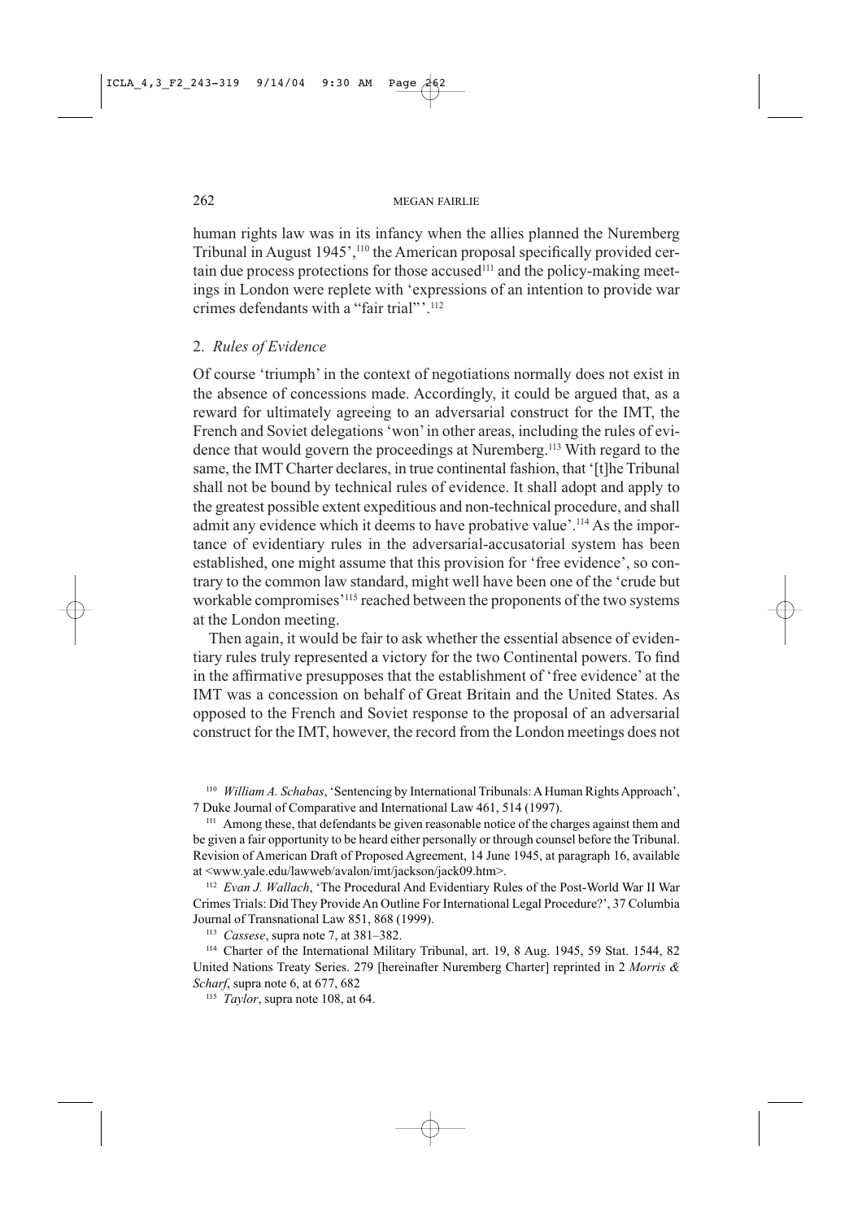human rights law was in its infancy when the allies planned the Nuremberg Tribunal in August 1945',[110] the American proposal specifically provided certain due process protections for those accused[111] and the policy-making meetings in London were replete with 'expressions of an intention to provide war crimes defendants with a "fair trial"'.[112]

## 2. *Rules of Evidence*

Of course 'triumph' in the context of negotiations normally does not exist in the absence of concessions made. Accordingly, it could be argued that, as a reward for ultimately agreeing to an adversarial construct for the IMT, the French and Soviet delegations 'won' in other areas, including the rules of evidence that would govern the proceedings at Nuremberg.[113] With regard to the same, the IMT Charter declares, in true continental fashion, that '[t]he Tribunal shall not be bound by technical rules of evidence. It shall adopt and apply to the greatest possible extent expeditious and non-technical procedure, and shall admit any evidence which it deems to have probative value'.[114] As the importance of evidentiary rules in the adversarial-accusatorial system has been established, one might assume that this provision for 'free evidence', so contrary to the common law standard, might well have been one of the 'crude but workable compromises'[115] reached between the proponents of the two systems at the London meeting.

Then again, it would be fair to ask whether the essential absence of evidentiary rules truly represented a victory for the two Continental powers. To find in the affirmative presupposes that the establishment of 'free evidence' at the IMT was a concession on behalf of Great Britain and the United States. As opposed to the French and Soviet response to the proposal of an adversarial construct for the IMT, however, the record from the London meetings does not

---

[110] *William A. Schabas*, 'Sentencing by International Tribunals: A Human Rights Approach', 7 Duke Journal of Comparative and International Law 461, 514 (1997).

[111] Among these, that defendants be given reasonable notice of the charges against them and be given a fair opportunity to be heard either personally or through counsel before the Tribunal. Revision of American Draft of Proposed Agreement, 14 June 1945, at paragraph 16, available at <www.yale.edu/lawweb/avalon/imt/jackson/jack09.htm>.

[112] *Evan J. Wallach*, 'The Procedural And Evidentiary Rules of the Post-World War II War Crimes Trials: Did They Provide An Outline For International Legal Procedure?', 37 Columbia Journal of Transnational Law 851, 868 (1999).

[113] *Cassese*, supra note 7, at 381–382.

[114] Charter of the International Military Tribunal, art. 19, 8 Aug. 1945, 59 Stat. 1544, 82 United Nations Treaty Series. 279 [hereinafter Nuremberg Charter] reprinted in 2 *Morris & Scharf*, supra note 6, at 677, 682

[115] *Taylor*, supra note 108, at 64.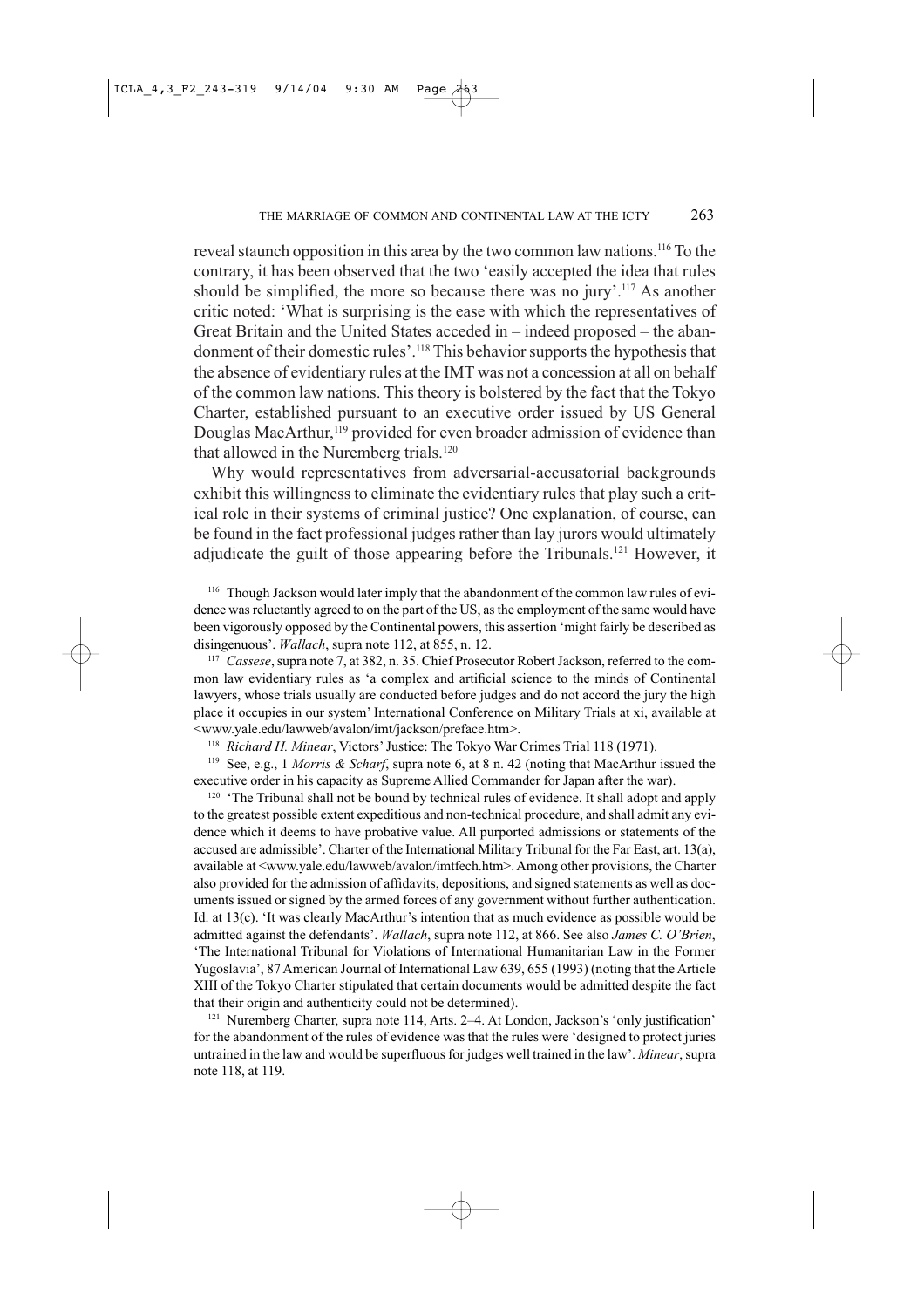reveal staunch opposition in this area by the two common law nations.[116] To the contrary, it has been observed that the two 'easily accepted the idea that rules should be simplified, the more so because there was no jury'.[117] As another critic noted: 'What is surprising is the ease with which the representatives of Great Britain and the United States acceded in – indeed proposed – the abandonment of their domestic rules'.[118] This behavior supports the hypothesis that the absence of evidentiary rules at the IMT was not a concession at all on behalf of the common law nations. This theory is bolstered by the fact that the Tokyo Charter, established pursuant to an executive order issued by US General Douglas MacArthur,[119] provided for even broader admission of evidence than that allowed in the Nuremberg trials.[120]

Why would representatives from adversarial-accusatorial backgrounds exhibit this willingness to eliminate the evidentiary rules that play such a critical role in their systems of criminal justice? One explanation, of course, can be found in the fact professional judges rather than lay jurors would ultimately adjudicate the guilt of those appearing before the Tribunals.[121] However, it

[116] Though Jackson would later imply that the abandonment of the common law rules of evidence was reluctantly agreed to on the part of the US, as the employment of the same would have been vigorously opposed by the Continental powers, this assertion 'might fairly be described as disingenuous'. *Wallach*, supra note 112, at 855, n. 12.

[117] *Cassese*, supra note 7, at 382, n. 35. Chief Prosecutor Robert Jackson, referred to the common law evidentiary rules as 'a complex and artificial science to the minds of Continental lawyers, whose trials usually are conducted before judges and do not accord the jury the high place it occupies in our system' International Conference on Military Trials at xi, available at <www.yale.edu/lawweb/avalon/imt/jackson/preface.htm>.

[118] *Richard H. Minear*, Victors' Justice: The Tokyo War Crimes Trial 118 (1971).

[119] See, e.g., 1 *Morris & Scharf*, supra note 6, at 8 n. 42 (noting that MacArthur issued the executive order in his capacity as Supreme Allied Commander for Japan after the war).

[120] 'The Tribunal shall not be bound by technical rules of evidence. It shall adopt and apply to the greatest possible extent expeditious and non-technical procedure, and shall admit any evidence which it deems to have probative value. All purported admissions or statements of the accused are admissible'. Charter of the International Military Tribunal for the Far East, art. 13(a), available at <www.yale.edu/lawweb/avalon/imtfech.htm>. Among other provisions, the Charter also provided for the admission of affidavits, depositions, and signed statements as well as documents issued or signed by the armed forces of any government without further authentication. Id. at 13(c). 'It was clearly MacArthur's intention that as much evidence as possible would be admitted against the defendants'. *Wallach*, supra note 112, at 866. See also *James C. O'Brien*, 'The International Tribunal for Violations of International Humanitarian Law in the Former Yugoslavia', 87 American Journal of International Law 639, 655 (1993) (noting that the Article XIII of the Tokyo Charter stipulated that certain documents would be admitted despite the fact that their origin and authenticity could not be determined).

[121] Nuremberg Charter, supra note 114, Arts. 2–4. At London, Jackson's 'only justification' for the abandonment of the rules of evidence was that the rules were 'designed to protect juries untrained in the law and would be superfluous for judges well trained in the law'. *Minear*, supra note 118, at 119.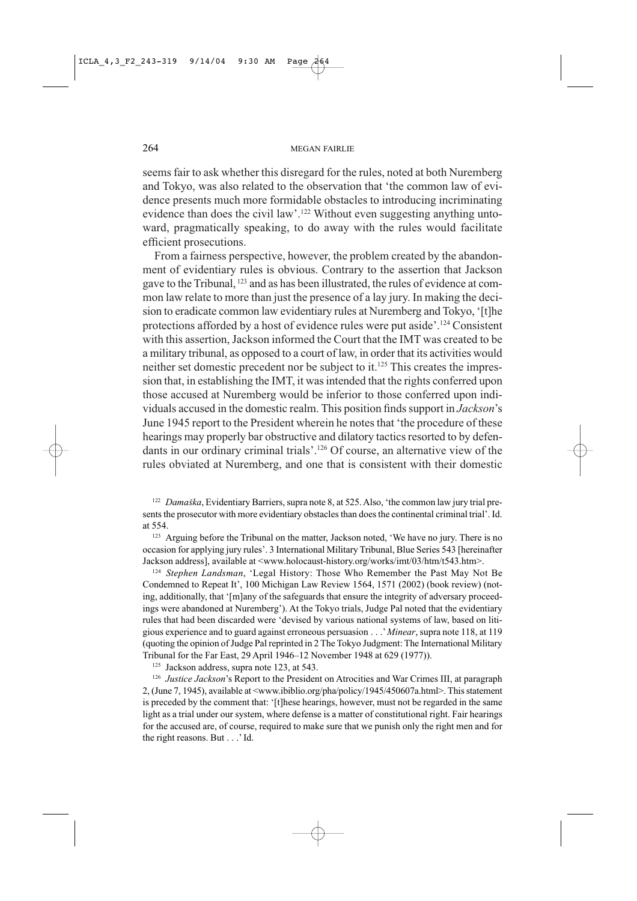seems fair to ask whether this disregard for the rules, noted at both Nuremberg and Tokyo, was also related to the observation that 'the common law of evidence presents much more formidable obstacles to introducing incriminating evidence than does the civil law'.[122] Without even suggesting anything untoward, pragmatically speaking, to do away with the rules would facilitate efficient prosecutions.

From a fairness perspective, however, the problem created by the abandonment of evidentiary rules is obvious. Contrary to the assertion that Jackson gave to the Tribunal,[123] and as has been illustrated, the rules of evidence at common law relate to more than just the presence of a lay jury. In making the decision to eradicate common law evidentiary rules at Nuremberg and Tokyo, '[t]he protections afforded by a host of evidence rules were put aside'.[124] Consistent with this assertion, Jackson informed the Court that the IMT was created to be a military tribunal, as opposed to a court of law, in order that its activities would neither set domestic precedent nor be subject to it.[125] This creates the impression that, in establishing the IMT, it was intended that the rights conferred upon those accused at Nuremberg would be inferior to those conferred upon individuals accused in the domestic realm. This position finds support in *Jackson*'s June 1945 report to the President wherein he notes that 'the procedure of these hearings may properly bar obstructive and dilatory tactics resorted to by defendants in our ordinary criminal trials'.[126] Of course, an alternative view of the rules obviated at Nuremberg, and one that is consistent with their domestic

[122] *Damaška*, Evidentiary Barriers, supra note 8, at 525. Also, 'the common law jury trial presents the prosecutor with more evidentiary obstacles than does the continental criminal trial'. Id. at 554.

[123] Arguing before the Tribunal on the matter, Jackson noted, 'We have no jury. There is no occasion for applying jury rules'. 3 International Military Tribunal, Blue Series 543 [hereinafter Jackson address], available at <www.holocaust-history.org/works/imt/03/htm/t543.htm>.

[124] *Stephen Landsman*, 'Legal History: Those Who Remember the Past May Not Be Condemned to Repeat It', 100 Michigan Law Review 1564, 1571 (2002) (book review) (noting, additionally, that '[m]any of the safeguards that ensure the integrity of adversary proceedings were abandoned at Nuremberg'). At the Tokyo trials, Judge Pal noted that the evidentiary rules that had been discarded were 'devised by various national systems of law, based on litigious experience and to guard against erroneous persuasion . . .' *Minear*, supra note 118, at 119 (quoting the opinion of Judge Pal reprinted in 2 The Tokyo Judgment: The International Military Tribunal for the Far East, 29 April 1946–12 November 1948 at 629 (1977)).

[125] Jackson address, supra note 123, at 543.

[126] *Justice Jackson*'s Report to the President on Atrocities and War Crimes III, at paragraph 2, (June 7, 1945), available at <www.ibiblio.org/pha/policy/1945/450607a.html>. This statement is preceded by the comment that: '[t]hese hearings, however, must not be regarded in the same light as a trial under our system, where defense is a matter of constitutional right. Fair hearings for the accused are, of course, required to make sure that we punish only the right men and for the right reasons. But . . .' Id.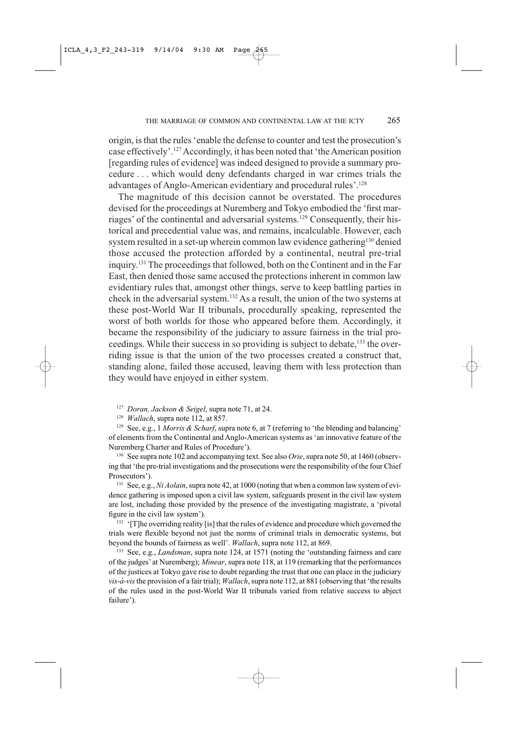origin, is that the rules 'enable the defense to counter and test the prosecution's case effectively'.[127] Accordingly, it has been noted that 'the American position [regarding rules of evidence] was indeed designed to provide a summary procedure . . . which would deny defendants charged in war crimes trials the advantages of Anglo-American evidentiary and procedural rules'.[128]

The magnitude of this decision cannot be overstated. The procedures devised for the proceedings at Nuremberg and Tokyo embodied the 'first marriages' of the continental and adversarial systems.[129] Consequently, their historical and precedential value was, and remains, incalculable. However, each system resulted in a set-up wherein common law evidence gathering[130] denied those accused the protection afforded by a continental, neutral pre-trial inquiry.[131] The proceedings that followed, both on the Continent and in the Far East, then denied those same accused the protections inherent in common law evidentiary rules that, amongst other things, serve to keep battling parties in check in the adversarial system.[132] As a result, the union of the two systems at these post-World War II tribunals, procedurally speaking, represented the worst of both worlds for those who appeared before them. Accordingly, it became the responsibility of the judiciary to assure fairness in the trial proceedings. While their success in so providing is subject to debate,[133] the overriding issue is that the union of the two processes created a construct that, standing alone, failed those accused, leaving them with less protection than they would have enjoyed in either system.

[127] *Doran, Jackson & Seigel*, supra note 71, at 24.

[128] *Wallach*, supra note 112, at 857.

[129] See, e.g., 1 *Morris & Scharf*, supra note 6, at 7 (referring to 'the blending and balancing' of elements from the Continental and Anglo-American systems as 'an innovative feature of the Nuremberg Charter and Rules of Procedure').

[130] See supra note 102 and accompanying text. See also *Orie*, supra note 50, at 1460 (observing that 'the pre-trial investigations and the prosecutions were the responsibility of the four Chief Prosecutors').

[131] See, e.g., *Ni Aolain*, supra note 42, at 1000 (noting that when a common law system of evidence gathering is imposed upon a civil law system, safeguards present in the civil law system are lost, including those provided by the presence of the investigating magistrate, a 'pivotal figure in the civil law system').

[132] '[T]he overriding reality [is] that the rules of evidence and procedure which governed the trials were flexible beyond not just the norms of criminal trials in democratic systems, but beyond the bounds of fairness as well'. *Wallach*, supra note 112, at 869.

[133] See, e.g., *Landsman*, supra note 124, at 1571 (noting the 'outstanding fairness and care of the judges' at Nuremberg); *Minear*, supra note 118, at 119 (remarking that the performances of the justices at Tokyo gave rise to doubt regarding the trust that one can place in the judiciary *vis-à-vis* the provision of a fair trial); *Wallach*, supra note 112, at 881 (observing that 'the results of the rules used in the post-World War II tribunals varied from relative success to abject failure').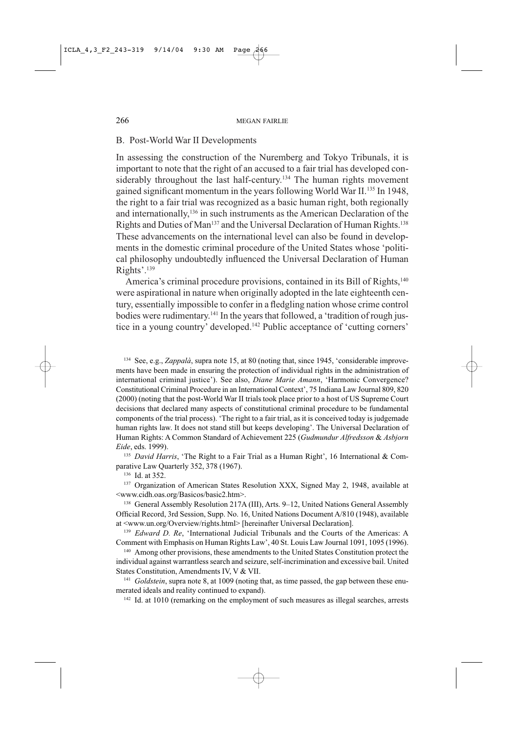## B. Post-World War II Developments

In assessing the construction of the Nuremberg and Tokyo Tribunals, it is important to note that the right of an accused to a fair trial has developed considerably throughout the last half-century.[134] The human rights movement gained significant momentum in the years following World War II.[135] In 1948, the right to a fair trial was recognized as a basic human right, both regionally and internationally,[136] in such instruments as the American Declaration of the Rights and Duties of Man[137] and the Universal Declaration of Human Rights.[138] These advancements on the international level can also be found in developments in the domestic criminal procedure of the United States whose 'political philosophy undoubtedly influenced the Universal Declaration of Human Rights'.[139]

America's criminal procedure provisions, contained in its Bill of Rights,[140] were aspirational in nature when originally adopted in the late eighteenth century, essentially impossible to confer in a fledgling nation whose crime control bodies were rudimentary.[141] In the years that followed, a 'tradition of rough justice in a young country' developed.[142] Public acceptance of 'cutting corners'

---

[134] See, e.g., *Zappalà*, supra note 15, at 80 (noting that, since 1945, 'considerable improvements have been made in ensuring the protection of individual rights in the administration of international criminal justice'). See also, *Diane Marie Amann*, 'Harmonic Convergence? Constitutional Criminal Procedure in an International Context', 75 Indiana Law Journal 809, 820 (2000) (noting that the post-World War II trials took place prior to a host of US Supreme Court decisions that declared many aspects of constitutional criminal procedure to be fundamental components of the trial process). 'The right to a fair trial, as it is conceived today is judgemade human rights law. It does not stand still but keeps developing'. The Universal Declaration of Human Rights: A Common Standard of Achievement 225 (*Gudmundur Alfredsson* & *Asbjorn Eide*, eds. 1999).

[135] *David Harris*, 'The Right to a Fair Trial as a Human Right', 16 International & Comparative Law Quarterly 352, 378 (1967).

[136] Id. at 352.

[137] Organization of American States Resolution XXX, Signed May 2, 1948, available at <www.cidh.oas.org/Basicos/basic2.htm>.

[138] General Assembly Resolution 217A (III), Arts. 9–12, United Nations General Assembly Official Record, 3rd Session, Supp. No. 16, United Nations Document A/810 (1948), available at <www.un.org/Overview/rights.html> [hereinafter Universal Declaration].

[139] *Edward D. Re*, 'International Judicial Tribunals and the Courts of the Americas: A Comment with Emphasis on Human Rights Law', 40 St. Louis Law Journal 1091, 1095 (1996).

[140] Among other provisions, these amendments to the United States Constitution protect the individual against warrantless search and seizure, self-incrimination and excessive bail. United States Constitution, Amendments IV, V & VII.

[141] *Goldstein*, supra note 8, at 1009 (noting that, as time passed, the gap between these enumerated ideals and reality continued to expand).

[142] Id. at 1010 (remarking on the employment of such measures as illegal searches, arrests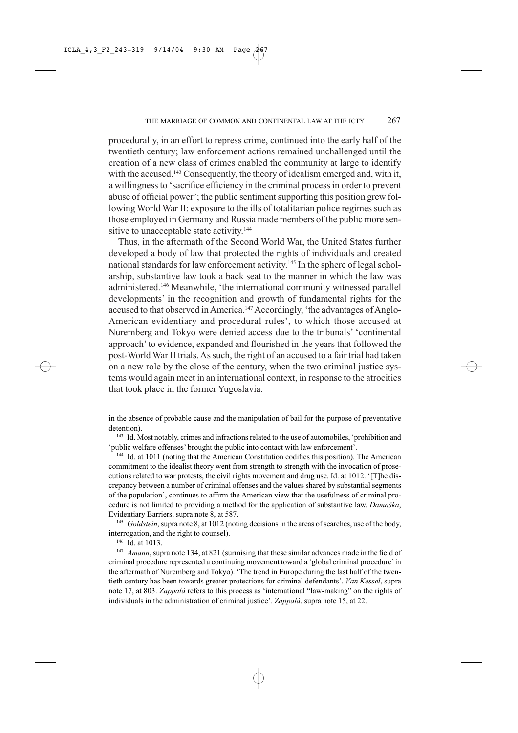procedurally, in an effort to repress crime, continued into the early half of the twentieth century; law enforcement actions remained unchallenged until the creation of a new class of crimes enabled the community at large to identify with the accused.[143] Consequently, the theory of idealism emerged and, with it, a willingness to 'sacrifice efficiency in the criminal process in order to prevent abuse of official power'; the public sentiment supporting this position grew following World War II: exposure to the ills of totalitarian police regimes such as those employed in Germany and Russia made members of the public more sensitive to unacceptable state activity.[144]

Thus, in the aftermath of the Second World War, the United States further developed a body of law that protected the rights of individuals and created national standards for law enforcement activity.[145] In the sphere of legal scholarship, substantive law took a back seat to the manner in which the law was administered.[146] Meanwhile, 'the international community witnessed parallel developments' in the recognition and growth of fundamental rights for the accused to that observed in America.[147] Accordingly, 'the advantages of Anglo-American evidentiary and procedural rules', to which those accused at Nuremberg and Tokyo were denied access due to the tribunals' 'continental approach' to evidence, expanded and flourished in the years that followed the post-World War II trials. As such, the right of an accused to a fair trial had taken on a new role by the close of the century, when the two criminal justice systems would again meet in an international context, in response to the atrocities that took place in the former Yugoslavia.

in the absence of probable cause and the manipulation of bail for the purpose of preventative detention).

[143] Id. Most notably, crimes and infractions related to the use of automobiles, 'prohibition and 'public welfare offenses' brought the public into contact with law enforcement'.

[144] Id. at 1011 (noting that the American Constitution codifies this position). The American commitment to the idealist theory went from strength to strength with the invocation of prosecutions related to war protests, the civil rights movement and drug use. Id. at 1012. '[T]he discrepancy between a number of criminal offenses and the values shared by substantial segments of the population', continues to affirm the American view that the usefulness of criminal procedure is not limited to providing a method for the application of substantive law. *Damaška*, Evidentiary Barriers, supra note 8, at 587.

[145] *Goldstein*, supra note 8, at 1012 (noting decisions in the areas of searches, use of the body, interrogation, and the right to counsel).

[146] Id. at 1013.

[147] *Amann*, supra note 134, at 821 (surmising that these similar advances made in the field of criminal procedure represented a continuing movement toward a 'global criminal procedure' in the aftermath of Nuremberg and Tokyo). 'The trend in Europe during the last half of the twentieth century has been towards greater protections for criminal defendants'. *Van Kessel*, supra note 17, at 803. *Zappalà* refers to this process as 'international "law-making" on the rights of individuals in the administration of criminal justice'. *Zappalà*, supra note 15, at 22.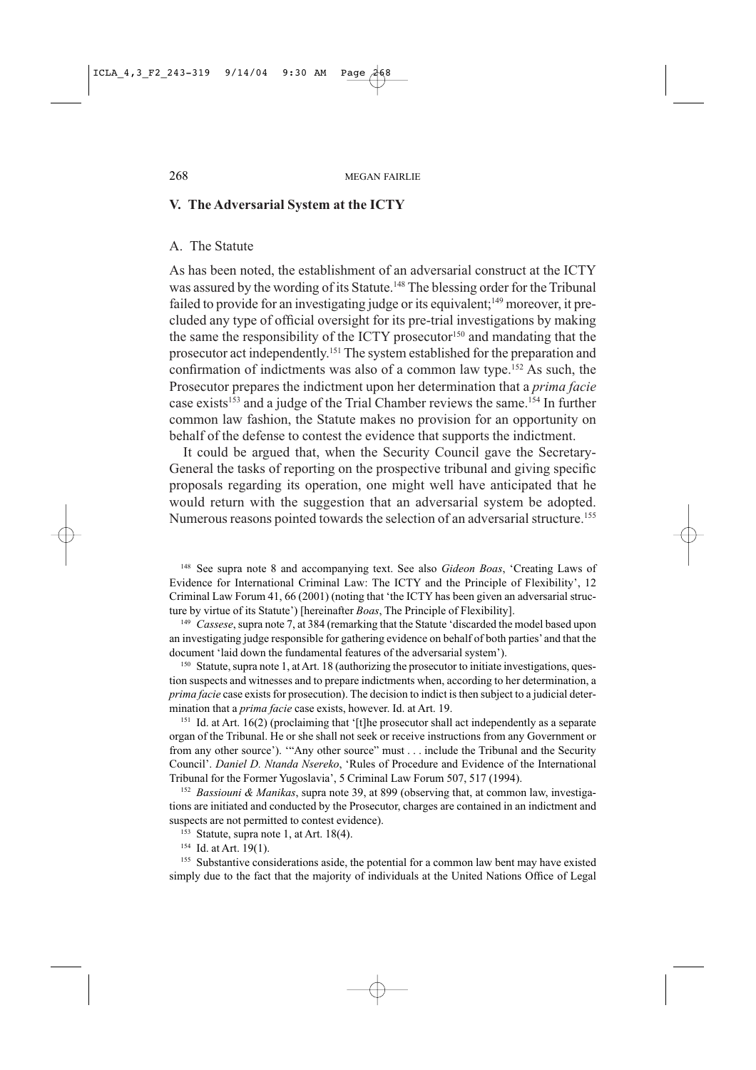## V. The Adversarial System at the ICTY

### A. The Statute

As has been noted, the establishment of an adversarial construct at the ICTY was assured by the wording of its Statute.[148] The blessing order for the Tribunal failed to provide for an investigating judge or its equivalent;[149] moreover, it precluded any type of official oversight for its pre-trial investigations by making the same the responsibility of the ICTY prosecutor[150] and mandating that the prosecutor act independently.[151] The system established for the preparation and confirmation of indictments was also of a common law type.[152] As such, the Prosecutor prepares the indictment upon her determination that a *prima facie* case exists[153] and a judge of the Trial Chamber reviews the same.[154] In further common law fashion, the Statute makes no provision for an opportunity on behalf of the defense to contest the evidence that supports the indictment.

It could be argued that, when the Security Council gave the Secretary-General the tasks of reporting on the prospective tribunal and giving specific proposals regarding its operation, one might well have anticipated that he would return with the suggestion that an adversarial system be adopted. Numerous reasons pointed towards the selection of an adversarial structure.[155]

---

[148] See supra note 8 and accompanying text. See also *Gideon Boas*, 'Creating Laws of Evidence for International Criminal Law: The ICTY and the Principle of Flexibility', 12 Criminal Law Forum 41, 66 (2001) (noting that 'the ICTY has been given an adversarial structure by virtue of its Statute') [hereinafter *Boas*, The Principle of Flexibility].

[149] *Cassese*, supra note 7, at 384 (remarking that the Statute 'discarded the model based upon an investigating judge responsible for gathering evidence on behalf of both parties' and that the document 'laid down the fundamental features of the adversarial system').

[150] Statute, supra note 1, at Art. 18 (authorizing the prosecutor to initiate investigations, question suspects and witnesses and to prepare indictments when, according to her determination, a *prima facie* case exists for prosecution). The decision to indict is then subject to a judicial determination that a *prima facie* case exists, however. Id. at Art. 19.

[151] Id. at Art. 16(2) (proclaiming that '[t]he prosecutor shall act independently as a separate organ of the Tribunal. He or she shall not seek or receive instructions from any Government or from any other source'). '"Any other source" must . . . include the Tribunal and the Security Council'. *Daniel D. Ntanda Nsereko*, 'Rules of Procedure and Evidence of the International Tribunal for the Former Yugoslavia', 5 Criminal Law Forum 507, 517 (1994).

[152] *Bassiouni & Manikas*, supra note 39, at 899 (observing that, at common law, investigations are initiated and conducted by the Prosecutor, charges are contained in an indictment and suspects are not permitted to contest evidence).

[153] Statute, supra note 1, at Art. 18(4).

[154] Id. at Art. 19(1).

[155] Substantive considerations aside, the potential for a common law bent may have existed simply due to the fact that the majority of individuals at the United Nations Office of Legal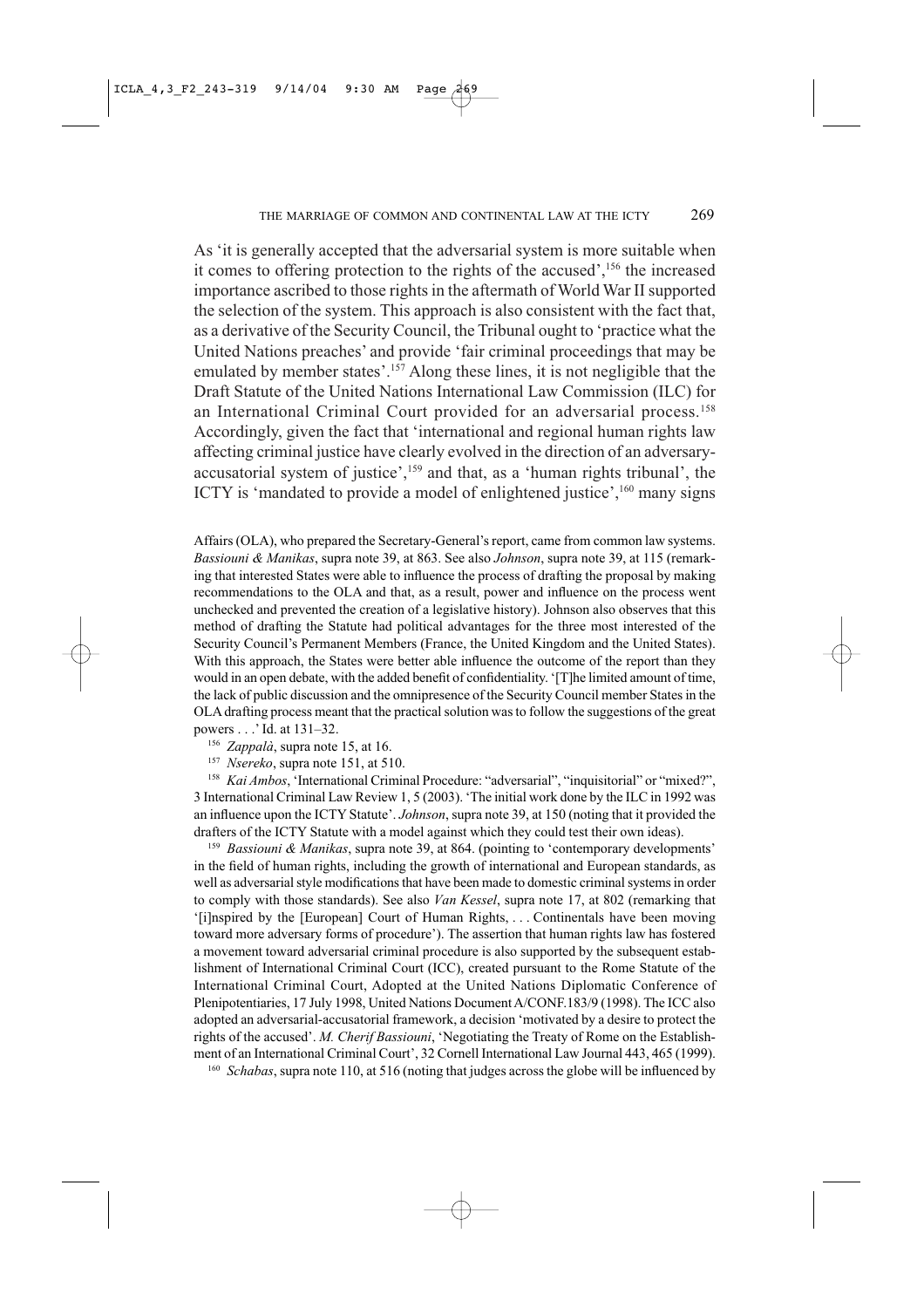As 'it is generally accepted that the adversarial system is more suitable when it comes to offering protection to the rights of the accused',[156] the increased importance ascribed to those rights in the aftermath of World War II supported the selection of the system. This approach is also consistent with the fact that, as a derivative of the Security Council, the Tribunal ought to 'practice what the United Nations preaches' and provide 'fair criminal proceedings that may be emulated by member states'.[157] Along these lines, it is not negligible that the Draft Statute of the United Nations International Law Commission (ILC) for an International Criminal Court provided for an adversarial process.[158] Accordingly, given the fact that 'international and regional human rights law affecting criminal justice have clearly evolved in the direction of an adversary-accusatorial system of justice',[159] and that, as a 'human rights tribunal', the ICTY is 'mandated to provide a model of enlightened justice',[160] many signs

Affairs (OLA), who prepared the Secretary-General's report, came from common law systems. *Bassiouni & Manikas*, supra note 39, at 863. See also *Johnson*, supra note 39, at 115 (remarking that interested States were able to influence the process of drafting the proposal by making recommendations to the OLA and that, as a result, power and influence on the process went unchecked and prevented the creation of a legislative history). Johnson also observes that this method of drafting the Statute had political advantages for the three most interested of the Security Council's Permanent Members (France, the United Kingdom and the United States). With this approach, the States were better able influence the outcome of the report than they would in an open debate, with the added benefit of confidentiality. '[T]he limited amount of time, the lack of public discussion and the omnipresence of the Security Council member States in the OLA drafting process meant that the practical solution was to follow the suggestions of the great powers . . .' Id. at 131–32.

[156] *Zappalà*, supra note 15, at 16.

[157] *Nsereko*, supra note 151, at 510.

[158] *Kai Ambos*, 'International Criminal Procedure: "adversarial", "inquisitorial" or "mixed?", 3 International Criminal Law Review 1, 5 (2003). 'The initial work done by the ILC in 1992 was an influence upon the ICTY Statute'. *Johnson*, supra note 39, at 150 (noting that it provided the drafters of the ICTY Statute with a model against which they could test their own ideas).

[159] *Bassiouni & Manikas*, supra note 39, at 864. (pointing to 'contemporary developments' in the field of human rights, including the growth of international and European standards, as well as adversarial style modifications that have been made to domestic criminal systems in order to comply with those standards). See also *Van Kessel*, supra note 17, at 802 (remarking that '[i]nspired by the [European] Court of Human Rights, . . . Continentals have been moving toward more adversary forms of procedure'). The assertion that human rights law has fostered a movement toward adversarial criminal procedure is also supported by the subsequent establishment of International Criminal Court (ICC), created pursuant to the Rome Statute of the International Criminal Court, Adopted at the United Nations Diplomatic Conference of Plenipotentiaries, 17 July 1998, United Nations Document A/CONF.183/9 (1998). The ICC also adopted an adversarial-accusatorial framework, a decision 'motivated by a desire to protect the rights of the accused'. *M. Cherif Bassiouni*, 'Negotiating the Treaty of Rome on the Establishment of an International Criminal Court', 32 Cornell International Law Journal 443, 465 (1999).

[160] *Schabas*, supra note 110, at 516 (noting that judges across the globe will be influenced by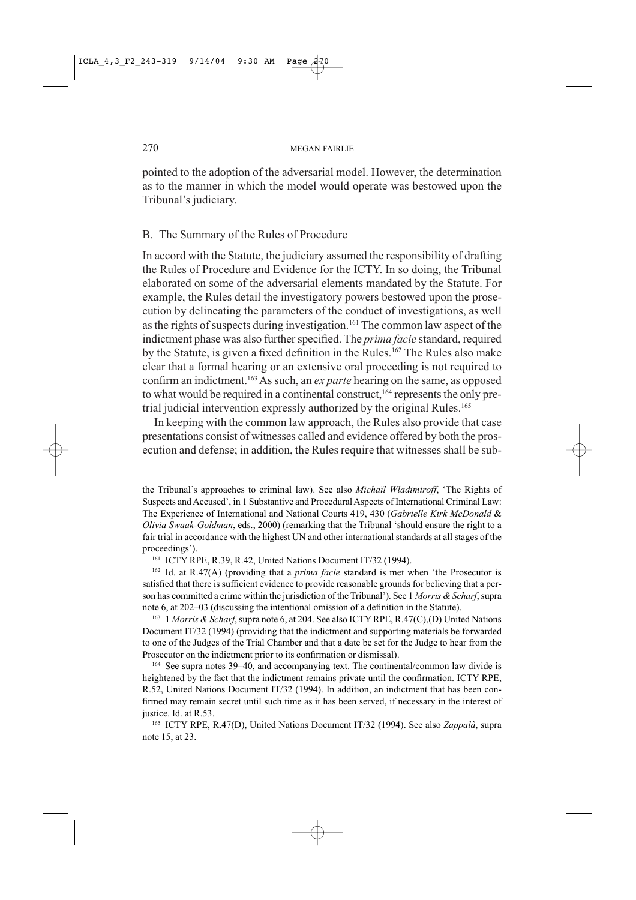pointed to the adoption of the adversarial model. However, the determination as to the manner in which the model would operate was bestowed upon the Tribunal's judiciary.

### B. The Summary of the Rules of Procedure

In accord with the Statute, the judiciary assumed the responsibility of drafting the Rules of Procedure and Evidence for the ICTY. In so doing, the Tribunal elaborated on some of the adversarial elements mandated by the Statute. For example, the Rules detail the investigatory powers bestowed upon the prosecution by delineating the parameters of the conduct of investigations, as well as the rights of suspects during investigation.[161] The common law aspect of the indictment phase was also further specified. The *prima facie* standard, required by the Statute, is given a fixed definition in the Rules.[162] The Rules also make clear that a formal hearing or an extensive oral proceeding is not required to confirm an indictment.[163] As such, an *ex parte* hearing on the same, as opposed to what would be required in a continental construct,[164] represents the only pretrial judicial intervention expressly authorized by the original Rules.[165]

In keeping with the common law approach, the Rules also provide that case presentations consist of witnesses called and evidence offered by both the prosecution and defense; in addition, the Rules require that witnesses shall be sub-

---

the Tribunal's approaches to criminal law). See also *Michaïl Wladimiroff*, 'The Rights of Suspects and Accused', in 1 Substantive and Procedural Aspects of International Criminal Law: The Experience of International and National Courts 419, 430 (*Gabrielle Kirk McDonald* & *Olivia Swaak-Goldman*, eds., 2000) (remarking that the Tribunal 'should ensure the right to a fair trial in accordance with the highest UN and other international standards at all stages of the proceedings').

[161] ICTY RPE, R.39, R.42, United Nations Document IT/32 (1994).

[162] Id. at R.47(A) (providing that a *prima facie* standard is met when 'the Prosecutor is satisfied that there is sufficient evidence to provide reasonable grounds for believing that a person has committed a crime within the jurisdiction of the Tribunal'). See 1 *Morris & Scharf*, supra note 6, at 202–03 (discussing the intentional omission of a definition in the Statute).

[163] 1 *Morris & Scharf*, supra note 6, at 204. See also ICTY RPE, R.47(C),(D) United Nations Document IT/32 (1994) (providing that the indictment and supporting materials be forwarded to one of the Judges of the Trial Chamber and that a date be set for the Judge to hear from the Prosecutor on the indictment prior to its confirmation or dismissal).

[164] See supra notes 39–40, and accompanying text. The continental/common law divide is heightened by the fact that the indictment remains private until the confirmation. ICTY RPE, R.52, United Nations Document IT/32 (1994). In addition, an indictment that has been confirmed may remain secret until such time as it has been served, if necessary in the interest of justice. Id. at R.53.

[165] ICTY RPE, R.47(D), United Nations Document IT/32 (1994). See also *Zappalà*, supra note 15, at 23.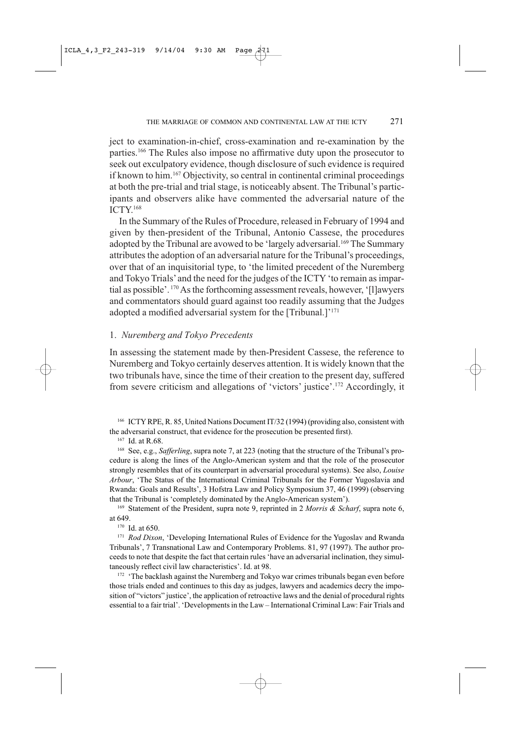ject to examination-in-chief, cross-examination and re-examination by the parties.[166] The Rules also impose no affirmative duty upon the prosecutor to seek out exculpatory evidence, though disclosure of such evidence is required if known to him.[167] Objectivity, so central in continental criminal proceedings at both the pre-trial and trial stage, is noticeably absent. The Tribunal's participants and observers alike have commented the adversarial nature of the ICTY.[168]

In the Summary of the Rules of Procedure, released in February of 1994 and given by then-president of the Tribunal, Antonio Cassese, the procedures adopted by the Tribunal are avowed to be 'largely adversarial.[169] The Summary attributes the adoption of an adversarial nature for the Tribunal's proceedings, over that of an inquisitorial type, to 'the limited precedent of the Nuremberg and Tokyo Trials' and the need for the judges of the ICTY 'to remain as impartial as possible'. [170] As the forthcoming assessment reveals, however, '[l]awyers and commentators should guard against too readily assuming that the Judges adopted a modified adversarial system for the [Tribunal.]'[171]

## 1. *Nuremberg and Tokyo Precedents*

In assessing the statement made by then-President Cassese, the reference to Nuremberg and Tokyo certainly deserves attention. It is widely known that the two tribunals have, since the time of their creation to the present day, suffered from severe criticism and allegations of 'victors' justice'.[172] Accordingly, it

---

[166] ICTY RPE, R. 85, United Nations Document IT/32 (1994) (providing also, consistent with the adversarial construct, that evidence for the prosecution be presented first).

[167] Id. at R.68.

[168] See, e.g., *Safferling*, supra note 7, at 223 (noting that the structure of the Tribunal's procedure is along the lines of the Anglo-American system and that the role of the prosecutor strongly resembles that of its counterpart in adversarial procedural systems). See also, *Louise Arbour*, 'The Status of the International Criminal Tribunals for the Former Yugoslavia and Rwanda: Goals and Results', 3 Hofstra Law and Policy Symposium 37, 46 (1999) (observing that the Tribunal is 'completely dominated by the Anglo-American system').

[169] Statement of the President, supra note 9, reprinted in 2 *Morris & Scharf*, supra note 6, at 649.

[170] Id. at 650.

[171] *Rod Dixon*, 'Developing International Rules of Evidence for the Yugoslav and Rwanda Tribunals', 7 Transnational Law and Contemporary Problems. 81, 97 (1997). The author proceeds to note that despite the fact that certain rules 'have an adversarial inclination, they simultaneously reflect civil law characteristics'. Id. at 98.

[172] 'The backlash against the Nuremberg and Tokyo war crimes tribunals began even before those trials ended and continues to this day as judges, lawyers and academics decry the imposition of "victors" justice', the application of retroactive laws and the denial of procedural rights essential to a fair trial'. 'Developments in the Law – International Criminal Law: Fair Trials and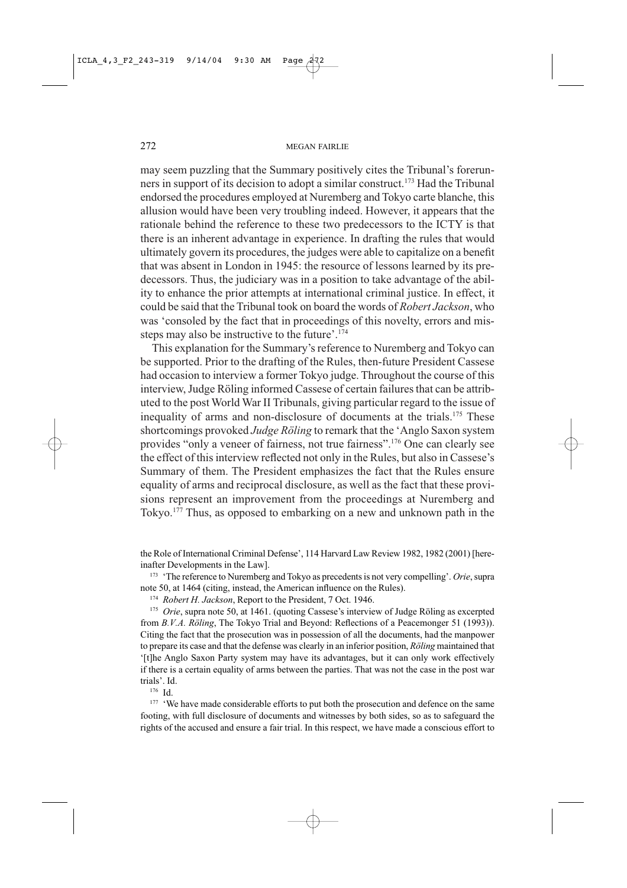may seem puzzling that the Summary positively cites the Tribunal's forerunners in support of its decision to adopt a similar construct.[173] Had the Tribunal endorsed the procedures employed at Nuremberg and Tokyo carte blanche, this allusion would have been very troubling indeed. However, it appears that the rationale behind the reference to these two predecessors to the ICTY is that there is an inherent advantage in experience. In drafting the rules that would ultimately govern its procedures, the judges were able to capitalize on a benefit that was absent in London in 1945: the resource of lessons learned by its predecessors. Thus, the judiciary was in a position to take advantage of the ability to enhance the prior attempts at international criminal justice. In effect, it could be said that the Tribunal took on board the words of *Robert Jackson*, who was 'consoled by the fact that in proceedings of this novelty, errors and missteps may also be instructive to the future'.[174]

This explanation for the Summary's reference to Nuremberg and Tokyo can be supported. Prior to the drafting of the Rules, then-future President Cassese had occasion to interview a former Tokyo judge. Throughout the course of this interview, Judge Röling informed Cassese of certain failures that can be attributed to the post World War II Tribunals, giving particular regard to the issue of inequality of arms and non-disclosure of documents at the trials.[175] These shortcomings provoked *Judge Röling* to remark that the 'Anglo Saxon system provides "only a veneer of fairness, not true fairness"'.[176] One can clearly see the effect of this interview reflected not only in the Rules, but also in Cassese's Summary of them. The President emphasizes the fact that the Rules ensure equality of arms and reciprocal disclosure, as well as the fact that these provisions represent an improvement from the proceedings at Nuremberg and Tokyo.[177] Thus, as opposed to embarking on a new and unknown path in the

the Role of International Criminal Defense', 114 Harvard Law Review 1982, 1982 (2001) [hereinafter Developments in the Law].

[173] 'The reference to Nuremberg and Tokyo as precedents is not very compelling'. *Orie*, supra note 50, at 1464 (citing, instead, the American influence on the Rules).

[174] *Robert H. Jackson*, Report to the President, 7 Oct. 1946.

[175] *Orie*, supra note 50, at 1461. (quoting Cassese's interview of Judge Röling as excerpted from *B.V.A. Röling*, The Tokyo Trial and Beyond: Reflections of a Peacemonger 51 (1993)). Citing the fact that the prosecution was in possession of all the documents, had the manpower to prepare its case and that the defense was clearly in an inferior position, *Röling* maintained that '[t]he Anglo Saxon Party system may have its advantages, but it can only work effectively if there is a certain equality of arms between the parties. That was not the case in the post war trials'. Id.

[176] Id.

[177] 'We have made considerable efforts to put both the prosecution and defence on the same footing, with full disclosure of documents and witnesses by both sides, so as to safeguard the rights of the accused and ensure a fair trial. In this respect, we have made a conscious effort to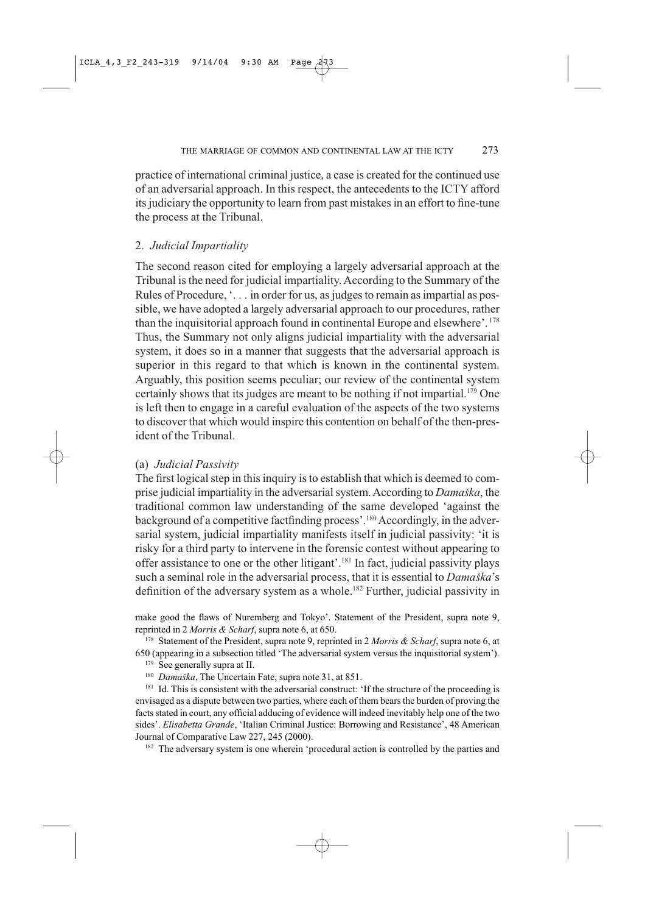practice of international criminal justice, a case is created for the continued use of an adversarial approach. In this respect, the antecedents to the ICTY afford its judiciary the opportunity to learn from past mistakes in an effort to fine-tune the process at the Tribunal.

## 2. *Judicial Impartiality*

The second reason cited for employing a largely adversarial approach at the Tribunal is the need for judicial impartiality. According to the Summary of the Rules of Procedure, '. . . in order for us, as judges to remain as impartial as possible, we have adopted a largely adversarial approach to our procedures, rather than the inquisitorial approach found in continental Europe and elsewhere'.[178] Thus, the Summary not only aligns judicial impartiality with the adversarial system, it does so in a manner that suggests that the adversarial approach is superior in this regard to that which is known in the continental system. Arguably, this position seems peculiar; our review of the continental system certainly shows that its judges are meant to be nothing if not impartial.[179] One is left then to engage in a careful evaluation of the aspects of the two systems to discover that which would inspire this contention on behalf of the then-president of the Tribunal.

### (a) *Judicial Passivity*

The first logical step in this inquiry is to establish that which is deemed to comprise judicial impartiality in the adversarial system. According to *Damaška*, the traditional common law understanding of the same developed 'against the background of a competitive factfinding process'.[180] Accordingly, in the adversarial system, judicial impartiality manifests itself in judicial passivity: 'it is risky for a third party to intervene in the forensic contest without appearing to offer assistance to one or the other litigant'.[181] In fact, judicial passivity plays such a seminal role in the adversarial process, that it is essential to *Damaška*'s definition of the adversary system as a whole.[182] Further, judicial passivity in

make good the flaws of Nuremberg and Tokyo'. Statement of the President, supra note 9, reprinted in 2 *Morris & Scharf*, supra note 6, at 650.

[178] Statement of the President, supra note 9, reprinted in 2 *Morris & Scharf*, supra note 6, at 650 (appearing in a subsection titled 'The adversarial system versus the inquisitorial system').

[179] See generally supra at II.

[180] *Damaška*, The Uncertain Fate, supra note 31, at 851.

[181] Id. This is consistent with the adversarial construct: 'If the structure of the proceeding is envisaged as a dispute between two parties, where each of them bears the burden of proving the facts stated in court, any official adducing of evidence will indeed inevitably help one of the two sides'. *Elisabetta Grande*, 'Italian Criminal Justice: Borrowing and Resistance', 48 American Journal of Comparative Law 227, 245 (2000).

[182] The adversary system is one wherein 'procedural action is controlled by the parties and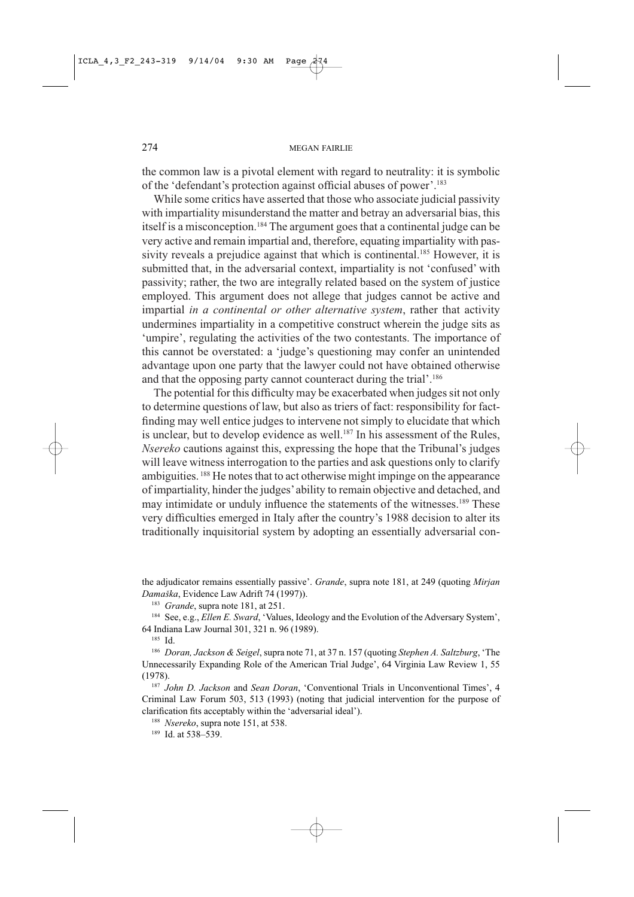the common law is a pivotal element with regard to neutrality: it is symbolic of the 'defendant's protection against official abuses of power'.[183]

While some critics have asserted that those who associate judicial passivity with impartiality misunderstand the matter and betray an adversarial bias, this itself is a misconception.[184] The argument goes that a continental judge can be very active and remain impartial and, therefore, equating impartiality with passivity reveals a prejudice against that which is continental.[185] However, it is submitted that, in the adversarial context, impartiality is not 'confused' with passivity; rather, the two are integrally related based on the system of justice employed. This argument does not allege that judges cannot be active and impartial *in a continental or other alternative system*, rather that activity undermines impartiality in a competitive construct wherein the judge sits as 'umpire', regulating the activities of the two contestants. The importance of this cannot be overstated: a 'judge's questioning may confer an unintended advantage upon one party that the lawyer could not have obtained otherwise and that the opposing party cannot counteract during the trial'.[186]

The potential for this difficulty may be exacerbated when judges sit not only to determine questions of law, but also as triers of fact: responsibility for fact-finding may well entice judges to intervene not simply to elucidate that which is unclear, but to develop evidence as well.[187] In his assessment of the Rules, *Nsereko* cautions against this, expressing the hope that the Tribunal's judges will leave witness interrogation to the parties and ask questions only to clarify ambiguities.[188] He notes that to act otherwise might impinge on the appearance of impartiality, hinder the judges' ability to remain objective and detached, and may intimidate or unduly influence the statements of the witnesses.[189] These very difficulties emerged in Italy after the country's 1988 decision to alter its traditionally inquisitorial system by adopting an essentially adversarial con-

---

the adjudicator remains essentially passive'. *Grande*, supra note 181, at 249 (quoting *Mirjan Damaška*, Evidence Law Adrift 74 (1997)).

[183] *Grande*, supra note 181, at 251.

[184] See, e.g., *Ellen E. Sward*, 'Values, Ideology and the Evolution of the Adversary System', 64 Indiana Law Journal 301, 321 n. 96 (1989).

[185] Id.

[186] *Doran, Jackson & Seigel*, supra note 71, at 37 n. 157 (quoting *Stephen A. Saltzburg*, 'The Unnecessarily Expanding Role of the American Trial Judge', 64 Virginia Law Review 1, 55 (1978).

[187] *John D. Jackson* and *Sean Doran*, 'Conventional Trials in Unconventional Times', 4 Criminal Law Forum 503, 513 (1993) (noting that judicial intervention for the purpose of clarification fits acceptably within the 'adversarial ideal').

[188] *Nsereko*, supra note 151, at 538.

[189] Id. at 538–539.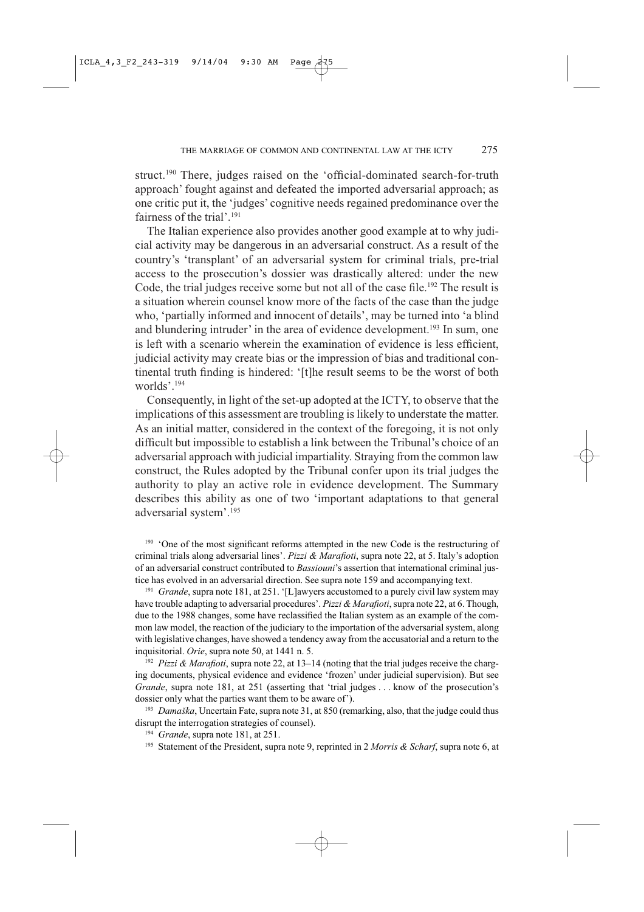struct.[190] There, judges raised on the 'official-dominated search-for-truth approach' fought against and defeated the imported adversarial approach; as one critic put it, the 'judges' cognitive needs regained predominance over the fairness of the trial'.[191]

The Italian experience also provides another good example at to why judicial activity may be dangerous in an adversarial construct. As a result of the country's 'transplant' of an adversarial system for criminal trials, pre-trial access to the prosecution's dossier was drastically altered: under the new Code, the trial judges receive some but not all of the case file.[192] The result is a situation wherein counsel know more of the facts of the case than the judge who, 'partially informed and innocent of details', may be turned into 'a blind and blundering intruder' in the area of evidence development.[193] In sum, one is left with a scenario wherein the examination of evidence is less efficient, judicial activity may create bias or the impression of bias and traditional continental truth finding is hindered: '[t]he result seems to be the worst of both worlds'.[194]

Consequently, in light of the set-up adopted at the ICTY, to observe that the implications of this assessment are troubling is likely to understate the matter. As an initial matter, considered in the context of the foregoing, it is not only difficult but impossible to establish a link between the Tribunal's choice of an adversarial approach with judicial impartiality. Straying from the common law construct, the Rules adopted by the Tribunal confer upon its trial judges the authority to play an active role in evidence development. The Summary describes this ability as one of two 'important adaptations to that general adversarial system'.[195]

[190] 'One of the most significant reforms attempted in the new Code is the restructuring of criminal trials along adversarial lines'. *Pizzi & Marafioti*, supra note 22, at 5. Italy's adoption of an adversarial construct contributed to *Bassiouni*'s assertion that international criminal justice has evolved in an adversarial direction. See supra note 159 and accompanying text.

[191] *Grande*, supra note 181, at 251. '[L]awyers accustomed to a purely civil law system may have trouble adapting to adversarial procedures'. *Pizzi & Marafioti*, supra note 22, at 6. Though, due to the 1988 changes, some have reclassified the Italian system as an example of the common law model, the reaction of the judiciary to the importation of the adversarial system, along with legislative changes, have showed a tendency away from the accusatorial and a return to the inquisitorial. *Orie*, supra note 50, at 1441 n. 5.

[192] *Pizzi & Marafioti*, supra note 22, at 13–14 (noting that the trial judges receive the charging documents, physical evidence and evidence 'frozen' under judicial supervision). But see *Grande*, supra note 181, at 251 (asserting that 'trial judges . . . know of the prosecution's dossier only what the parties want them to be aware of').

[193] *Damaška*, Uncertain Fate, supra note 31, at 850 (remarking, also, that the judge could thus disrupt the interrogation strategies of counsel).

[194] *Grande*, supra note 181, at 251.

[195] Statement of the President, supra note 9, reprinted in 2 *Morris & Scharf*, supra note 6, at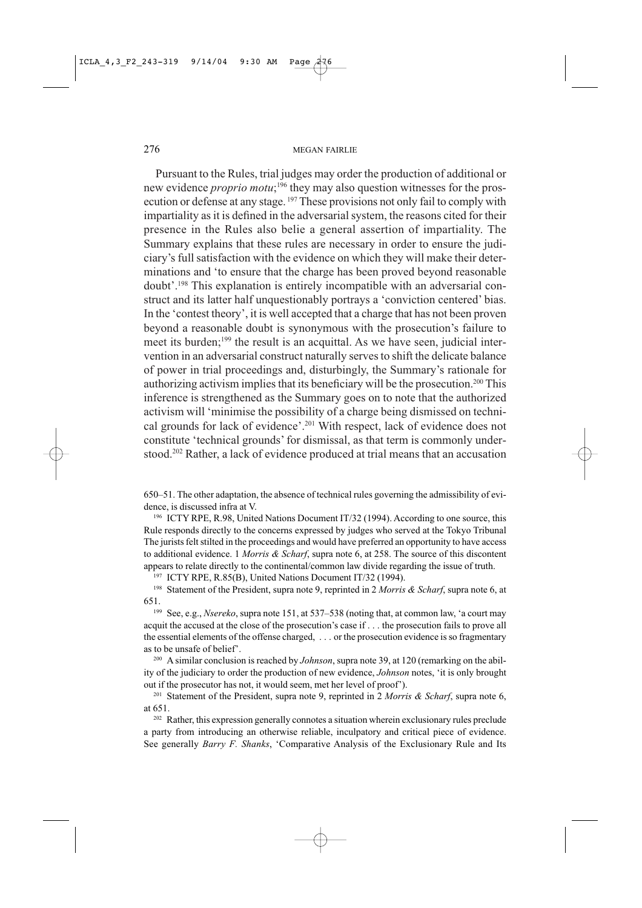Pursuant to the Rules, trial judges may order the production of additional or new evidence *proprio motu*;[196] they may also question witnesses for the prosecution or defense at any stage.[197] These provisions not only fail to comply with impartiality as it is defined in the adversarial system, the reasons cited for their presence in the Rules also belie a general assertion of impartiality. The Summary explains that these rules are necessary in order to ensure the judiciary's full satisfaction with the evidence on which they will make their determinations and 'to ensure that the charge has been proved beyond reasonable doubt'.[198] This explanation is entirely incompatible with an adversarial construct and its latter half unquestionably portrays a 'conviction centered' bias. In the 'contest theory', it is well accepted that a charge that has not been proven beyond a reasonable doubt is synonymous with the prosecution's failure to meet its burden;[199] the result is an acquittal. As we have seen, judicial intervention in an adversarial construct naturally serves to shift the delicate balance of power in trial proceedings and, disturbingly, the Summary's rationale for authorizing activism implies that its beneficiary will be the prosecution.[200] This inference is strengthened as the Summary goes on to note that the authorized activism will 'minimise the possibility of a charge being dismissed on technical grounds for lack of evidence'.[201] With respect, lack of evidence does not constitute 'technical grounds' for dismissal, as that term is commonly understood.[202] Rather, a lack of evidence produced at trial means that an accusation

650–51. The other adaptation, the absence of technical rules governing the admissibility of evidence, is discussed infra at V.

[196] ICTY RPE, R.98, United Nations Document IT/32 (1994). According to one source, this Rule responds directly to the concerns expressed by judges who served at the Tokyo Tribunal The jurists felt stilted in the proceedings and would have preferred an opportunity to have access to additional evidence. 1 *Morris & Scharf*, supra note 6, at 258. The source of this discontent appears to relate directly to the continental/common law divide regarding the issue of truth.

[197] ICTY RPE, R.85(B), United Nations Document IT/32 (1994).

[198] Statement of the President, supra note 9, reprinted in 2 *Morris & Scharf*, supra note 6, at 651.

[199] See, e.g., *Nsereko*, supra note 151, at 537–538 (noting that, at common law, 'a court may acquit the accused at the close of the prosecution's case if . . . the prosecution fails to prove all the essential elements of the offense charged, . . . or the prosecution evidence is so fragmentary as to be unsafe of belief'.

[200] A similar conclusion is reached by *Johnson*, supra note 39, at 120 (remarking on the ability of the judiciary to order the production of new evidence, *Johnson* notes, 'it is only brought out if the prosecutor has not, it would seem, met her level of proof').

[201] Statement of the President, supra note 9, reprinted in 2 *Morris & Scharf*, supra note 6, at 651.

[202] Rather, this expression generally connotes a situation wherein exclusionary rules preclude a party from introducing an otherwise reliable, inculpatory and critical piece of evidence. See generally *Barry F. Shanks*, 'Comparative Analysis of the Exclusionary Rule and Its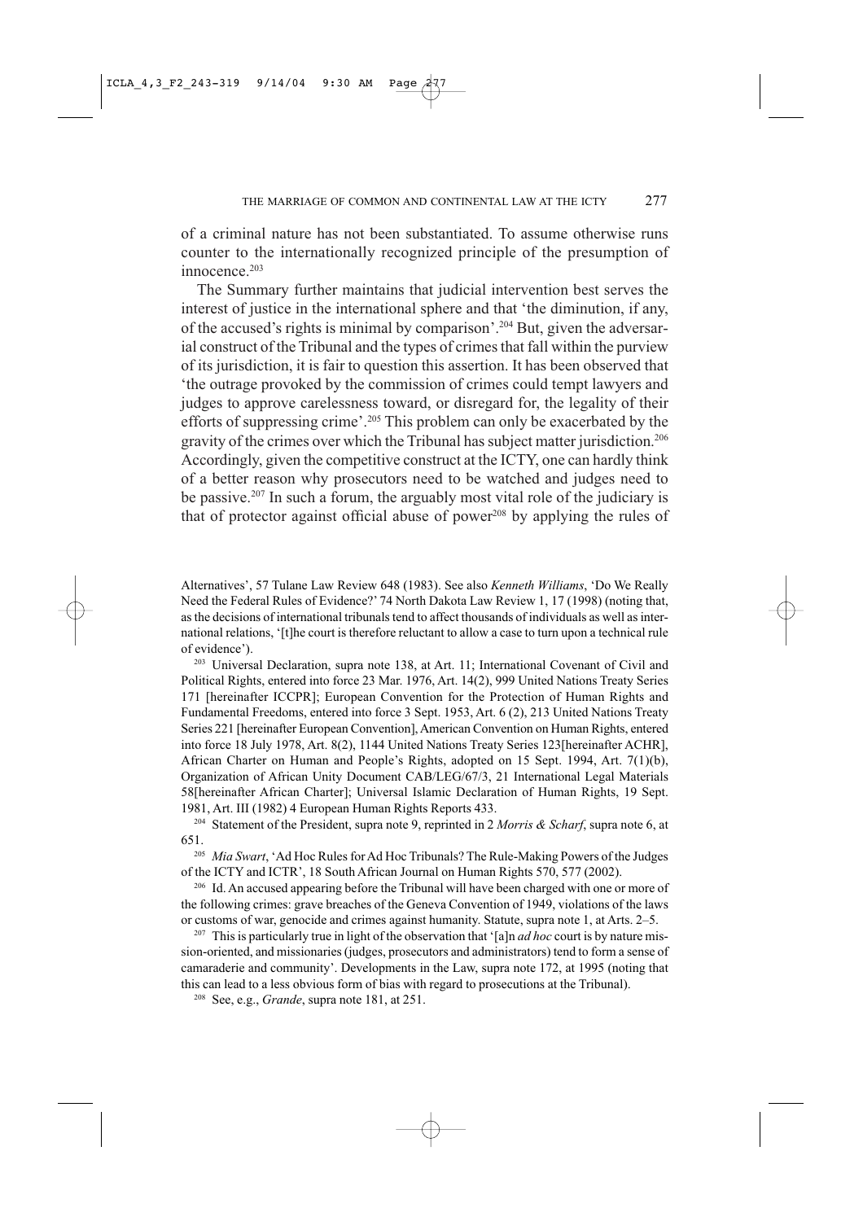of a criminal nature has not been substantiated. To assume otherwise runs counter to the internationally recognized principle of the presumption of innocence.[203]

The Summary further maintains that judicial intervention best serves the interest of justice in the international sphere and that 'the diminution, if any, of the accused's rights is minimal by comparison'.[204] But, given the adversarial construct of the Tribunal and the types of crimes that fall within the purview of its jurisdiction, it is fair to question this assertion. It has been observed that 'the outrage provoked by the commission of crimes could tempt lawyers and judges to approve carelessness toward, or disregard for, the legality of their efforts of suppressing crime'.[205] This problem can only be exacerbated by the gravity of the crimes over which the Tribunal has subject matter jurisdiction.[206] Accordingly, given the competitive construct at the ICTY, one can hardly think of a better reason why prosecutors need to be watched and judges need to be passive.[207] In such a forum, the arguably most vital role of the judiciary is that of protector against official abuse of power[208] by applying the rules of

---

Alternatives', 57 Tulane Law Review 648 (1983). See also *Kenneth Williams*, 'Do We Really Need the Federal Rules of Evidence?' 74 North Dakota Law Review 1, 17 (1998) (noting that, as the decisions of international tribunals tend to affect thousands of individuals as well as international relations, '[t]he court is therefore reluctant to allow a case to turn upon a technical rule of evidence').

[203] Universal Declaration, supra note 138, at Art. 11; International Covenant of Civil and Political Rights, entered into force 23 Mar. 1976, Art. 14(2), 999 United Nations Treaty Series 171 [hereinafter ICCPR]; European Convention for the Protection of Human Rights and Fundamental Freedoms, entered into force 3 Sept. 1953, Art. 6 (2), 213 United Nations Treaty Series 221 [hereinafter European Convention], American Convention on Human Rights, entered into force 18 July 1978, Art. 8(2), 1144 United Nations Treaty Series 123[hereinafter ACHR], African Charter on Human and People's Rights, adopted on 15 Sept. 1994, Art. 7(1)(b), Organization of African Unity Document CAB/LEG/67/3, 21 International Legal Materials 58[hereinafter African Charter]; Universal Islamic Declaration of Human Rights, 19 Sept. 1981, Art. III (1982) 4 European Human Rights Reports 433.

[204] Statement of the President, supra note 9, reprinted in 2 *Morris & Scharf*, supra note 6, at 651.

[205] *Mia Swart*, 'Ad Hoc Rules for Ad Hoc Tribunals? The Rule-Making Powers of the Judges of the ICTY and ICTR', 18 South African Journal on Human Rights 570, 577 (2002).

[206] Id. An accused appearing before the Tribunal will have been charged with one or more of the following crimes: grave breaches of the Geneva Convention of 1949, violations of the laws or customs of war, genocide and crimes against humanity. Statute, supra note 1, at Arts. 2–5.

[207] This is particularly true in light of the observation that '[a]n *ad hoc* court is by nature mission-oriented, and missionaries (judges, prosecutors and administrators) tend to form a sense of camaraderie and community'. Developments in the Law, supra note 172, at 1995 (noting that this can lead to a less obvious form of bias with regard to prosecutions at the Tribunal).

[208] See, e.g., *Grande*, supra note 181, at 251.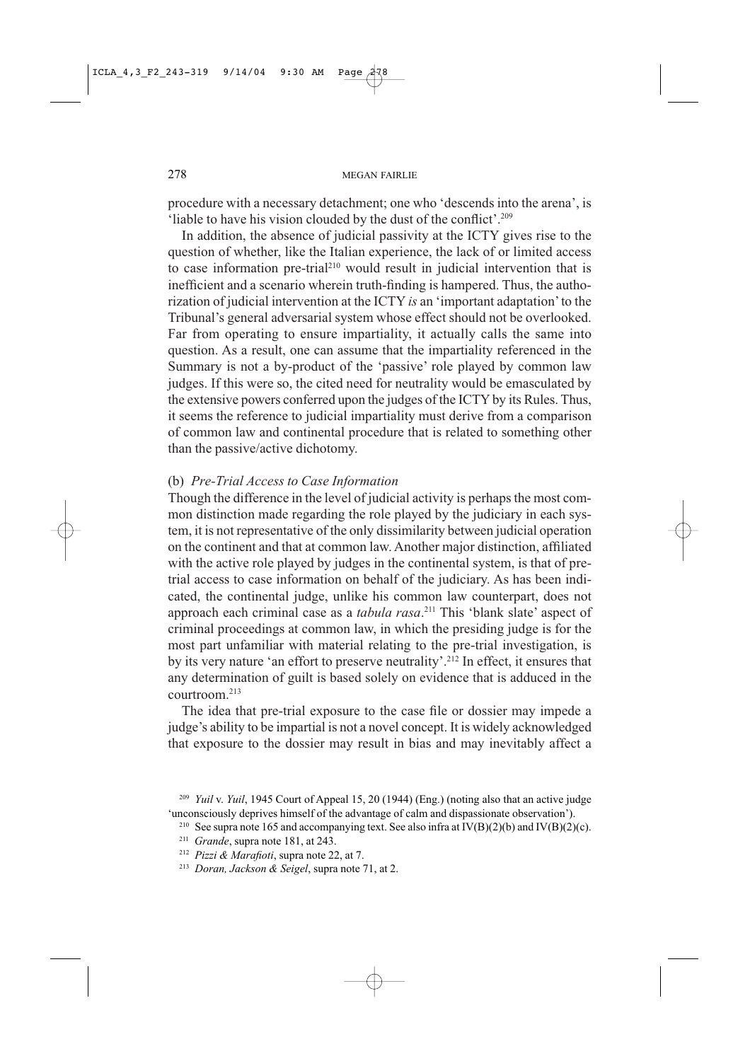procedure with a necessary detachment; one who 'descends into the arena', is 'liable to have his vision clouded by the dust of the conflict'.[209]

In addition, the absence of judicial passivity at the ICTY gives rise to the question of whether, like the Italian experience, the lack of or limited access to case information pre-trial[210] would result in judicial intervention that is inefficient and a scenario wherein truth-finding is hampered. Thus, the authorization of judicial intervention at the ICTY *is* an 'important adaptation' to the Tribunal's general adversarial system whose effect should not be overlooked. Far from operating to ensure impartiality, it actually calls the same into question. As a result, one can assume that the impartiality referenced in the Summary is not a by-product of the 'passive' role played by common law judges. If this were so, the cited need for neutrality would be emasculated by the extensive powers conferred upon the judges of the ICTY by its Rules. Thus, it seems the reference to judicial impartiality must derive from a comparison of common law and continental procedure that is related to something other than the passive/active dichotomy.

### (b) *Pre-Trial Access to Case Information*

Though the difference in the level of judicial activity is perhaps the most common distinction made regarding the role played by the judiciary in each system, it is not representative of the only dissimilarity between judicial operation on the continent and that at common law. Another major distinction, affiliated with the active role played by judges in the continental system, is that of pre-trial access to case information on behalf of the judiciary. As has been indicated, the continental judge, unlike his common law counterpart, does not approach each criminal case as a *tabula rasa*.[211] This 'blank slate' aspect of criminal proceedings at common law, in which the presiding judge is for the most part unfamiliar with material relating to the pre-trial investigation, is by its very nature 'an effort to preserve neutrality'.[212] In effect, it ensures that any determination of guilt is based solely on evidence that is adduced in the courtroom.[213]

The idea that pre-trial exposure to the case file or dossier may impede a judge's ability to be impartial is not a novel concept. It is widely acknowledged that exposure to the dossier may result in bias and may inevitably affect a

---

[209] *Yuil* v. *Yuil*, 1945 Court of Appeal 15, 20 (1944) (Eng.) (noting also that an active judge 'unconsciously deprives himself of the advantage of calm and dispassionate observation').

[210] See supra note 165 and accompanying text. See also infra at IV(B)(2)(b) and IV(B)(2)(c).

[211] *Grande*, supra note 181, at 243.

[212] *Pizzi & Marafioti*, supra note 22, at 7.

[213] *Doran, Jackson & Seigel*, supra note 71, at 2.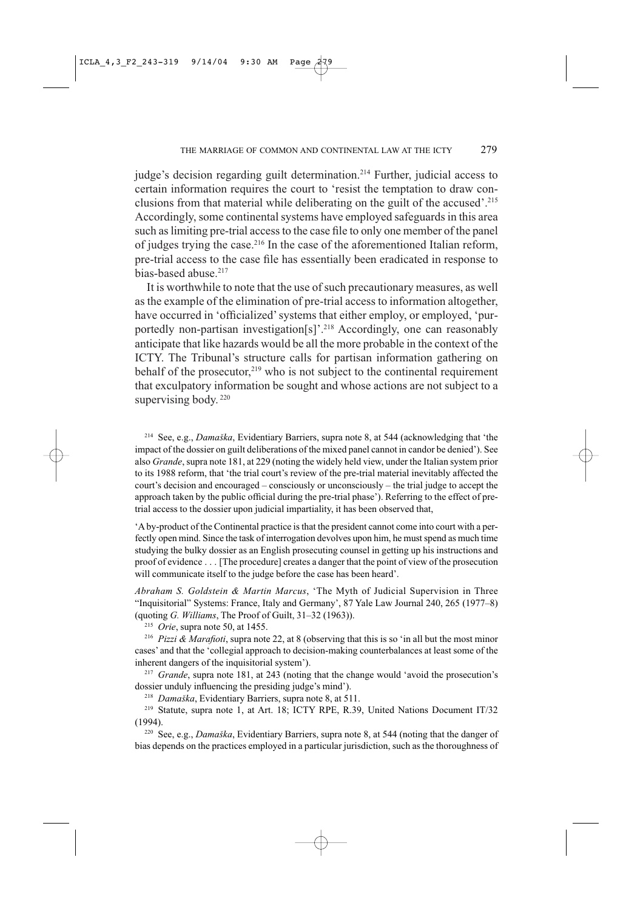judge's decision regarding guilt determination.[214] Further, judicial access to certain information requires the court to 'resist the temptation to draw conclusions from that material while deliberating on the guilt of the accused'.[215] Accordingly, some continental systems have employed safeguards in this area such as limiting pre-trial access to the case file to only one member of the panel of judges trying the case.[216] In the case of the aforementioned Italian reform, pre-trial access to the case file has essentially been eradicated in response to bias-based abuse.[217]

It is worthwhile to note that the use of such precautionary measures, as well as the example of the elimination of pre-trial access to information altogether, have occurred in 'officialized' systems that either employ, or employed, 'purportedly non-partisan investigation[s]'.[218] Accordingly, one can reasonably anticipate that like hazards would be all the more probable in the context of the ICTY. The Tribunal's structure calls for partisan information gathering on behalf of the prosecutor,[219] who is not subject to the continental requirement that exculpatory information be sought and whose actions are not subject to a supervising body.[220]

---

[214] See, e.g., *Damaška*, Evidentiary Barriers, supra note 8, at 544 (acknowledging that 'the impact of the dossier on guilt deliberations of the mixed panel cannot in candor be denied'). See also *Grande*, supra note 181, at 229 (noting the widely held view, under the Italian system prior to its 1988 reform, that 'the trial court's review of the pre-trial material inevitably affected the court's decision and encouraged – consciously or unconsciously – the trial judge to accept the approach taken by the public official during the pre-trial phase'). Referring to the effect of pre-trial access to the dossier upon judicial impartiality, it has been observed that,

'A by-product of the Continental practice is that the president cannot come into court with a perfectly open mind. Since the task of interrogation devolves upon him, he must spend as much time studying the bulky dossier as an English prosecuting counsel in getting up his instructions and proof of evidence . . . [The procedure] creates a danger that the point of view of the prosecution will communicate itself to the judge before the case has been heard'.

*Abraham S. Goldstein & Martin Marcus*, 'The Myth of Judicial Supervision in Three "Inquisitorial" Systems: France, Italy and Germany', 87 Yale Law Journal 240, 265 (1977–8) (quoting *G. Williams*, The Proof of Guilt, 31–32 (1963)).

[215] *Orie*, supra note 50, at 1455.

[216] *Pizzi & Marafioti*, supra note 22, at 8 (observing that this is so 'in all but the most minor cases' and that the 'collegial approach to decision-making counterbalances at least some of the inherent dangers of the inquisitorial system').

[217] *Grande*, supra note 181, at 243 (noting that the change would 'avoid the prosecution's dossier unduly influencing the presiding judge's mind').

[218] *Damaška*, Evidentiary Barriers, supra note 8, at 511.

[219] Statute, supra note 1, at Art. 18; ICTY RPE, R.39, United Nations Document IT/32 (1994).

[220] See, e.g., *Damaška*, Evidentiary Barriers, supra note 8, at 544 (noting that the danger of bias depends on the practices employed in a particular jurisdiction, such as the thoroughness of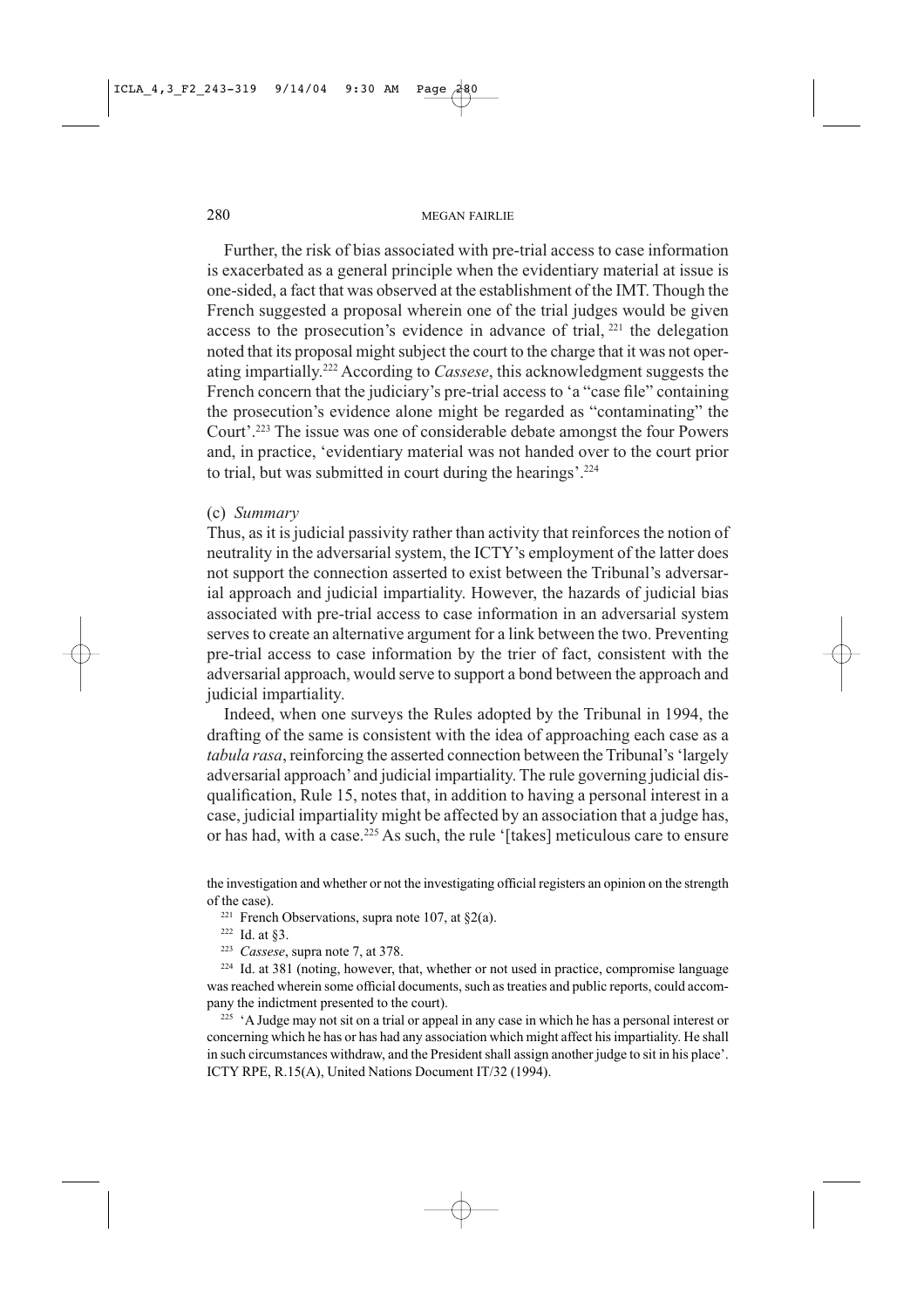Further, the risk of bias associated with pre-trial access to case information is exacerbated as a general principle when the evidentiary material at issue is one-sided, a fact that was observed at the establishment of the IMT. Though the French suggested a proposal wherein one of the trial judges would be given access to the prosecution's evidence in advance of trial, [221] the delegation noted that its proposal might subject the court to the charge that it was not operating impartially.[222] According to *Cassese*, this acknowledgment suggests the French concern that the judiciary's pre-trial access to 'a "case file" containing the prosecution's evidence alone might be regarded as "contaminating" the Court'.[223] The issue was one of considerable debate amongst the four Powers and, in practice, 'evidentiary material was not handed over to the court prior to trial, but was submitted in court during the hearings'.[224]

(c) *Summary*

Thus, as it is judicial passivity rather than activity that reinforces the notion of neutrality in the adversarial system, the ICTY's employment of the latter does not support the connection asserted to exist between the Tribunal's adversarial approach and judicial impartiality. However, the hazards of judicial bias associated with pre-trial access to case information in an adversarial system serves to create an alternative argument for a link between the two. Preventing pre-trial access to case information by the trier of fact, consistent with the adversarial approach, would serve to support a bond between the approach and judicial impartiality.

Indeed, when one surveys the Rules adopted by the Tribunal in 1994, the drafting of the same is consistent with the idea of approaching each case as a *tabula rasa*, reinforcing the asserted connection between the Tribunal's 'largely adversarial approach' and judicial impartiality. The rule governing judicial disqualification, Rule 15, notes that, in addition to having a personal interest in a case, judicial impartiality might be affected by an association that a judge has, or has had, with a case.[225] As such, the rule '[takes] meticulous care to ensure

the investigation and whether or not the investigating official registers an opinion on the strength of the case).

[221] French Observations, supra note 107, at §2(a).

[222] Id. at §3.

[223] *Cassese*, supra note 7, at 378.

[224] Id. at 381 (noting, however, that, whether or not used in practice, compromise language was reached wherein some official documents, such as treaties and public reports, could accompany the indictment presented to the court).

[225] 'A Judge may not sit on a trial or appeal in any case in which he has a personal interest or concerning which he has or has had any association which might affect his impartiality. He shall in such circumstances withdraw, and the President shall assign another judge to sit in his place'. ICTY RPE, R.15(A), United Nations Document IT/32 (1994).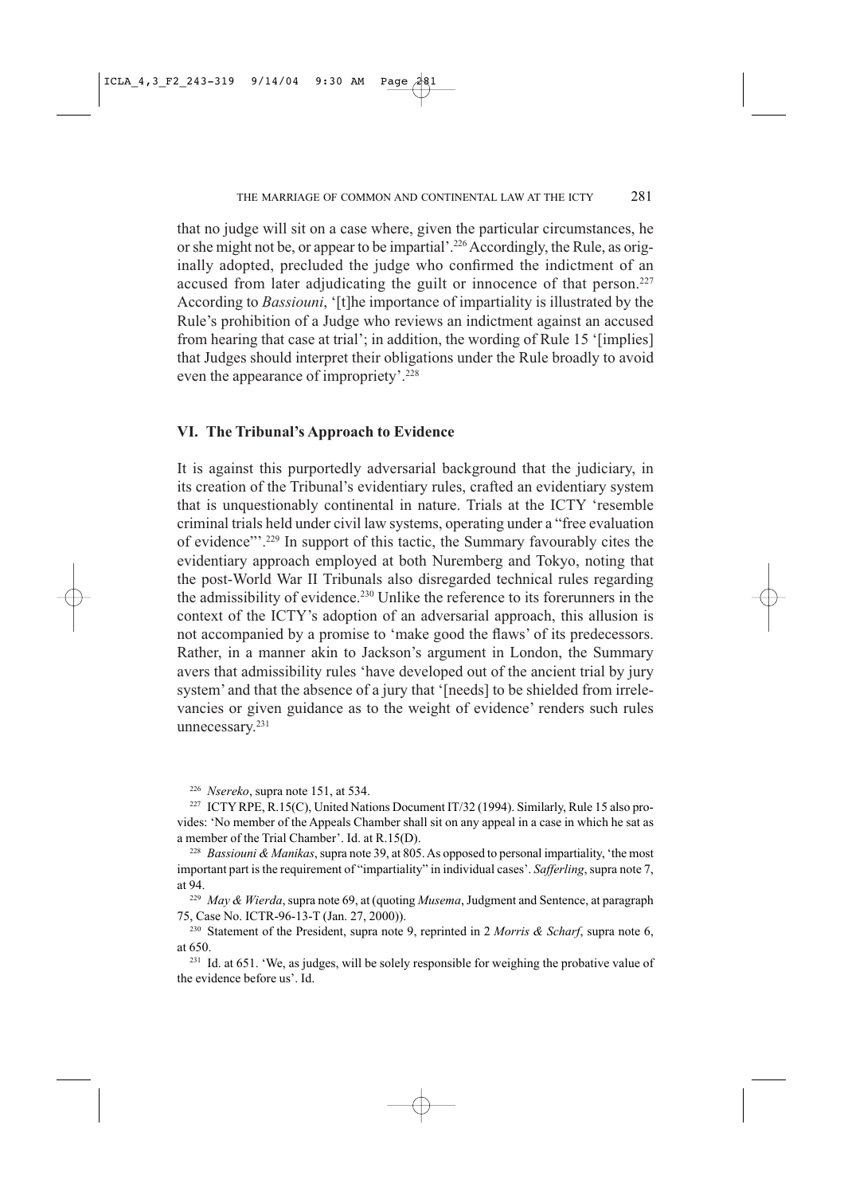that no judge will sit on a case where, given the particular circumstances, he or she might not be, or appear to be impartial'.[226] Accordingly, the Rule, as originally adopted, precluded the judge who confirmed the indictment of an accused from later adjudicating the guilt or innocence of that person.[227] According to *Bassiouni*, '[t]he importance of impartiality is illustrated by the Rule's prohibition of a Judge who reviews an indictment against an accused from hearing that case at trial'; in addition, the wording of Rule 15 '[implies] that Judges should interpret their obligations under the Rule broadly to avoid even the appearance of impropriety'.[228]

## VI. The Tribunal's Approach to Evidence

It is against this purportedly adversarial background that the judiciary, in its creation of the Tribunal's evidentiary rules, crafted an evidentiary system that is unquestionably continental in nature. Trials at the ICTY 'resemble criminal trials held under civil law systems, operating under a "free evaluation of evidence"'.[229] In support of this tactic, the Summary favourably cites the evidentiary approach employed at both Nuremberg and Tokyo, noting that the post-World War II Tribunals also disregarded technical rules regarding the admissibility of evidence.[230] Unlike the reference to its forerunners in the context of the ICTY's adoption of an adversarial approach, this allusion is not accompanied by a promise to 'make good the flaws' of its predecessors. Rather, in a manner akin to Jackson's argument in London, the Summary avers that admissibility rules 'have developed out of the ancient trial by jury system' and that the absence of a jury that '[needs] to be shielded from irrelevancies or given guidance as to the weight of evidence' renders such rules unnecessary.[231]

---

[226] *Nsereko*, supra note 151, at 534.

[227] ICTY RPE, R.15(C), United Nations Document IT/32 (1994). Similarly, Rule 15 also provides: 'No member of the Appeals Chamber shall sit on any appeal in a case in which he sat as a member of the Trial Chamber'. Id. at R.15(D).

[228] *Bassiouni & Manikas*, supra note 39, at 805. As opposed to personal impartiality, 'the most important part is the requirement of "impartiality" in individual cases'. *Safferling*, supra note 7, at 94.

[229] *May & Wierda*, supra note 69, at (quoting *Musema*, Judgment and Sentence, at paragraph 75, Case No. ICTR-96-13-T (Jan. 27, 2000)).

[230] Statement of the President, supra note 9, reprinted in 2 *Morris & Scharf*, supra note 6, at 650.

[231] Id. at 651. 'We, as judges, will be solely responsible for weighing the probative value of the evidence before us'. Id.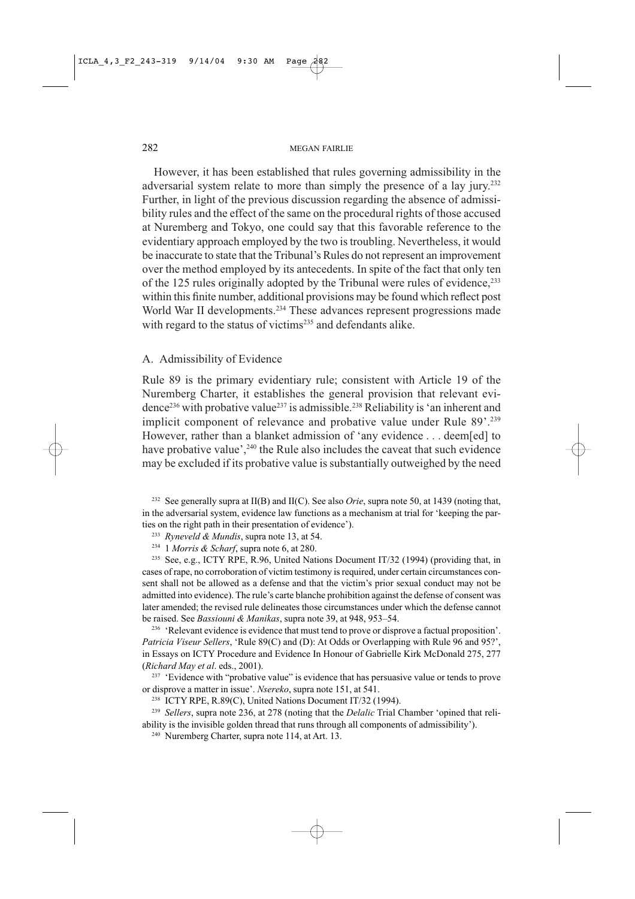However, it has been established that rules governing admissibility in the adversarial system relate to more than simply the presence of a lay jury.[232] Further, in light of the previous discussion regarding the absence of admissibility rules and the effect of the same on the procedural rights of those accused at Nuremberg and Tokyo, one could say that this favorable reference to the evidentiary approach employed by the two is troubling. Nevertheless, it would be inaccurate to state that the Tribunal's Rules do not represent an improvement over the method employed by its antecedents. In spite of the fact that only ten of the 125 rules originally adopted by the Tribunal were rules of evidence,[233] within this finite number, additional provisions may be found which reflect post World War II developments.[234] These advances represent progressions made with regard to the status of victims[235] and defendants alike.

## A. Admissibility of Evidence

Rule 89 is the primary evidentiary rule; consistent with Article 19 of the Nuremberg Charter, it establishes the general provision that relevant evidence[236] with probative value[237] is admissible.[238] Reliability is 'an inherent and implicit component of relevance and probative value under Rule 89'.[239] However, rather than a blanket admission of 'any evidence . . . deem[ed] to have probative value',[240] the Rule also includes the caveat that such evidence may be excluded if its probative value is substantially outweighed by the need

---

[232] See generally supra at II(B) and II(C). See also *Orie*, supra note 50, at 1439 (noting that, in the adversarial system, evidence law functions as a mechanism at trial for 'keeping the parties on the right path in their presentation of evidence').

[233] *Ryneveld & Mundis*, supra note 13, at 54.

[234] 1 *Morris & Scharf*, supra note 6, at 280.

[235] See, e.g., ICTY RPE, R.96, United Nations Document IT/32 (1994) (providing that, in cases of rape, no corroboration of victim testimony is required, under certain circumstances consent shall not be allowed as a defense and that the victim's prior sexual conduct may not be admitted into evidence). The rule's carte blanche prohibition against the defense of consent was later amended; the revised rule delineates those circumstances under which the defense cannot be raised. See *Bassiouni & Manikas*, supra note 39, at 948, 953–54.

[236] 'Relevant evidence is evidence that must tend to prove or disprove a factual proposition'. *Patricia Viseur Sellers*, 'Rule 89(C) and (D): At Odds or Overlapping with Rule 96 and 95?', in Essays on ICTY Procedure and Evidence In Honour of Gabrielle Kirk McDonald 275, 277 (*Richard May et al*. eds., 2001).

[237] 'Evidence with "probative value" is evidence that has persuasive value or tends to prove or disprove a matter in issue'. *Nsereko*, supra note 151, at 541.

[238] ICTY RPE, R.89(C), United Nations Document IT/32 (1994).

[239] *Sellers*, supra note 236, at 278 (noting that the *Delalic* Trial Chamber 'opined that reliability is the invisible golden thread that runs through all components of admissibility').

[240] Nuremberg Charter, supra note 114, at Art. 13.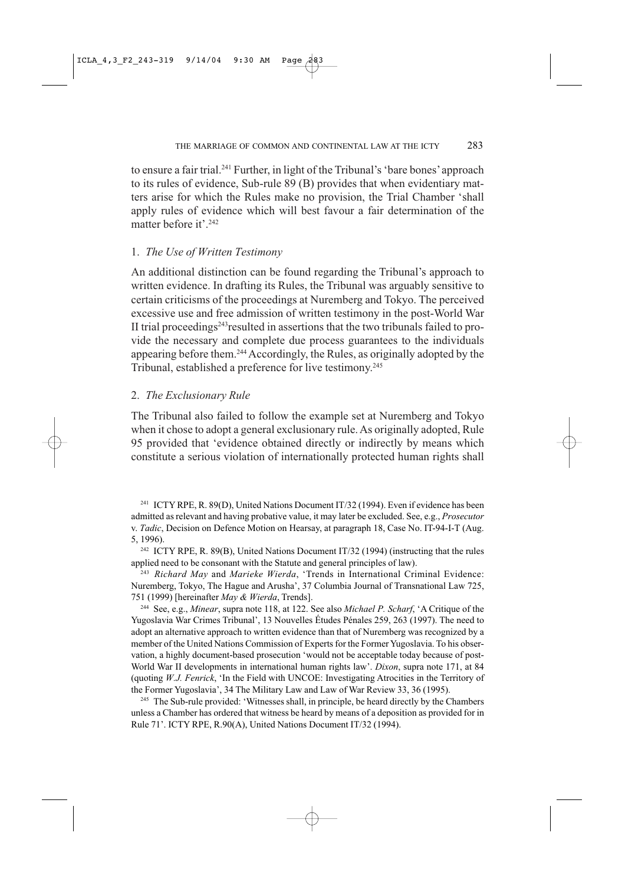to ensure a fair trial.[241] Further, in light of the Tribunal's 'bare bones' approach to its rules of evidence, Sub-rule 89 (B) provides that when evidentiary matters arise for which the Rules make no provision, the Trial Chamber 'shall apply rules of evidence which will best favour a fair determination of the matter before it'.[242]

### 1. *The Use of Written Testimony*

An additional distinction can be found regarding the Tribunal's approach to written evidence. In drafting its Rules, the Tribunal was arguably sensitive to certain criticisms of the proceedings at Nuremberg and Tokyo. The perceived excessive use and free admission of written testimony in the post-World War II trial proceedings[243]resulted in assertions that the two tribunals failed to provide the necessary and complete due process guarantees to the individuals appearing before them.[244] Accordingly, the Rules, as originally adopted by the Tribunal, established a preference for live testimony.[245]

### 2. *The Exclusionary Rule*

The Tribunal also failed to follow the example set at Nuremberg and Tokyo when it chose to adopt a general exclusionary rule. As originally adopted, Rule 95 provided that 'evidence obtained directly or indirectly by means which constitute a serious violation of internationally protected human rights shall

---

[241] ICTY RPE, R. 89(D), United Nations Document IT/32 (1994). Even if evidence has been admitted as relevant and having probative value, it may later be excluded. See, e.g., *Prosecutor* v. *Tadic*, Decision on Defence Motion on Hearsay, at paragraph 18, Case No. IT-94-I-T (Aug. 5, 1996).

[242] ICTY RPE, R. 89(B), United Nations Document IT/32 (1994) (instructing that the rules applied need to be consonant with the Statute and general principles of law).

[243] *Richard May* and *Marieke Wierda*, 'Trends in International Criminal Evidence: Nuremberg, Tokyo, The Hague and Arusha', 37 Columbia Journal of Transnational Law 725, 751 (1999) [hereinafter *May & Wierda*, Trends].

[244] See, e.g., *Minear*, supra note 118, at 122. See also *Michael P. Scharf*, 'A Critique of the Yugoslavia War Crimes Tribunal', 13 Nouvelles Études Pénales 259, 263 (1997). The need to adopt an alternative approach to written evidence than that of Nuremberg was recognized by a member of the United Nations Commission of Experts for the Former Yugoslavia. To his observation, a highly document-based prosecution 'would not be acceptable today because of post-World War II developments in international human rights law'. *Dixon*, supra note 171, at 84 (quoting *W.J. Fenrick*, 'In the Field with UNCOE: Investigating Atrocities in the Territory of the Former Yugoslavia', 34 The Military Law and Law of War Review 33, 36 (1995).

[245] The Sub-rule provided: 'Witnesses shall, in principle, be heard directly by the Chambers unless a Chamber has ordered that witness be heard by means of a deposition as provided for in Rule 71'. ICTY RPE, R.90(A), United Nations Document IT/32 (1994).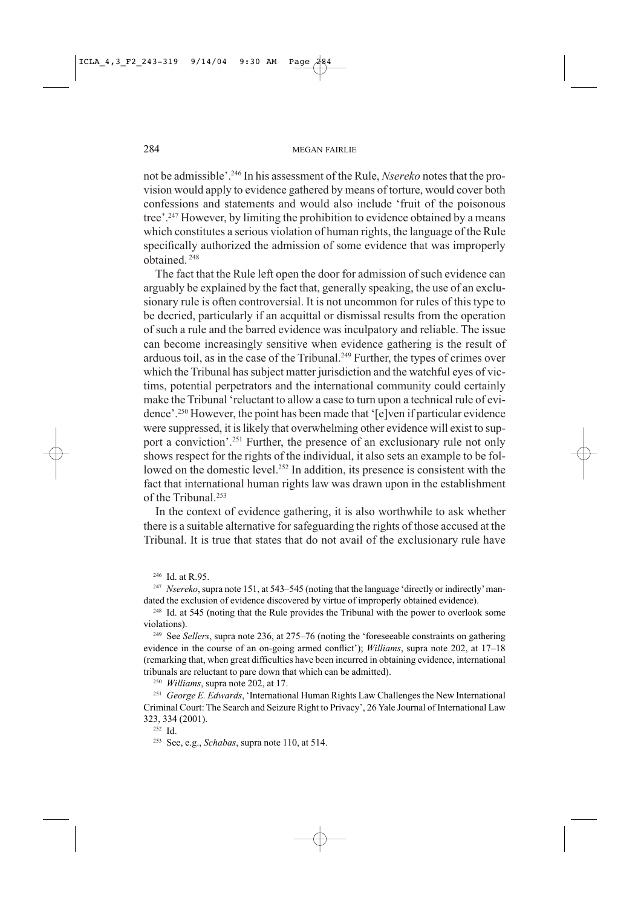not be admissible'.[246] In his assessment of the Rule, *Nsereko* notes that the provision would apply to evidence gathered by means of torture, would cover both confessions and statements and would also include 'fruit of the poisonous tree'.[247] However, by limiting the prohibition to evidence obtained by a means which constitutes a serious violation of human rights, the language of the Rule specifically authorized the admission of some evidence that was improperly obtained.[248]

The fact that the Rule left open the door for admission of such evidence can arguably be explained by the fact that, generally speaking, the use of an exclusionary rule is often controversial. It is not uncommon for rules of this type to be decried, particularly if an acquittal or dismissal results from the operation of such a rule and the barred evidence was inculpatory and reliable. The issue can become increasingly sensitive when evidence gathering is the result of arduous toil, as in the case of the Tribunal.[249] Further, the types of crimes over which the Tribunal has subject matter jurisdiction and the watchful eyes of victims, potential perpetrators and the international community could certainly make the Tribunal 'reluctant to allow a case to turn upon a technical rule of evidence'.[250] However, the point has been made that '[e]ven if particular evidence were suppressed, it is likely that overwhelming other evidence will exist to support a conviction'.[251] Further, the presence of an exclusionary rule not only shows respect for the rights of the individual, it also sets an example to be followed on the domestic level.[252] In addition, its presence is consistent with the fact that international human rights law was drawn upon in the establishment of the Tribunal.[253]

In the context of evidence gathering, it is also worthwhile to ask whether there is a suitable alternative for safeguarding the rights of those accused at the Tribunal. It is true that states that do not avail of the exclusionary rule have

---

[246] Id. at R.95.

[247] *Nsereko*, supra note 151, at 543–545 (noting that the language 'directly or indirectly' mandated the exclusion of evidence discovered by virtue of improperly obtained evidence).

[248] Id. at 545 (noting that the Rule provides the Tribunal with the power to overlook some violations).

[249] See *Sellers*, supra note 236, at 275–76 (noting the 'foreseeable constraints on gathering evidence in the course of an on-going armed conflict'); *Williams*, supra note 202, at 17–18 (remarking that, when great difficulties have been incurred in obtaining evidence, international tribunals are reluctant to pare down that which can be admitted).

[250] *Williams*, supra note 202, at 17.

[251] *George E. Edwards*, 'International Human Rights Law Challenges the New International Criminal Court: The Search and Seizure Right to Privacy', 26 Yale Journal of International Law 323, 334 (2001).

[252] Id.

[253] See, e.g., *Schabas*, supra note 110, at 514.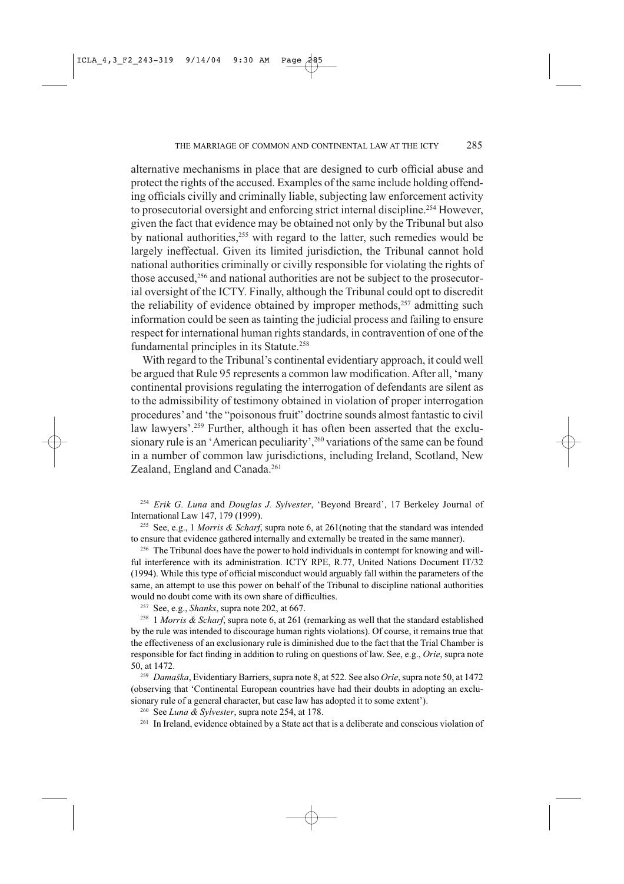alternative mechanisms in place that are designed to curb official abuse and protect the rights of the accused. Examples of the same include holding offending officials civilly and criminally liable, subjecting law enforcement activity to prosecutorial oversight and enforcing strict internal discipline.[254] However, given the fact that evidence may be obtained not only by the Tribunal but also by national authorities,[255] with regard to the latter, such remedies would be largely ineffectual. Given its limited jurisdiction, the Tribunal cannot hold national authorities criminally or civilly responsible for violating the rights of those accused,[256] and national authorities are not be subject to the prosecutorial oversight of the ICTY. Finally, although the Tribunal could opt to discredit the reliability of evidence obtained by improper methods,[257] admitting such information could be seen as tainting the judicial process and failing to ensure respect for international human rights standards, in contravention of one of the fundamental principles in its Statute.[258]

With regard to the Tribunal's continental evidentiary approach, it could well be argued that Rule 95 represents a common law modification. After all, 'many continental provisions regulating the interrogation of defendants are silent as to the admissibility of testimony obtained in violation of proper interrogation procedures' and 'the "poisonous fruit" doctrine sounds almost fantastic to civil law lawyers'.[259] Further, although it has often been asserted that the exclusionary rule is an 'American peculiarity',[260] variations of the same can be found in a number of common law jurisdictions, including Ireland, Scotland, New Zealand, England and Canada.[261]

[254] *Erik G. Luna* and *Douglas J. Sylvester*, 'Beyond Breard', 17 Berkeley Journal of International Law 147, 179 (1999).

[255] See, e.g., 1 *Morris & Scharf*, supra note 6, at 261(noting that the standard was intended to ensure that evidence gathered internally and externally be treated in the same manner).

[256] The Tribunal does have the power to hold individuals in contempt for knowing and willful interference with its administration. ICTY RPE, R.77, United Nations Document IT/32 (1994). While this type of official misconduct would arguably fall within the parameters of the same, an attempt to use this power on behalf of the Tribunal to discipline national authorities would no doubt come with its own share of difficulties.

[257] See, e.g., *Shanks*, supra note 202, at 667.

[258] 1 *Morris & Scharf*, supra note 6, at 261 (remarking as well that the standard established by the rule was intended to discourage human rights violations). Of course, it remains true that the effectiveness of an exclusionary rule is diminished due to the fact that the Trial Chamber is responsible for fact finding in addition to ruling on questions of law. See, e.g., *Orie*, supra note 50, at 1472.

[259] *Damaška*, Evidentiary Barriers, supra note 8, at 522. See also *Orie*, supra note 50, at 1472 (observing that 'Continental European countries have had their doubts in adopting an exclusionary rule of a general character, but case law has adopted it to some extent').

[260] See *Luna & Sylvester*, supra note 254, at 178.

[261] In Ireland, evidence obtained by a State act that is a deliberate and conscious violation of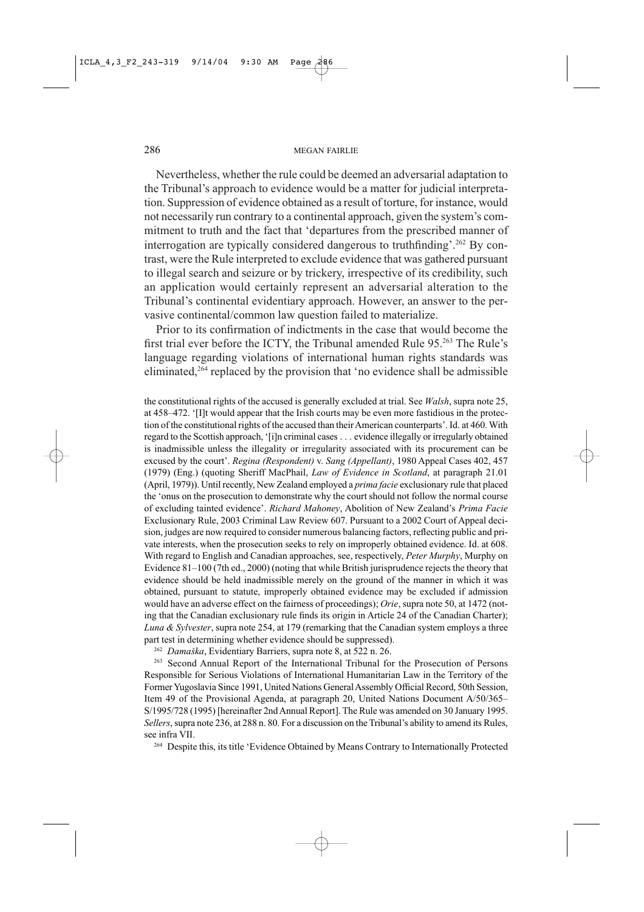Nevertheless, whether the rule could be deemed an adversarial adaptation to the Tribunal's approach to evidence would be a matter for judicial interpretation. Suppression of evidence obtained as a result of torture, for instance, would not necessarily run contrary to a continental approach, given the system's commitment to truth and the fact that 'departures from the prescribed manner of interrogation are typically considered dangerous to truthfinding'.[262] By contrast, were the Rule interpreted to exclude evidence that was gathered pursuant to illegal search and seizure or by trickery, irrespective of its credibility, such an application would certainly represent an adversarial alteration to the Tribunal's continental evidentiary approach. However, an answer to the pervasive continental/common law question failed to materialize.

Prior to its confirmation of indictments in the case that would become the first trial ever before the ICTY, the Tribunal amended Rule 95.[263] The Rule's language regarding violations of international human rights standards was eliminated,[264] replaced by the provision that 'no evidence shall be admissible

the constitutional rights of the accused is generally excluded at trial. See *Walsh*, supra note 25, at 458–472. '[I]t would appear that the Irish courts may be even more fastidious in the protection of the constitutional rights of the accused than their American counterparts'. Id. at 460. With regard to the Scottish approach, '[i]n criminal cases . . . evidence illegally or irregularly obtained is inadmissible unless the illegality or irregularity associated with its procurement can be excused by the court'. *Regina (Respondent)* v. *Sang (Appellant)*, 1980 Appeal Cases 402, 457 (1979) (Eng.) (quoting Sheriff MacPhail, *Law of Evidence in Scotland*, at paragraph 21.01 (April, 1979)). Until recently, New Zealand employed a *prima facie* exclusionary rule that placed the 'onus on the prosecution to demonstrate why the court should not follow the normal course of excluding tainted evidence'. *Richard Mahoney*, Abolition of New Zealand's *Prima Facie* Exclusionary Rule, 2003 Criminal Law Review 607. Pursuant to a 2002 Court of Appeal decision, judges are now required to consider numerous balancing factors, reflecting public and private interests, when the prosecution seeks to rely on improperly obtained evidence. Id. at 608. With regard to English and Canadian approaches, see, respectively, *Peter Murphy*, Murphy on Evidence 81–100 (7th ed., 2000) (noting that while British jurisprudence rejects the theory that evidence should be held inadmissible merely on the ground of the manner in which it was obtained, pursuant to statute, improperly obtained evidence may be excluded if admission would have an adverse effect on the fairness of proceedings); *Orie*, supra note 50, at 1472 (noting that the Canadian exclusionary rule finds its origin in Article 24 of the Canadian Charter); *Luna & Sylvester*, supra note 254, at 179 (remarking that the Canadian system employs a three part test in determining whether evidence should be suppressed).

[262] *Damaška*, Evidentiary Barriers, supra note 8, at 522 n. 26.

[263] Second Annual Report of the International Tribunal for the Prosecution of Persons Responsible for Serious Violations of International Humanitarian Law in the Territory of the Former Yugoslavia Since 1991, United Nations General Assembly Official Record, 50th Session, Item 49 of the Provisional Agenda, at paragraph 20, United Nations Document A/50/365–S/1995/728 (1995) [hereinafter 2nd Annual Report]. The Rule was amended on 30 January 1995. *Sellers*, supra note 236, at 288 n. 80. For a discussion on the Tribunal's ability to amend its Rules, see infra VII.

[264] Despite this, its title 'Evidence Obtained by Means Contrary to Internationally Protected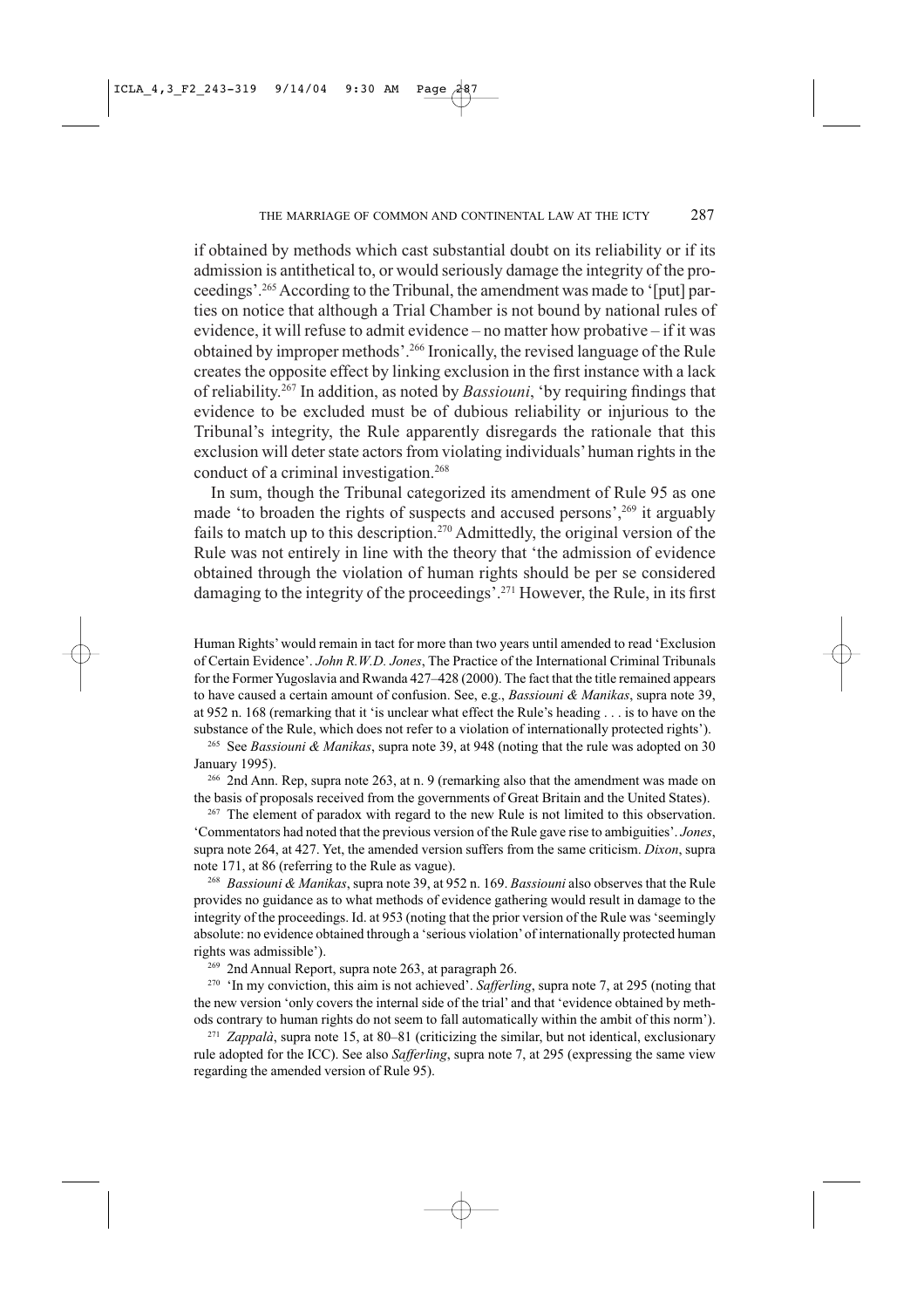if obtained by methods which cast substantial doubt on its reliability or if its admission is antithetical to, or would seriously damage the integrity of the proceedings'.[265] According to the Tribunal, the amendment was made to '[put] parties on notice that although a Trial Chamber is not bound by national rules of evidence, it will refuse to admit evidence – no matter how probative – if it was obtained by improper methods'.[266] Ironically, the revised language of the Rule creates the opposite effect by linking exclusion in the first instance with a lack of reliability.[267] In addition, as noted by *Bassiouni*, 'by requiring findings that evidence to be excluded must be of dubious reliability or injurious to the Tribunal's integrity, the Rule apparently disregards the rationale that this exclusion will deter state actors from violating individuals' human rights in the conduct of a criminal investigation.[268]

In sum, though the Tribunal categorized its amendment of Rule 95 as one made 'to broaden the rights of suspects and accused persons',[269] it arguably fails to match up to this description.[270] Admittedly, the original version of the Rule was not entirely in line with the theory that 'the admission of evidence obtained through the violation of human rights should be per se considered damaging to the integrity of the proceedings'.[271] However, the Rule, in its first

Human Rights' would remain in tact for more than two years until amended to read 'Exclusion of Certain Evidence'. *John R.W.D. Jones*, The Practice of the International Criminal Tribunals for the Former Yugoslavia and Rwanda 427–428 (2000). The fact that the title remained appears to have caused a certain amount of confusion. See, e.g., *Bassiouni & Manikas*, supra note 39, at 952 n. 168 (remarking that it 'is unclear what effect the Rule's heading . . . is to have on the substance of the Rule, which does not refer to a violation of internationally protected rights').

[265] See *Bassiouni & Manikas*, supra note 39, at 948 (noting that the rule was adopted on 30 January 1995).

[266] 2nd Ann. Rep, supra note 263, at n. 9 (remarking also that the amendment was made on the basis of proposals received from the governments of Great Britain and the United States).

[267] The element of paradox with regard to the new Rule is not limited to this observation. 'Commentators had noted that the previous version of the Rule gave rise to ambiguities'. *Jones*, supra note 264, at 427. Yet, the amended version suffers from the same criticism. *Dixon*, supra note 171, at 86 (referring to the Rule as vague).

[268] *Bassiouni & Manikas*, supra note 39, at 952 n. 169. *Bassiouni* also observes that the Rule provides no guidance as to what methods of evidence gathering would result in damage to the integrity of the proceedings. Id. at 953 (noting that the prior version of the Rule was 'seemingly absolute: no evidence obtained through a 'serious violation' of internationally protected human rights was admissible').

[269] 2nd Annual Report, supra note 263, at paragraph 26.

[270] 'In my conviction, this aim is not achieved'. *Safferling*, supra note 7, at 295 (noting that the new version 'only covers the internal side of the trial' and that 'evidence obtained by methods contrary to human rights do not seem to fall automatically within the ambit of this norm').

[271] *Zappalà*, supra note 15, at 80–81 (criticizing the similar, but not identical, exclusionary rule adopted for the ICC). See also *Safferling*, supra note 7, at 295 (expressing the same view regarding the amended version of Rule 95).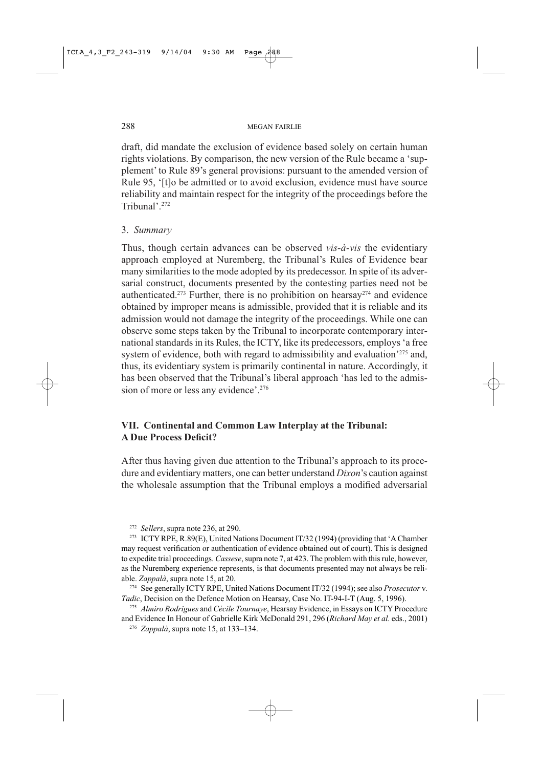draft, did mandate the exclusion of evidence based solely on certain human rights violations. By comparison, the new version of the Rule became a 'supplement' to Rule 89's general provisions: pursuant to the amended version of Rule 95, '[t]o be admitted or to avoid exclusion, evidence must have source reliability and maintain respect for the integrity of the proceedings before the Tribunal'.[272]

### 3. *Summary*

Thus, though certain advances can be observed *vis-à-vis* the evidentiary approach employed at Nuremberg, the Tribunal's Rules of Evidence bear many similarities to the mode adopted by its predecessor. In spite of its adversarial construct, documents presented by the contesting parties need not be authenticated.[273] Further, there is no prohibition on hearsay[274] and evidence obtained by improper means is admissible, provided that it is reliable and its admission would not damage the integrity of the proceedings. While one can observe some steps taken by the Tribunal to incorporate contemporary international standards in its Rules, the ICTY, like its predecessors, employs 'a free system of evidence, both with regard to admissibility and evaluation'[275] and, thus, its evidentiary system is primarily continental in nature. Accordingly, it has been observed that the Tribunal's liberal approach 'has led to the admission of more or less any evidence'.[276]

## VII. Continental and Common Law Interplay at the Tribunal: A Due Process Deficit?

After thus having given due attention to the Tribunal's approach to its procedure and evidentiary matters, one can better understand *Dixon*'s caution against the wholesale assumption that the Tribunal employs a modified adversarial

---

[272] *Sellers*, supra note 236, at 290.

[273] ICTY RPE, R.89(E), United Nations Document IT/32 (1994) (providing that 'A Chamber may request verification or authentication of evidence obtained out of court'). This is designed to expedite trial proceedings. *Cassese*, supra note 7, at 423. The problem with this rule, however, as the Nuremberg experience represents, is that documents presented may not always be reliable. *Zappalà*, supra note 15, at 20.

[274] See generally ICTY RPE, United Nations Document IT/32 (1994); see also *Prosecutor* v. *Tadic*, Decision on the Defence Motion on Hearsay, Case No. IT-94-I-T (Aug. 5, 1996).

[275] *Almiro Rodrigues* and *Cécile Tournaye*, Hearsay Evidence, in Essays on ICTY Procedure and Evidence In Honour of Gabrielle Kirk McDonald 291, 296 (*Richard May et al*. eds., 2001)

[276] *Zappalà*, supra note 15, at 133–134.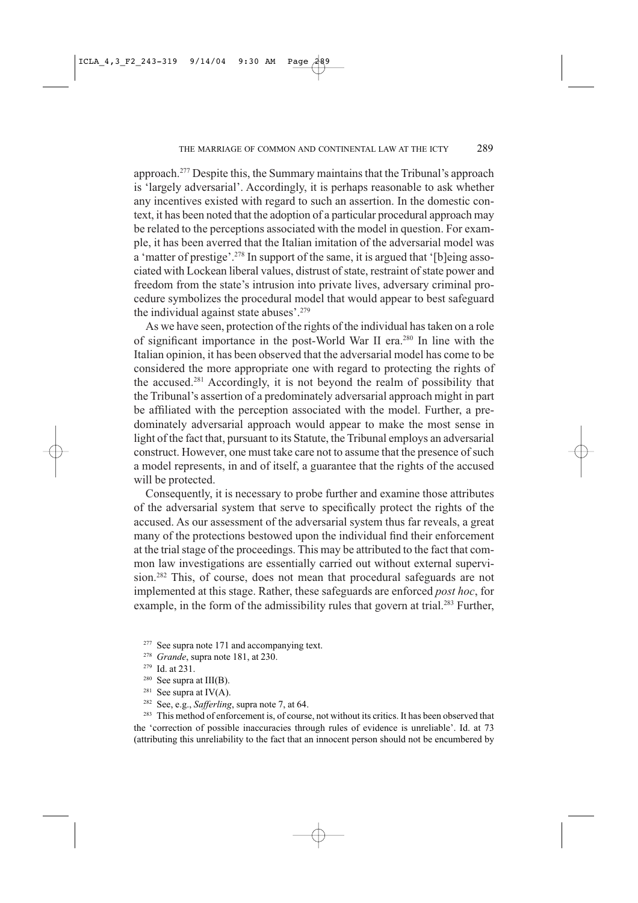approach.[277] Despite this, the Summary maintains that the Tribunal's approach is 'largely adversarial'. Accordingly, it is perhaps reasonable to ask whether any incentives existed with regard to such an assertion. In the domestic context, it has been noted that the adoption of a particular procedural approach may be related to the perceptions associated with the model in question. For example, it has been averred that the Italian imitation of the adversarial model was a 'matter of prestige'.[278] In support of the same, it is argued that '[b]eing associated with Lockean liberal values, distrust of state, restraint of state power and freedom from the state's intrusion into private lives, adversary criminal procedure symbolizes the procedural model that would appear to best safeguard the individual against state abuses'.[279]

As we have seen, protection of the rights of the individual has taken on a role of significant importance in the post-World War II era.[280] In line with the Italian opinion, it has been observed that the adversarial model has come to be considered the more appropriate one with regard to protecting the rights of the accused.[281] Accordingly, it is not beyond the realm of possibility that the Tribunal's assertion of a predominately adversarial approach might in part be affiliated with the perception associated with the model. Further, a predominately adversarial approach would appear to make the most sense in light of the fact that, pursuant to its Statute, the Tribunal employs an adversarial construct. However, one must take care not to assume that the presence of such a model represents, in and of itself, a guarantee that the rights of the accused will be protected.

Consequently, it is necessary to probe further and examine those attributes of the adversarial system that serve to specifically protect the rights of the accused. As our assessment of the adversarial system thus far reveals, a great many of the protections bestowed upon the individual find their enforcement at the trial stage of the proceedings. This may be attributed to the fact that common law investigations are essentially carried out without external supervision.[282] This, of course, does not mean that procedural safeguards are not implemented at this stage. Rather, these safeguards are enforced *post hoc*, for example, in the form of the admissibility rules that govern at trial.[283] Further,

[277] See supra note 171 and accompanying text.

[278] *Grande*, supra note 181, at 230.

[279] Id. at 231.

[280] See supra at III(B).

[281] See supra at IV(A).

[282] See, e.g., *Safferling*, supra note 7, at 64.

[283] This method of enforcement is, of course, not without its critics. It has been observed that the 'correction of possible inaccuracies through rules of evidence is unreliable'. Id. at 73 (attributing this unreliability to the fact that an innocent person should not be encumbered by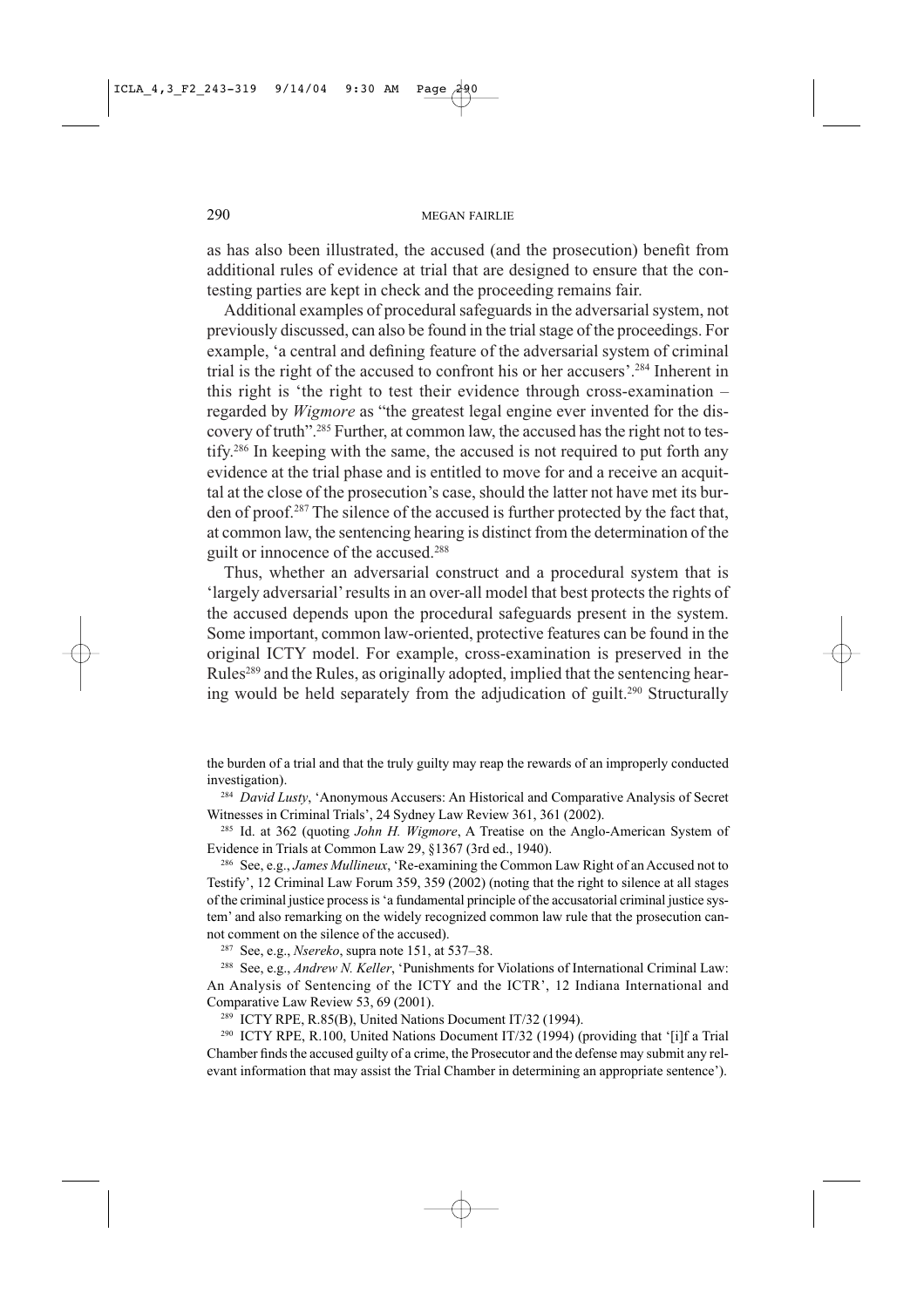as has also been illustrated, the accused (and the prosecution) benefit from additional rules of evidence at trial that are designed to ensure that the contesting parties are kept in check and the proceeding remains fair.

Additional examples of procedural safeguards in the adversarial system, not previously discussed, can also be found in the trial stage of the proceedings. For example, 'a central and defining feature of the adversarial system of criminal trial is the right of the accused to confront his or her accusers'.[284] Inherent in this right is 'the right to test their evidence through cross-examination – regarded by *Wigmore* as "the greatest legal engine ever invented for the discovery of truth"'.[285] Further, at common law, the accused has the right not to testify.[286] In keeping with the same, the accused is not required to put forth any evidence at the trial phase and is entitled to move for and a receive an acquittal at the close of the prosecution's case, should the latter not have met its burden of proof.[287] The silence of the accused is further protected by the fact that, at common law, the sentencing hearing is distinct from the determination of the guilt or innocence of the accused.[288]

Thus, whether an adversarial construct and a procedural system that is 'largely adversarial' results in an over-all model that best protects the rights of the accused depends upon the procedural safeguards present in the system. Some important, common law-oriented, protective features can be found in the original ICTY model. For example, cross-examination is preserved in the Rules[289] and the Rules, as originally adopted, implied that the sentencing hearing would be held separately from the adjudication of guilt.[290] Structurally

---

the burden of a trial and that the truly guilty may reap the rewards of an improperly conducted investigation).

[284] *David Lusty*, 'Anonymous Accusers: An Historical and Comparative Analysis of Secret Witnesses in Criminal Trials', 24 Sydney Law Review 361, 361 (2002).

[285] Id. at 362 (quoting *John H. Wigmore*, A Treatise on the Anglo-American System of Evidence in Trials at Common Law 29, §1367 (3rd ed., 1940).

[286] See, e.g., *James Mullineux*, 'Re-examining the Common Law Right of an Accused not to Testify', 12 Criminal Law Forum 359, 359 (2002) (noting that the right to silence at all stages of the criminal justice process is 'a fundamental principle of the accusatorial criminal justice system' and also remarking on the widely recognized common law rule that the prosecution cannot comment on the silence of the accused).

[287] See, e.g., *Nsereko*, supra note 151, at 537–38.

[288] See, e.g., *Andrew N. Keller*, 'Punishments for Violations of International Criminal Law: An Analysis of Sentencing of the ICTY and the ICTR', 12 Indiana International and Comparative Law Review 53, 69 (2001).

[289] ICTY RPE, R.85(B), United Nations Document IT/32 (1994).

[290] ICTY RPE, R.100, United Nations Document IT/32 (1994) (providing that '[i]f a Trial Chamber finds the accused guilty of a crime, the Prosecutor and the defense may submit any relevant information that may assist the Trial Chamber in determining an appropriate sentence').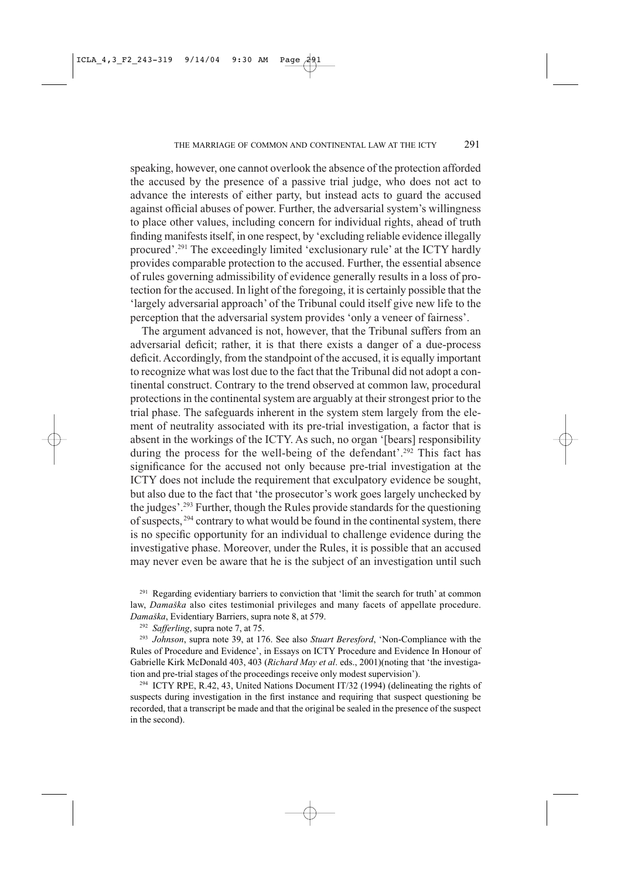speaking, however, one cannot overlook the absence of the protection afforded the accused by the presence of a passive trial judge, who does not act to advance the interests of either party, but instead acts to guard the accused against official abuses of power. Further, the adversarial system's willingness to place other values, including concern for individual rights, ahead of truth finding manifests itself, in one respect, by 'excluding reliable evidence illegally procured'.[291] The exceedingly limited 'exclusionary rule' at the ICTY hardly provides comparable protection to the accused. Further, the essential absence of rules governing admissibility of evidence generally results in a loss of protection for the accused. In light of the foregoing, it is certainly possible that the 'largely adversarial approach' of the Tribunal could itself give new life to the perception that the adversarial system provides 'only a veneer of fairness'.

The argument advanced is not, however, that the Tribunal suffers from an adversarial deficit; rather, it is that there exists a danger of a due-process deficit. Accordingly, from the standpoint of the accused, it is equally important to recognize what was lost due to the fact that the Tribunal did not adopt a continental construct. Contrary to the trend observed at common law, procedural protections in the continental system are arguably at their strongest prior to the trial phase. The safeguards inherent in the system stem largely from the element of neutrality associated with its pre-trial investigation, a factor that is absent in the workings of the ICTY. As such, no organ '[bears] responsibility during the process for the well-being of the defendant'.[292] This fact has significance for the accused not only because pre-trial investigation at the ICTY does not include the requirement that exculpatory evidence be sought, but also due to the fact that 'the prosecutor's work goes largely unchecked by the judges'.[293] Further, though the Rules provide standards for the questioning of suspects,[294] contrary to what would be found in the continental system, there is no specific opportunity for an individual to challenge evidence during the investigative phase. Moreover, under the Rules, it is possible that an accused may never even be aware that he is the subject of an investigation until such

[291] Regarding evidentiary barriers to conviction that 'limit the search for truth' at common law, *Damaška* also cites testimonial privileges and many facets of appellate procedure. *Damaška*, Evidentiary Barriers, supra note 8, at 579.

[292] *Safferling*, supra note 7, at 75.

[293] *Johnson*, supra note 39, at 176. See also *Stuart Beresford*, 'Non-Compliance with the Rules of Procedure and Evidence', in Essays on ICTY Procedure and Evidence In Honour of Gabrielle Kirk McDonald 403, 403 (*Richard May et al*. eds., 2001)(noting that 'the investigation and pre-trial stages of the proceedings receive only modest supervision').

[294] ICTY RPE, R.42, 43, United Nations Document IT/32 (1994) (delineating the rights of suspects during investigation in the first instance and requiring that suspect questioning be recorded, that a transcript be made and that the original be sealed in the presence of the suspect in the second).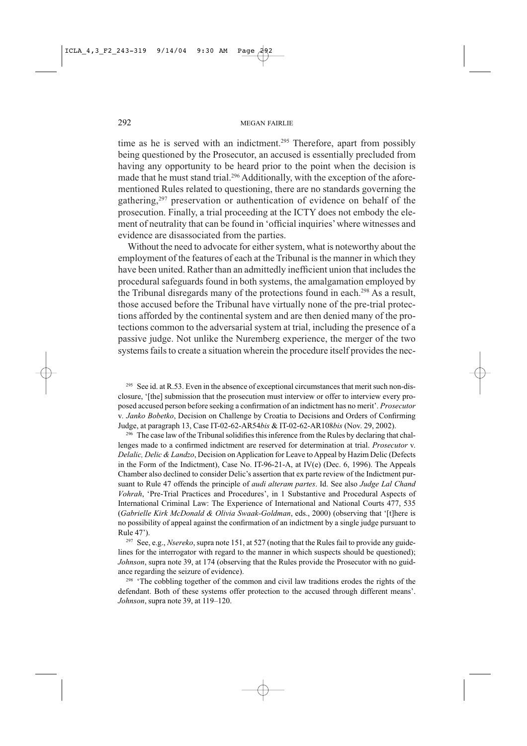time as he is served with an indictment.[295] Therefore, apart from possibly being questioned by the Prosecutor, an accused is essentially precluded from having any opportunity to be heard prior to the point when the decision is made that he must stand trial.[296] Additionally, with the exception of the aforementioned Rules related to questioning, there are no standards governing the gathering,[297] preservation or authentication of evidence on behalf of the prosecution. Finally, a trial proceeding at the ICTY does not embody the element of neutrality that can be found in 'official inquiries' where witnesses and evidence are disassociated from the parties.

Without the need to advocate for either system, what is noteworthy about the employment of the features of each at the Tribunal is the manner in which they have been united. Rather than an admittedly inefficient union that includes the procedural safeguards found in both systems, the amalgamation employed by the Tribunal disregards many of the protections found in each.[298] As a result, those accused before the Tribunal have virtually none of the pre-trial protections afforded by the continental system and are then denied many of the protections common to the adversarial system at trial, including the presence of a passive judge. Not unlike the Nuremberg experience, the merger of the two systems fails to create a situation wherein the procedure itself provides the nec-

[295] See id. at R.53. Even in the absence of exceptional circumstances that merit such non-disclosure, '[the] submission that the prosecution must interview or offer to interview every proposed accused person before seeking a confirmation of an indictment has no merit'. *Prosecutor* v. *Janko Bobetko*, Decision on Challenge by Croatia to Decisions and Orders of Confirming Judge, at paragraph 13, Case IT-02-62-AR54*bis* & IT-02-62-AR108*bis* (Nov. 29, 2002).

[296] The case law of the Tribunal solidifies this inference from the Rules by declaring that challenges made to a confirmed indictment are reserved for determination at trial. *Prosecutor* v. *Delalic, Delic & Landzo*, Decision on Application for Leave to Appeal by Hazim Delic (Defects in the Form of the Indictment), Case No. IT-96-21-A, at IV(e) (Dec. 6, 1996). The Appeals Chamber also declined to consider Delic's assertion that ex parte review of the Indictment pursuant to Rule 47 offends the principle of *audi alteram partes*. Id. See also *Judge Lal Chand Vohrah*, 'Pre-Trial Practices and Procedures', in 1 Substantive and Procedural Aspects of International Criminal Law: The Experience of International and National Courts 477, 535 (*Gabrielle Kirk McDonald & Olivia Swaak-Goldman*, eds., 2000) (observing that '[t]here is no possibility of appeal against the confirmation of an indictment by a single judge pursuant to Rule 47').

[297] See, e.g., *Nsereko*, supra note 151, at 527 (noting that the Rules fail to provide any guidelines for the interrogator with regard to the manner in which suspects should be questioned); *Johnson*, supra note 39, at 174 (observing that the Rules provide the Prosecutor with no guidance regarding the seizure of evidence).

[298] 'The cobbling together of the common and civil law traditions erodes the rights of the defendant. Both of these systems offer protection to the accused through different means'. *Johnson*, supra note 39, at 119–120.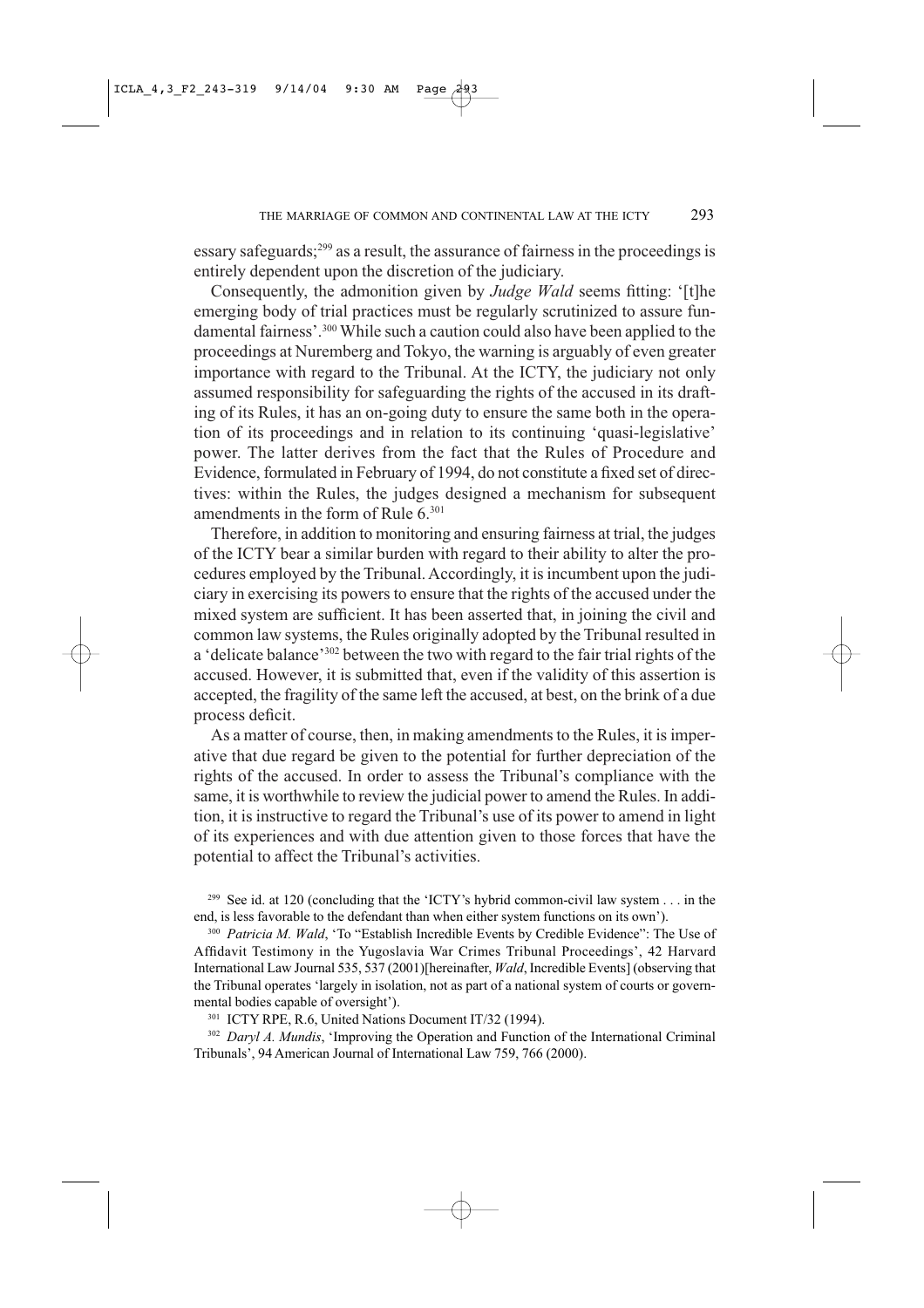essary safeguards;[299] as a result, the assurance of fairness in the proceedings is entirely dependent upon the discretion of the judiciary.

Consequently, the admonition given by *Judge Wald* seems fitting: '[t]he emerging body of trial practices must be regularly scrutinized to assure fundamental fairness'.[300] While such a caution could also have been applied to the proceedings at Nuremberg and Tokyo, the warning is arguably of even greater importance with regard to the Tribunal. At the ICTY, the judiciary not only assumed responsibility for safeguarding the rights of the accused in its drafting of its Rules, it has an on-going duty to ensure the same both in the operation of its proceedings and in relation to its continuing 'quasi-legislative' power. The latter derives from the fact that the Rules of Procedure and Evidence, formulated in February of 1994, do not constitute a fixed set of directives: within the Rules, the judges designed a mechanism for subsequent amendments in the form of Rule 6.[301]

Therefore, in addition to monitoring and ensuring fairness at trial, the judges of the ICTY bear a similar burden with regard to their ability to alter the procedures employed by the Tribunal. Accordingly, it is incumbent upon the judiciary in exercising its powers to ensure that the rights of the accused under the mixed system are sufficient. It has been asserted that, in joining the civil and common law systems, the Rules originally adopted by the Tribunal resulted in a 'delicate balance'[302] between the two with regard to the fair trial rights of the accused. However, it is submitted that, even if the validity of this assertion is accepted, the fragility of the same left the accused, at best, on the brink of a due process deficit.

As a matter of course, then, in making amendments to the Rules, it is imperative that due regard be given to the potential for further depreciation of the rights of the accused. In order to assess the Tribunal's compliance with the same, it is worthwhile to review the judicial power to amend the Rules. In addition, it is instructive to regard the Tribunal's use of its power to amend in light of its experiences and with due attention given to those forces that have the potential to affect the Tribunal's activities.

[299] See id. at 120 (concluding that the 'ICTY's hybrid common-civil law system . . . in the end, is less favorable to the defendant than when either system functions on its own').

[300] *Patricia M. Wald*, 'To "Establish Incredible Events by Credible Evidence": The Use of Affidavit Testimony in the Yugoslavia War Crimes Tribunal Proceedings', 42 Harvard International Law Journal 535, 537 (2001)[hereinafter, *Wald*, Incredible Events] (observing that the Tribunal operates 'largely in isolation, not as part of a national system of courts or governmental bodies capable of oversight').

[301] ICTY RPE, R.6, United Nations Document IT/32 (1994).

[302] *Daryl A. Mundis*, 'Improving the Operation and Function of the International Criminal Tribunals', 94 American Journal of International Law 759, 766 (2000).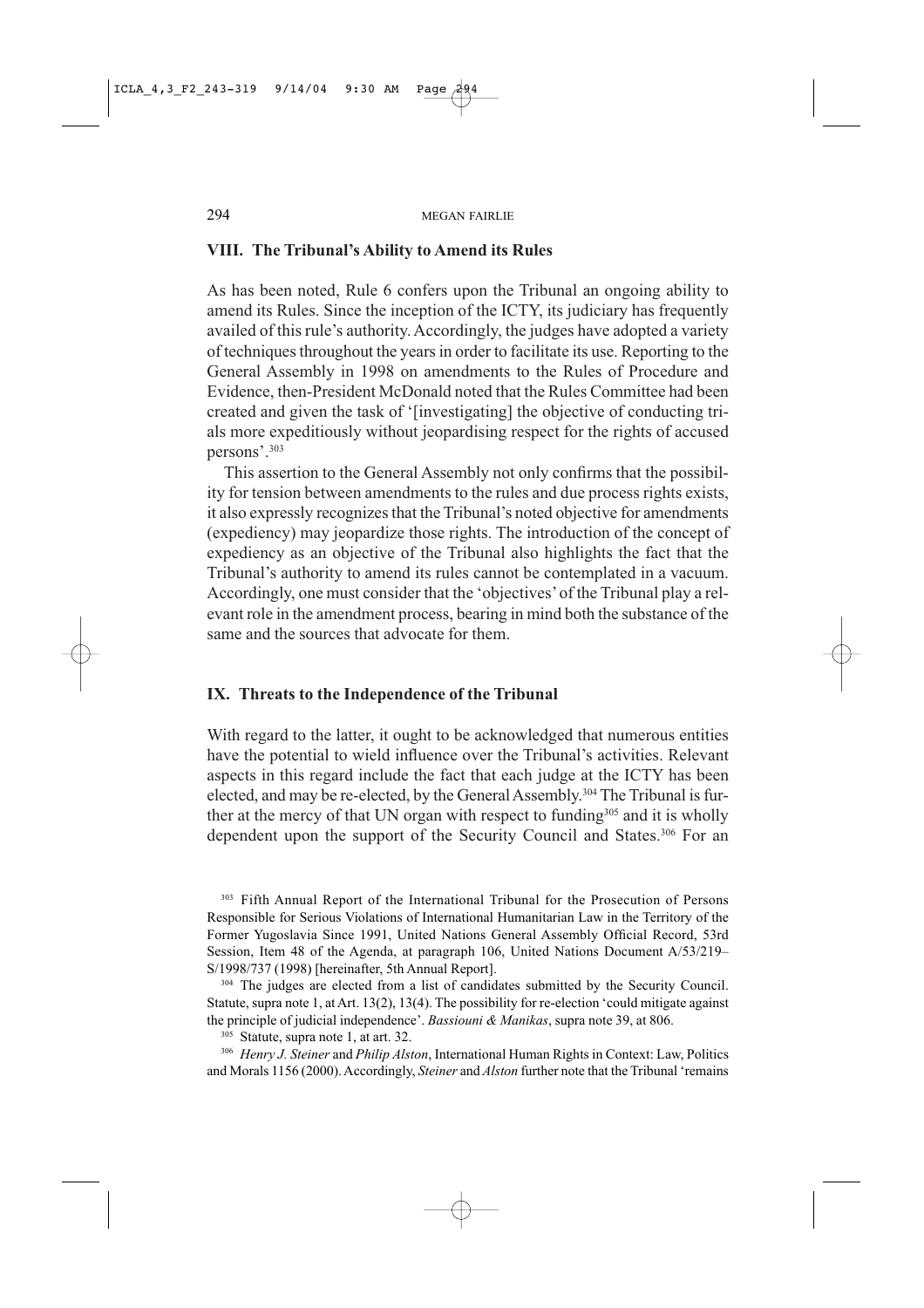## VIII. The Tribunal's Ability to Amend its Rules

As has been noted, Rule 6 confers upon the Tribunal an ongoing ability to amend its Rules. Since the inception of the ICTY, its judiciary has frequently availed of this rule's authority. Accordingly, the judges have adopted a variety of techniques throughout the years in order to facilitate its use. Reporting to the General Assembly in 1998 on amendments to the Rules of Procedure and Evidence, then-President McDonald noted that the Rules Committee had been created and given the task of '[investigating] the objective of conducting trials more expeditiously without jeopardising respect for the rights of accused persons'.[303]

This assertion to the General Assembly not only confirms that the possibility for tension between amendments to the rules and due process rights exists, it also expressly recognizes that the Tribunal's noted objective for amendments (expediency) may jeopardize those rights. The introduction of the concept of expediency as an objective of the Tribunal also highlights the fact that the Tribunal's authority to amend its rules cannot be contemplated in a vacuum. Accordingly, one must consider that the 'objectives' of the Tribunal play a relevant role in the amendment process, bearing in mind both the substance of the same and the sources that advocate for them.

## IX. Threats to the Independence of the Tribunal

With regard to the latter, it ought to be acknowledged that numerous entities have the potential to wield influence over the Tribunal's activities. Relevant aspects in this regard include the fact that each judge at the ICTY has been elected, and may be re-elected, by the General Assembly.[304] The Tribunal is further at the mercy of that UN organ with respect to funding[305] and it is wholly dependent upon the support of the Security Council and States.[306] For an

---

[303] Fifth Annual Report of the International Tribunal for the Prosecution of Persons Responsible for Serious Violations of International Humanitarian Law in the Territory of the Former Yugoslavia Since 1991, United Nations General Assembly Official Record, 53rd Session, Item 48 of the Agenda, at paragraph 106, United Nations Document A/53/219–S/1998/737 (1998) [hereinafter, 5th Annual Report].

[304] The judges are elected from a list of candidates submitted by the Security Council. Statute, supra note 1, at Art. 13(2), 13(4). The possibility for re-election 'could mitigate against the principle of judicial independence'. *Bassiouni & Manikas*, supra note 39, at 806.

[305] Statute, supra note 1, at art. 32.

[306] *Henry J. Steiner* and *Philip Alston*, International Human Rights in Context: Law, Politics and Morals 1156 (2000). Accordingly, *Steiner* and *Alston* further note that the Tribunal 'remains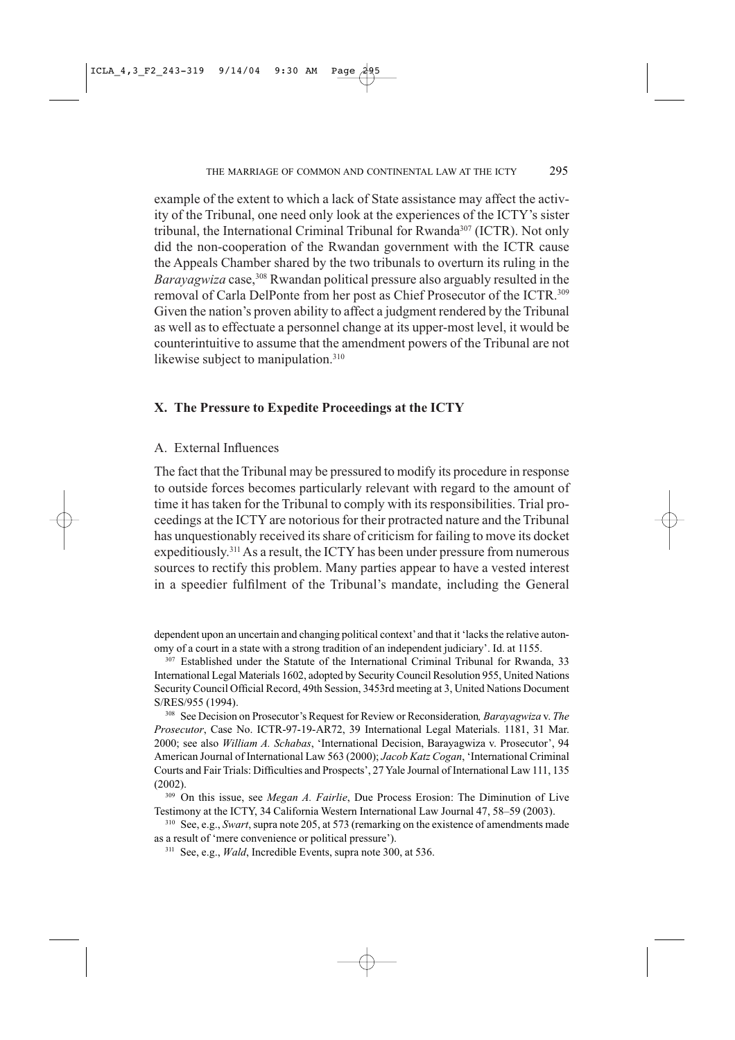example of the extent to which a lack of State assistance may affect the activity of the Tribunal, one need only look at the experiences of the ICTY's sister tribunal, the International Criminal Tribunal for Rwanda[307] (ICTR). Not only did the non-cooperation of the Rwandan government with the ICTR cause the Appeals Chamber shared by the two tribunals to overturn its ruling in the *Barayagwiza* case,[308] Rwandan political pressure also arguably resulted in the removal of Carla DelPonte from her post as Chief Prosecutor of the ICTR.[309] Given the nation's proven ability to affect a judgment rendered by the Tribunal as well as to effectuate a personnel change at its upper-most level, it would be counterintuitive to assume that the amendment powers of the Tribunal are not likewise subject to manipulation.[310]

## X. The Pressure to Expedite Proceedings at the ICTY

### A. External Influences

The fact that the Tribunal may be pressured to modify its procedure in response to outside forces becomes particularly relevant with regard to the amount of time it has taken for the Tribunal to comply with its responsibilities. Trial proceedings at the ICTY are notorious for their protracted nature and the Tribunal has unquestionably received its share of criticism for failing to move its docket expeditiously.[311] As a result, the ICTY has been under pressure from numerous sources to rectify this problem. Many parties appear to have a vested interest in a speedier fulfilment of the Tribunal's mandate, including the General

---

dependent upon an uncertain and changing political context' and that it 'lacks the relative autonomy of a court in a state with a strong tradition of an independent judiciary'. Id. at 1155.

[307] Established under the Statute of the International Criminal Tribunal for Rwanda, 33 International Legal Materials 1602, adopted by Security Council Resolution 955, United Nations Security Council Official Record, 49th Session, 3453rd meeting at 3, United Nations Document S/RES/955 (1994).

[308] See Decision on Prosecutor's Request for Review or Reconsideration*, Barayagwiza* v. *The Prosecutor*, Case No. ICTR-97-19-AR72, 39 International Legal Materials. 1181, 31 Mar. 2000; see also *William A. Schabas*, 'International Decision, Barayagwiza v. Prosecutor', 94 American Journal of International Law 563 (2000); *Jacob Katz Cogan*, 'International Criminal Courts and Fair Trials: Difficulties and Prospects', 27 Yale Journal of International Law 111, 135 (2002).

[309] On this issue, see *Megan A. Fairlie*, Due Process Erosion: The Diminution of Live Testimony at the ICTY, 34 California Western International Law Journal 47, 58–59 (2003).

[310] See, e.g., *Swart*, supra note 205, at 573 (remarking on the existence of amendments made as a result of 'mere convenience or political pressure').

[311] See, e.g., *Wald*, Incredible Events, supra note 300, at 536.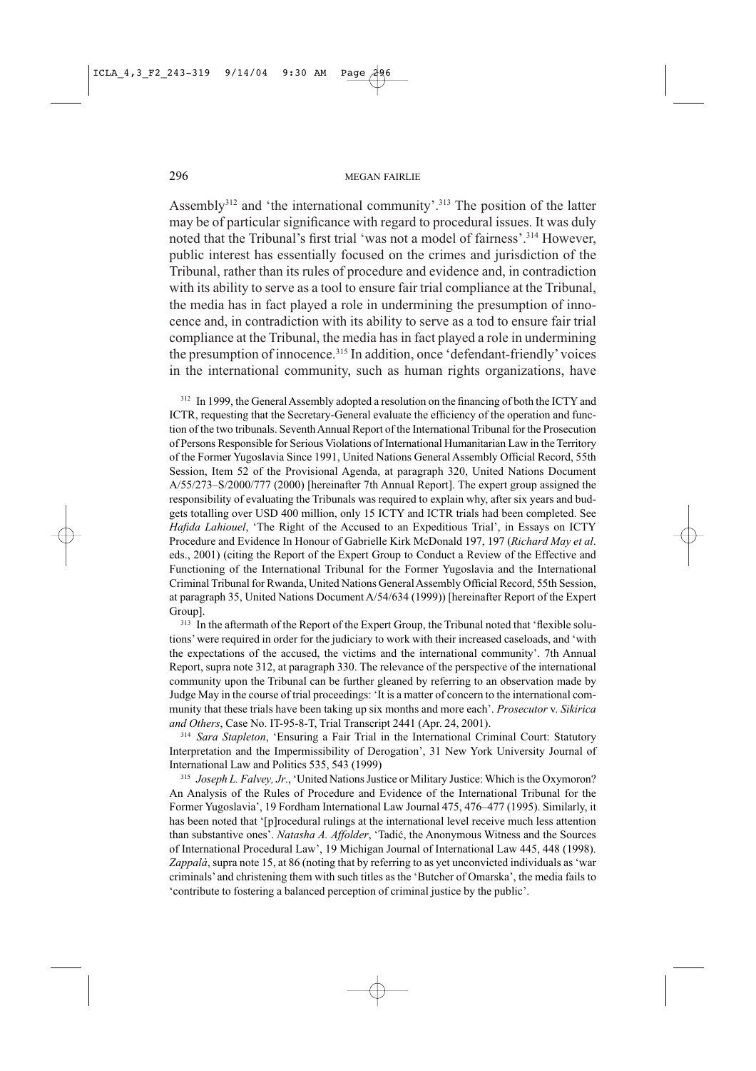Assembly[312] and 'the international community'.[313] The position of the latter may be of particular significance with regard to procedural issues. It was duly noted that the Tribunal's first trial 'was not a model of fairness'.[314] However, public interest has essentially focused on the crimes and jurisdiction of the Tribunal, rather than its rules of procedure and evidence and, in contradiction with its ability to serve as a tool to ensure fair trial compliance at the Tribunal, the media has in fact played a role in undermining the presumption of innocence and, in contradiction with its ability to serve as a tod to ensure fair trial compliance at the Tribunal, the media has in fact played a role in undermining the presumption of innocence.[315] In addition, once 'defendant-friendly' voices in the international community, such as human rights organizations, have

[312] In 1999, the General Assembly adopted a resolution on the financing of both the ICTY and ICTR, requesting that the Secretary-General evaluate the efficiency of the operation and function of the two tribunals. Seventh Annual Report of the International Tribunal for the Prosecution of Persons Responsible for Serious Violations of International Humanitarian Law in the Territory of the Former Yugoslavia Since 1991, United Nations General Assembly Official Record, 55th Session, Item 52 of the Provisional Agenda, at paragraph 320, United Nations Document A/55/273–S/2000/777 (2000) [hereinafter 7th Annual Report]. The expert group assigned the responsibility of evaluating the Tribunals was required to explain why, after six years and budgets totalling over USD 400 million, only 15 ICTY and ICTR trials had been completed. See *Hafida Lahiouel*, 'The Right of the Accused to an Expeditious Trial', in Essays on ICTY Procedure and Evidence In Honour of Gabrielle Kirk McDonald 197, 197 (*Richard May et al*. eds., 2001) (citing the Report of the Expert Group to Conduct a Review of the Effective and Functioning of the International Tribunal for the Former Yugoslavia and the International Criminal Tribunal for Rwanda, United Nations General Assembly Official Record, 55th Session, at paragraph 35, United Nations Document A/54/634 (1999)) [hereinafter Report of the Expert Group].

[313] In the aftermath of the Report of the Expert Group, the Tribunal noted that 'flexible solutions' were required in order for the judiciary to work with their increased caseloads, and 'with the expectations of the accused, the victims and the international community'. 7th Annual Report, supra note 312, at paragraph 330. The relevance of the perspective of the international community upon the Tribunal can be further gleaned by referring to an observation made by Judge May in the course of trial proceedings: 'It is a matter of concern to the international community that these trials have been taking up six months and more each'. *Prosecutor* v. *Sikirica and Others*, Case No. IT-95-8-T, Trial Transcript 2441 (Apr. 24, 2001).

[314] *Sara Stapleton*, 'Ensuring a Fair Trial in the International Criminal Court: Statutory Interpretation and the Impermissibility of Derogation', 31 New York University Journal of International Law and Politics 535, 543 (1999)

[315] *Joseph L. Falvey, Jr*., 'United Nations Justice or Military Justice: Which is the Oxymoron? An Analysis of the Rules of Procedure and Evidence of the International Tribunal for the Former Yugoslavia', 19 Fordham International Law Journal 475, 476–477 (1995). Similarly, it has been noted that '[p]rocedural rulings at the international level receive much less attention than substantive ones'. *Natasha A. Affolder*, 'Tadić, the Anonymous Witness and the Sources of International Procedural Law', 19 Michigan Journal of International Law 445, 448 (1998). *Zappalà*, supra note 15, at 86 (noting that by referring to as yet unconvicted individuals as 'war criminals' and christening them with such titles as the 'Butcher of Omarska', the media fails to 'contribute to fostering a balanced perception of criminal justice by the public'.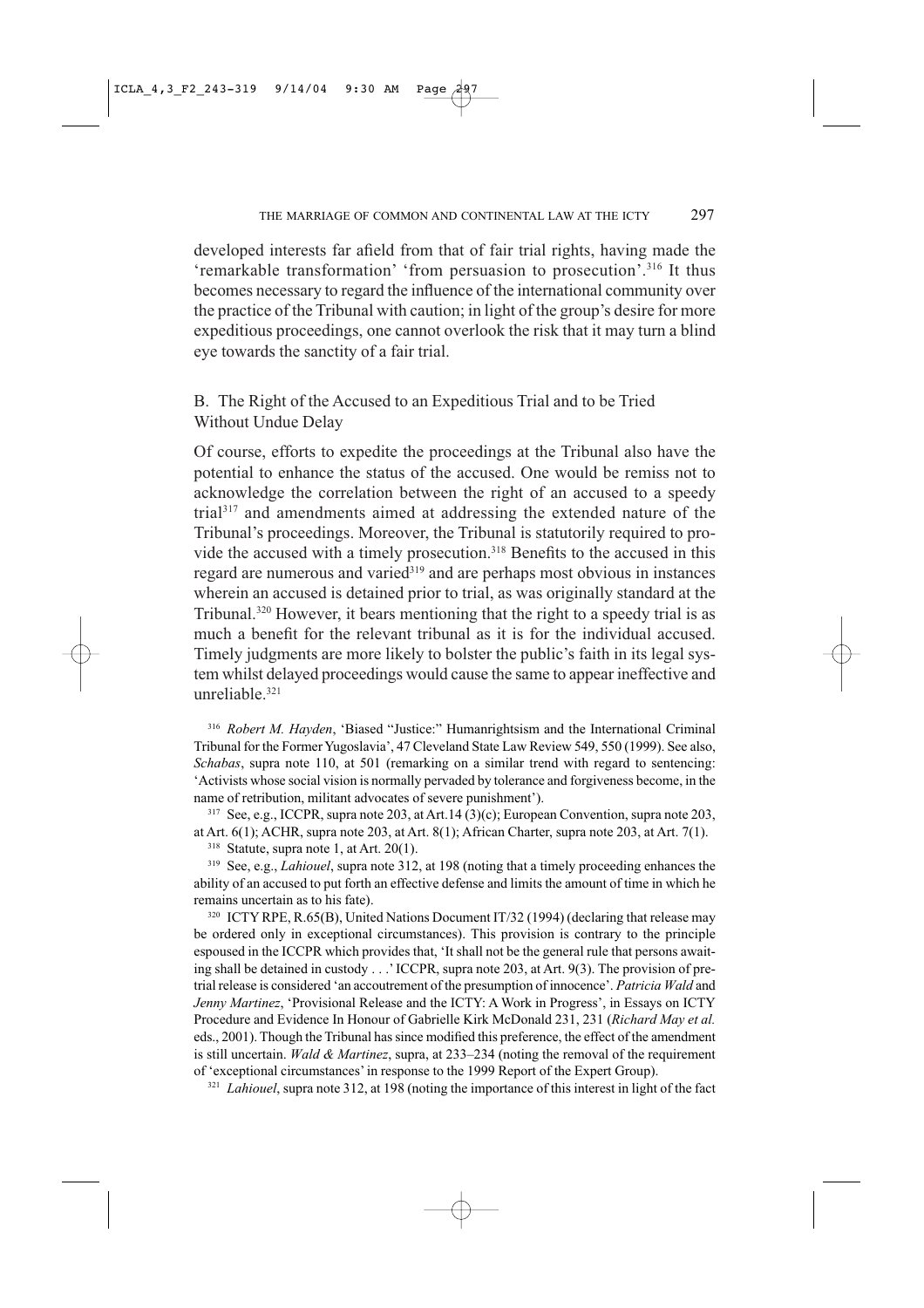developed interests far afield from that of fair trial rights, having made the 'remarkable transformation' 'from persuasion to prosecution'.[316] It thus becomes necessary to regard the influence of the international community over the practice of the Tribunal with caution; in light of the group's desire for more expeditious proceedings, one cannot overlook the risk that it may turn a blind eye towards the sanctity of a fair trial.

## B. The Right of the Accused to an Expeditious Trial and to be Tried Without Undue Delay

Of course, efforts to expedite the proceedings at the Tribunal also have the potential to enhance the status of the accused. One would be remiss not to acknowledge the correlation between the right of an accused to a speedy trial[317] and amendments aimed at addressing the extended nature of the Tribunal's proceedings. Moreover, the Tribunal is statutorily required to provide the accused with a timely prosecution.[318] Benefits to the accused in this regard are numerous and varied[319] and are perhaps most obvious in instances wherein an accused is detained prior to trial, as was originally standard at the Tribunal.[320] However, it bears mentioning that the right to a speedy trial is as much a benefit for the relevant tribunal as it is for the individual accused. Timely judgments are more likely to bolster the public's faith in its legal system whilst delayed proceedings would cause the same to appear ineffective and unreliable.[321]

---

[316] *Robert M. Hayden*, 'Biased "Justice:" Humanrightsism and the International Criminal Tribunal for the Former Yugoslavia', 47 Cleveland State Law Review 549, 550 (1999). See also, *Schabas*, supra note 110, at 501 (remarking on a similar trend with regard to sentencing: 'Activists whose social vision is normally pervaded by tolerance and forgiveness become, in the name of retribution, militant advocates of severe punishment').

[317] See, e.g., ICCPR, supra note 203, at Art.14 (3)(c); European Convention, supra note 203, at Art. 6(1); ACHR, supra note 203, at Art. 8(1); African Charter, supra note 203, at Art. 7(1).

[318] Statute, supra note 1, at Art. 20(1).

[319] See, e.g., *Lahiouel*, supra note 312, at 198 (noting that a timely proceeding enhances the ability of an accused to put forth an effective defense and limits the amount of time in which he remains uncertain as to his fate).

[320] ICTY RPE, R.65(B), United Nations Document IT/32 (1994) (declaring that release may be ordered only in exceptional circumstances). This provision is contrary to the principle espoused in the ICCPR which provides that, 'It shall not be the general rule that persons awaiting shall be detained in custody . . .' ICCPR, supra note 203, at Art. 9(3). The provision of pretrial release is considered 'an accoutrement of the presumption of innocence'. *Patricia Wald* and *Jenny Martinez*, 'Provisional Release and the ICTY: A Work in Progress', in Essays on ICTY Procedure and Evidence In Honour of Gabrielle Kirk McDonald 231, 231 (*Richard May et al.* eds., 2001). Though the Tribunal has since modified this preference, the effect of the amendment is still uncertain. *Wald & Martinez*, supra, at 233–234 (noting the removal of the requirement of 'exceptional circumstances' in response to the 1999 Report of the Expert Group).

[321] *Lahiouel*, supra note 312, at 198 (noting the importance of this interest in light of the fact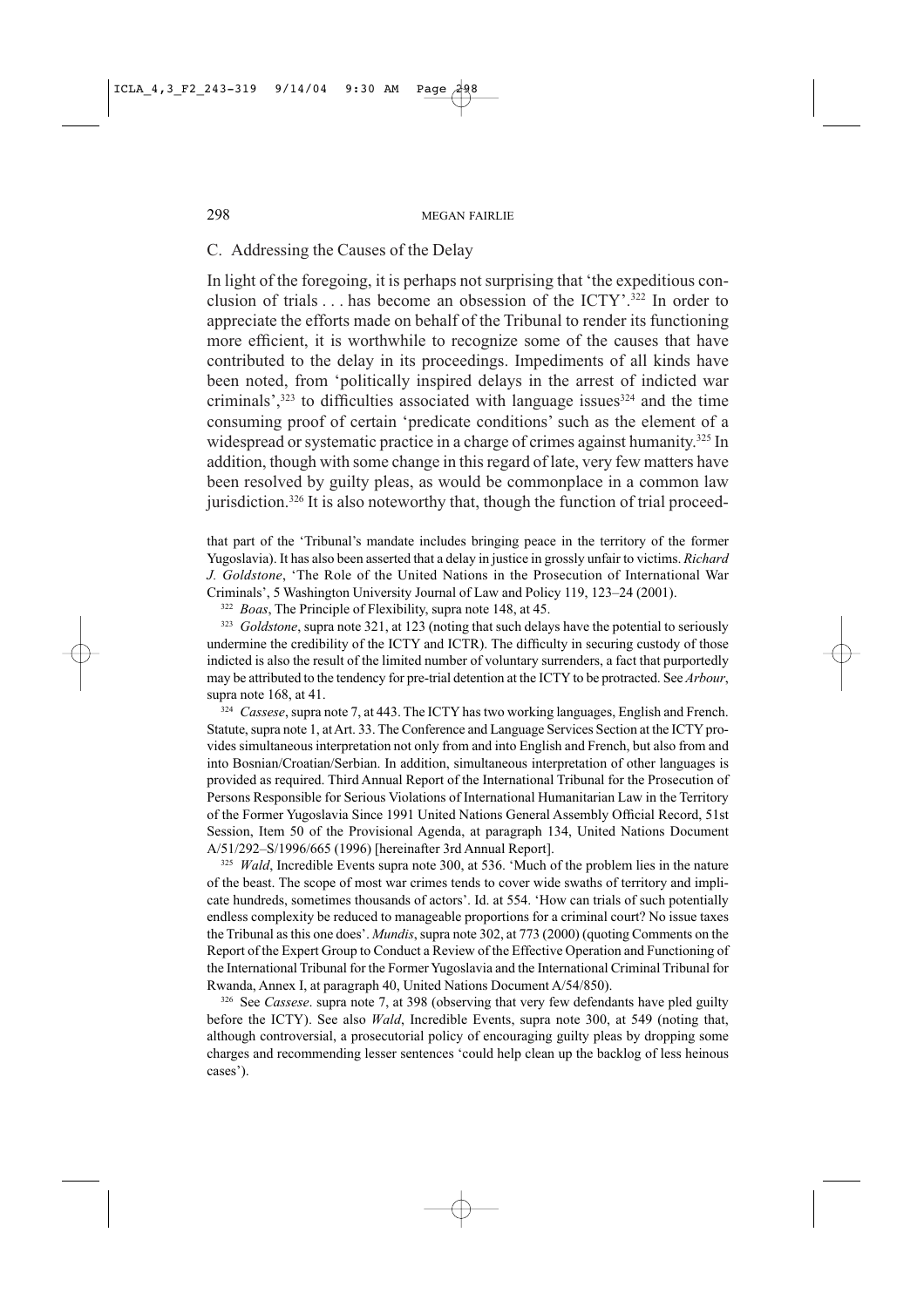## C. Addressing the Causes of the Delay

In light of the foregoing, it is perhaps not surprising that 'the expeditious conclusion of trials . . . has become an obsession of the ICTY'.[322] In order to appreciate the efforts made on behalf of the Tribunal to render its functioning more efficient, it is worthwhile to recognize some of the causes that have contributed to the delay in its proceedings. Impediments of all kinds have been noted, from 'politically inspired delays in the arrest of indicted war criminals',[323] to difficulties associated with language issues[324] and the time consuming proof of certain 'predicate conditions' such as the element of a widespread or systematic practice in a charge of crimes against humanity.[325] In addition, though with some change in this regard of late, very few matters have been resolved by guilty pleas, as would be commonplace in a common law jurisdiction.[326] It is also noteworthy that, though the function of trial proceed-

that part of the 'Tribunal's mandate includes bringing peace in the territory of the former Yugoslavia). It has also been asserted that a delay in justice in grossly unfair to victims. *Richard J. Goldstone*, 'The Role of the United Nations in the Prosecution of International War Criminals', 5 Washington University Journal of Law and Policy 119, 123–24 (2001).

[322] *Boas*, The Principle of Flexibility, supra note 148, at 45.

[323] *Goldstone*, supra note 321, at 123 (noting that such delays have the potential to seriously undermine the credibility of the ICTY and ICTR). The difficulty in securing custody of those indicted is also the result of the limited number of voluntary surrenders, a fact that purportedly may be attributed to the tendency for pre-trial detention at the ICTY to be protracted. See *Arbour*, supra note 168, at 41.

[324] *Cassese*, supra note 7, at 443. The ICTY has two working languages, English and French. Statute, supra note 1, at Art. 33. The Conference and Language Services Section at the ICTY provides simultaneous interpretation not only from and into English and French, but also from and into Bosnian/Croatian/Serbian. In addition, simultaneous interpretation of other languages is provided as required. Third Annual Report of the International Tribunal for the Prosecution of Persons Responsible for Serious Violations of International Humanitarian Law in the Territory of the Former Yugoslavia Since 1991 United Nations General Assembly Official Record, 51st Session, Item 50 of the Provisional Agenda, at paragraph 134, United Nations Document A/51/292–S/1996/665 (1996) [hereinafter 3rd Annual Report].

[325] *Wald*, Incredible Events supra note 300, at 536. 'Much of the problem lies in the nature of the beast. The scope of most war crimes tends to cover wide swaths of territory and implicate hundreds, sometimes thousands of actors'. Id. at 554. 'How can trials of such potentially endless complexity be reduced to manageable proportions for a criminal court? No issue taxes the Tribunal as this one does'. *Mundis*, supra note 302, at 773 (2000) (quoting Comments on the Report of the Expert Group to Conduct a Review of the Effective Operation and Functioning of the International Tribunal for the Former Yugoslavia and the International Criminal Tribunal for Rwanda, Annex I, at paragraph 40, United Nations Document A/54/850).

[326] See *Cassese*. supra note 7, at 398 (observing that very few defendants have pled guilty before the ICTY). See also *Wald*, Incredible Events, supra note 300, at 549 (noting that, although controversial, a prosecutorial policy of encouraging guilty pleas by dropping some charges and recommending lesser sentences 'could help clean up the backlog of less heinous cases').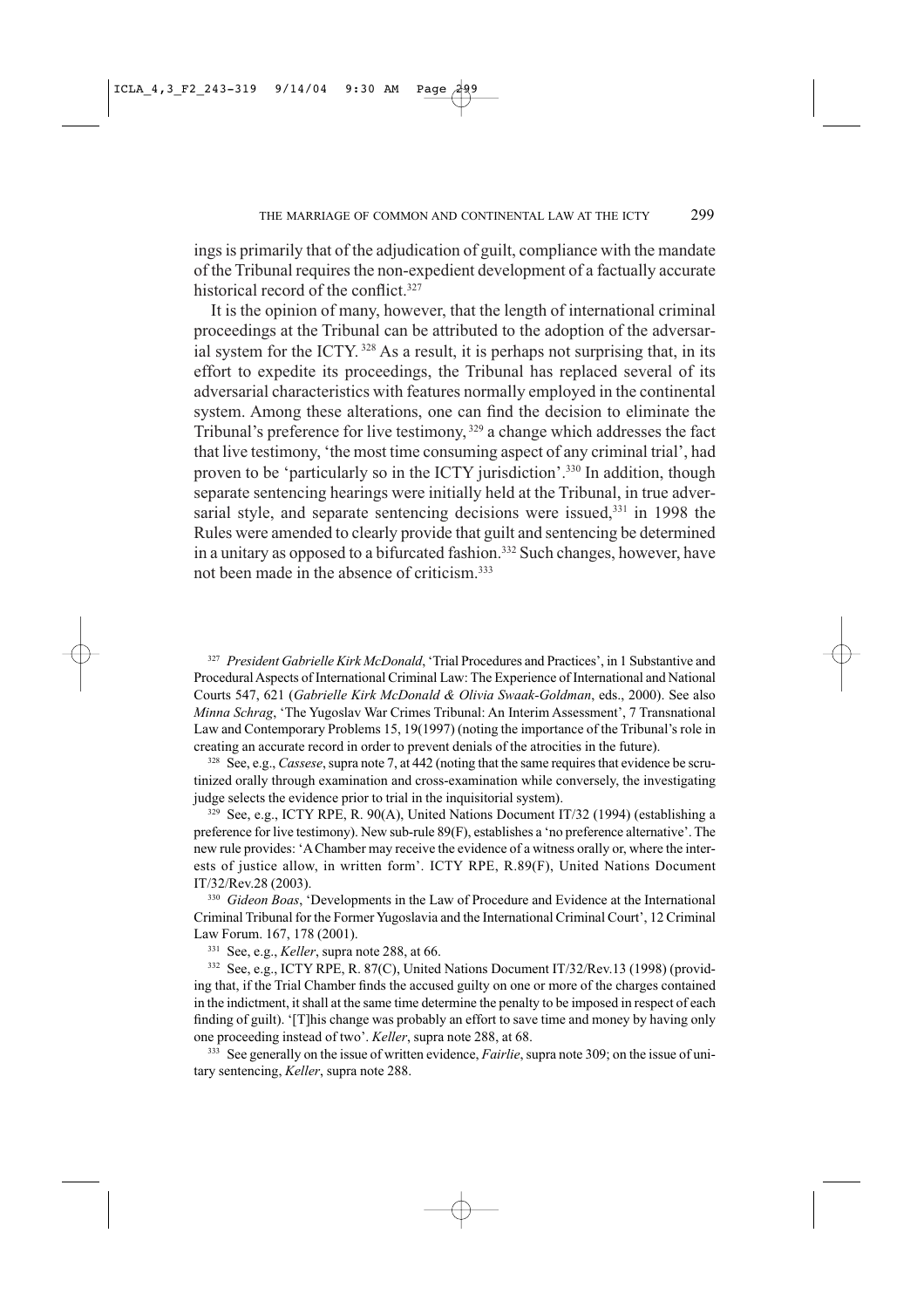ings is primarily that of the adjudication of guilt, compliance with the mandate of the Tribunal requires the non-expedient development of a factually accurate historical record of the conflict.[327]

It is the opinion of many, however, that the length of international criminal proceedings at the Tribunal can be attributed to the adoption of the adversarial system for the ICTY.[328] As a result, it is perhaps not surprising that, in its effort to expedite its proceedings, the Tribunal has replaced several of its adversarial characteristics with features normally employed in the continental system. Among these alterations, one can find the decision to eliminate the Tribunal's preference for live testimony,[329] a change which addresses the fact that live testimony, 'the most time consuming aspect of any criminal trial', had proven to be 'particularly so in the ICTY jurisdiction'.[330] In addition, though separate sentencing hearings were initially held at the Tribunal, in true adversarial style, and separate sentencing decisions were issued,[331] in 1998 the Rules were amended to clearly provide that guilt and sentencing be determined in a unitary as opposed to a bifurcated fashion.[332] Such changes, however, have not been made in the absence of criticism.[333]

---

[327] *President Gabrielle Kirk McDonald*, 'Trial Procedures and Practices', in 1 Substantive and Procedural Aspects of International Criminal Law: The Experience of International and National Courts 547, 621 (*Gabrielle Kirk McDonald & Olivia Swaak-Goldman*, eds., 2000). See also *Minna Schrag*, 'The Yugoslav War Crimes Tribunal: An Interim Assessment', 7 Transnational Law and Contemporary Problems 15, 19(1997) (noting the importance of the Tribunal's role in creating an accurate record in order to prevent denials of the atrocities in the future).

[328] See, e.g., *Cassese*, supra note 7, at 442 (noting that the same requires that evidence be scrutinized orally through examination and cross-examination while conversely, the investigating judge selects the evidence prior to trial in the inquisitorial system).

[329] See, e.g., ICTY RPE, R. 90(A), United Nations Document IT/32 (1994) (establishing a preference for live testimony). New sub-rule 89(F), establishes a 'no preference alternative'. The new rule provides: 'A Chamber may receive the evidence of a witness orally or, where the interests of justice allow, in written form'. ICTY RPE, R.89(F), United Nations Document IT/32/Rev.28 (2003).

[330] *Gideon Boas*, 'Developments in the Law of Procedure and Evidence at the International Criminal Tribunal for the Former Yugoslavia and the International Criminal Court', 12 Criminal Law Forum. 167, 178 (2001).

[331] See, e.g., *Keller*, supra note 288, at 66.

[332] See, e.g., ICTY RPE, R. 87(C), United Nations Document IT/32/Rev.13 (1998) (providing that, if the Trial Chamber finds the accused guilty on one or more of the charges contained in the indictment, it shall at the same time determine the penalty to be imposed in respect of each finding of guilt). '[T]his change was probably an effort to save time and money by having only one proceeding instead of two'. *Keller*, supra note 288, at 68.

[333] See generally on the issue of written evidence, *Fairlie*, supra note 309; on the issue of unitary sentencing, *Keller*, supra note 288.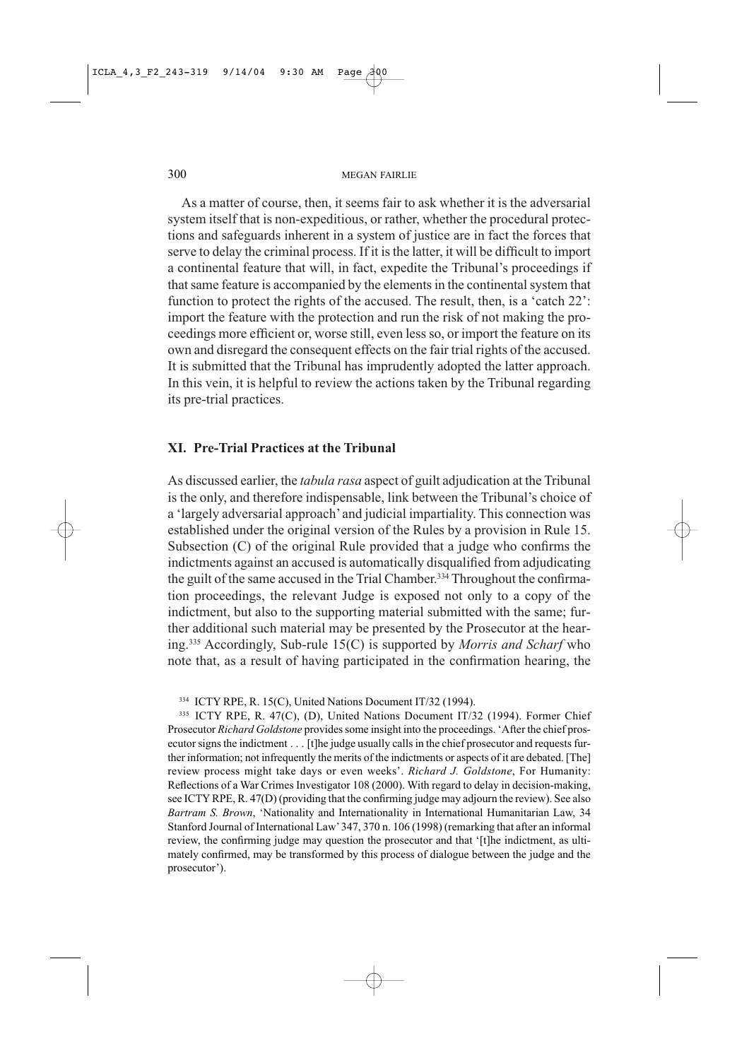As a matter of course, then, it seems fair to ask whether it is the adversarial system itself that is non-expeditious, or rather, whether the procedural protections and safeguards inherent in a system of justice are in fact the forces that serve to delay the criminal process. If it is the latter, it will be difficult to import a continental feature that will, in fact, expedite the Tribunal's proceedings if that same feature is accompanied by the elements in the continental system that function to protect the rights of the accused. The result, then, is a 'catch 22': import the feature with the protection and run the risk of not making the proceedings more efficient or, worse still, even less so, or import the feature on its own and disregard the consequent effects on the fair trial rights of the accused. It is submitted that the Tribunal has imprudently adopted the latter approach. In this vein, it is helpful to review the actions taken by the Tribunal regarding its pre-trial practices.

## XI. Pre-Trial Practices at the Tribunal

As discussed earlier, the *tabula rasa* aspect of guilt adjudication at the Tribunal is the only, and therefore indispensable, link between the Tribunal's choice of a 'largely adversarial approach' and judicial impartiality. This connection was established under the original version of the Rules by a provision in Rule 15. Subsection (C) of the original Rule provided that a judge who confirms the indictments against an accused is automatically disqualified from adjudicating the guilt of the same accused in the Trial Chamber.[334] Throughout the confirmation proceedings, the relevant Judge is exposed not only to a copy of the indictment, but also to the supporting material submitted with the same; further additional such material may be presented by the Prosecutor at the hearing.[335] Accordingly, Sub-rule 15(C) is supported by *Morris and Scharf* who note that, as a result of having participated in the confirmation hearing, the

[334] ICTY RPE, R. 15(C), United Nations Document IT/32 (1994).

[335] ICTY RPE, R. 47(C), (D), United Nations Document IT/32 (1994). Former Chief Prosecutor *Richard Goldstone* provides some insight into the proceedings. 'After the chief prosecutor signs the indictment . . . [t]he judge usually calls in the chief prosecutor and requests further information; not infrequently the merits of the indictments or aspects of it are debated. [The] review process might take days or even weeks'. *Richard J. Goldstone*, For Humanity: Reflections of a War Crimes Investigator 108 (2000). With regard to delay in decision-making, see ICTY RPE, R. 47(D) (providing that the confirming judge may adjourn the review). See also *Bartram S. Brown*, 'Nationality and Internationality in International Humanitarian Law, 34 Stanford Journal of International Law' 347, 370 n. 106 (1998) (remarking that after an informal review, the confirming judge may question the prosecutor and that '[t]he indictment, as ultimately confirmed, may be transformed by this process of dialogue between the judge and the prosecutor').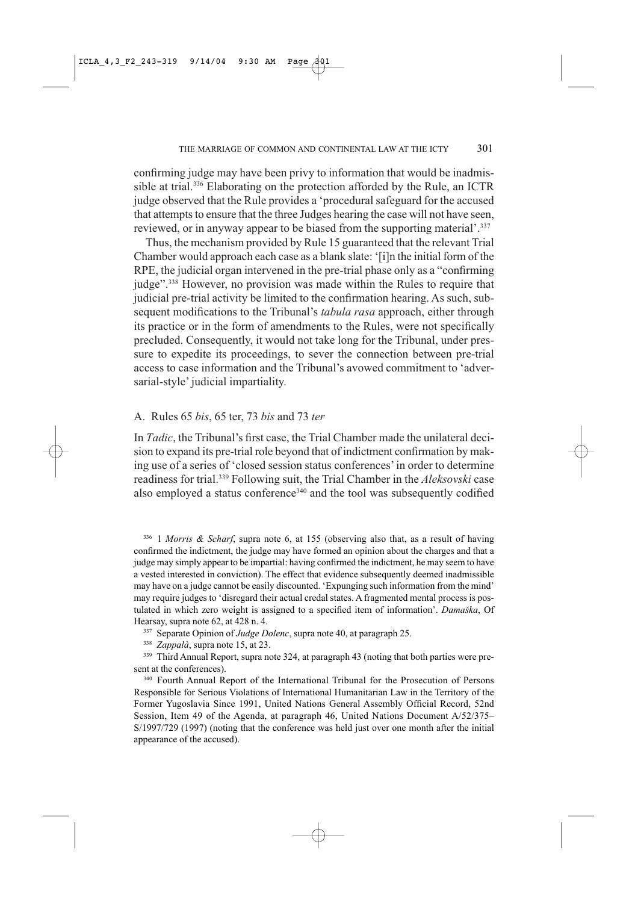confirming judge may have been privy to information that would be inadmissible at trial.[336] Elaborating on the protection afforded by the Rule, an ICTR judge observed that the Rule provides a 'procedural safeguard for the accused that attempts to ensure that the three Judges hearing the case will not have seen, reviewed, or in anyway appear to be biased from the supporting material'.[337]

Thus, the mechanism provided by Rule 15 guaranteed that the relevant Trial Chamber would approach each case as a blank slate: '[i]n the initial form of the RPE, the judicial organ intervened in the pre-trial phase only as a "confirming judge".[338] However, no provision was made within the Rules to require that judicial pre-trial activity be limited to the confirmation hearing. As such, subsequent modifications to the Tribunal's *tabula rasa* approach, either through its practice or in the form of amendments to the Rules, were not specifically precluded. Consequently, it would not take long for the Tribunal, under pressure to expedite its proceedings, to sever the connection between pre-trial access to case information and the Tribunal's avowed commitment to 'adversarial-style' judicial impartiality.

## A. Rules 65 *bis*, 65 ter, 73 *bis* and 73 *ter*

In *Tadic*, the Tribunal's first case, the Trial Chamber made the unilateral decision to expand its pre-trial role beyond that of indictment confirmation by making use of a series of 'closed session status conferences' in order to determine readiness for trial.[339] Following suit, the Trial Chamber in the *Aleksovski* case also employed a status conference[340] and the tool was subsequently codified

---

[336] 1 *Morris & Scharf*, supra note 6, at 155 (observing also that, as a result of having confirmed the indictment, the judge may have formed an opinion about the charges and that a judge may simply appear to be impartial: having confirmed the indictment, he may seem to have a vested interested in conviction). The effect that evidence subsequently deemed inadmissible may have on a judge cannot be easily discounted. 'Expunging such information from the mind' may require judges to 'disregard their actual credal states. A fragmented mental process is postulated in which zero weight is assigned to a specified item of information'. *Damaška*, Of Hearsay, supra note 62, at 428 n. 4.

[337] Separate Opinion of *Judge Dolenc*, supra note 40, at paragraph 25.

[338] *Zappalà*, supra note 15, at 23.

[339] Third Annual Report, supra note 324, at paragraph 43 (noting that both parties were present at the conferences).

[340] Fourth Annual Report of the International Tribunal for the Prosecution of Persons Responsible for Serious Violations of International Humanitarian Law in the Territory of the Former Yugoslavia Since 1991, United Nations General Assembly Official Record, 52nd Session, Item 49 of the Agenda, at paragraph 46, United Nations Document A/52/375–S/1997/729 (1997) (noting that the conference was held just over one month after the initial appearance of the accused).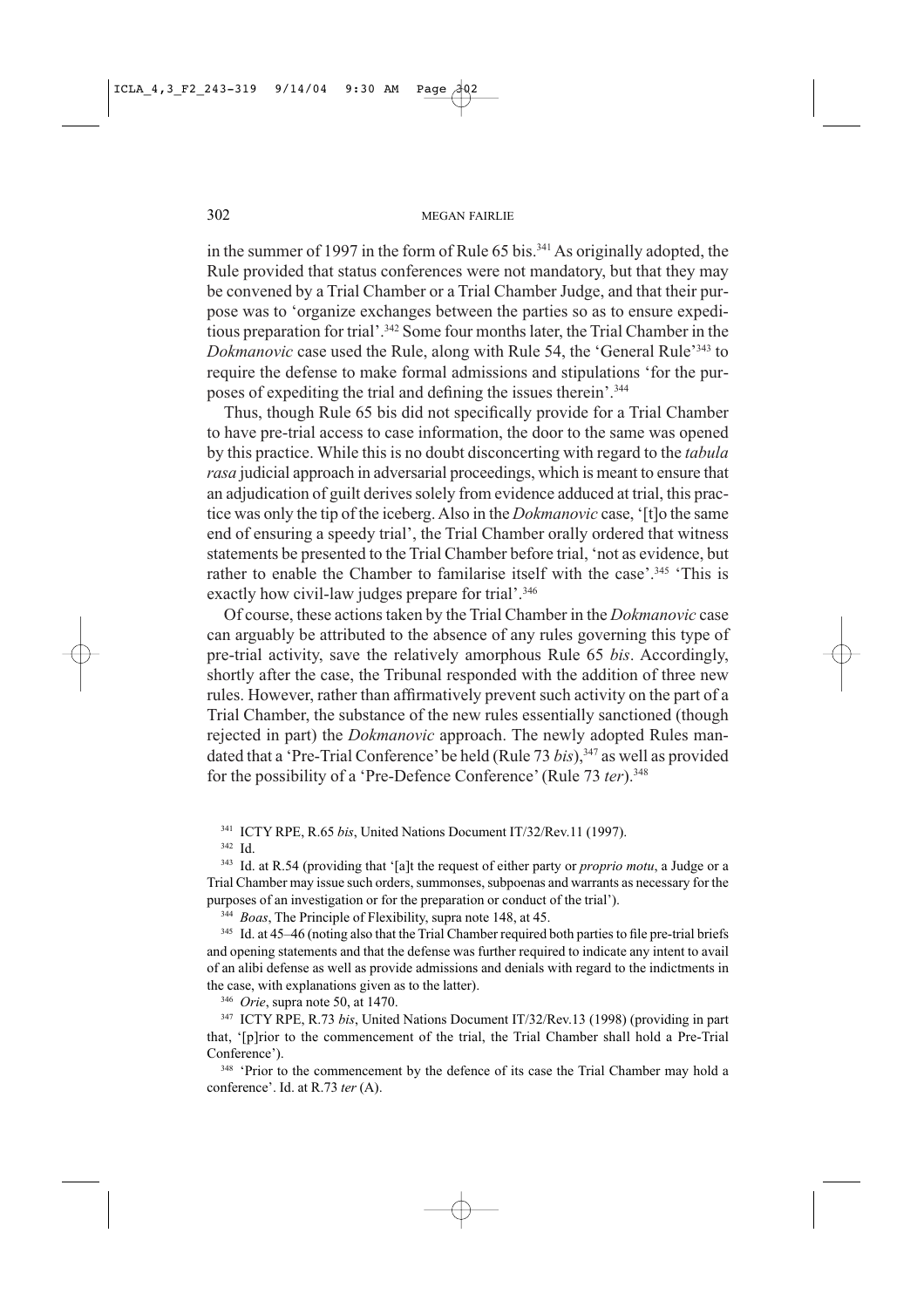in the summer of 1997 in the form of Rule 65 bis.[341] As originally adopted, the Rule provided that status conferences were not mandatory, but that they may be convened by a Trial Chamber or a Trial Chamber Judge, and that their purpose was to 'organize exchanges between the parties so as to ensure expeditious preparation for trial'.[342] Some four months later, the Trial Chamber in the *Dokmanovic* case used the Rule, along with Rule 54, the 'General Rule'[343] to require the defense to make formal admissions and stipulations 'for the purposes of expediting the trial and defining the issues therein'.[344]

Thus, though Rule 65 bis did not specifically provide for a Trial Chamber to have pre-trial access to case information, the door to the same was opened by this practice. While this is no doubt disconcerting with regard to the *tabula rasa* judicial approach in adversarial proceedings, which is meant to ensure that an adjudication of guilt derives solely from evidence adduced at trial, this practice was only the tip of the iceberg. Also in the *Dokmanovic* case, '[t]o the same end of ensuring a speedy trial', the Trial Chamber orally ordered that witness statements be presented to the Trial Chamber before trial, 'not as evidence, but rather to enable the Chamber to familarise itself with the case'.[345] 'This is exactly how civil-law judges prepare for trial'.[346]

Of course, these actions taken by the Trial Chamber in the *Dokmanovic* case can arguably be attributed to the absence of any rules governing this type of pre-trial activity, save the relatively amorphous Rule 65 *bis*. Accordingly, shortly after the case, the Tribunal responded with the addition of three new rules. However, rather than affirmatively prevent such activity on the part of a Trial Chamber, the substance of the new rules essentially sanctioned (though rejected in part) the *Dokmanovic* approach. The newly adopted Rules mandated that a 'Pre-Trial Conference' be held (Rule 73 *bis*),[347] as well as provided for the possibility of a 'Pre-Defence Conference' (Rule 73 *ter*).[348]

[341] ICTY RPE, R.65 *bis*, United Nations Document IT/32/Rev.11 (1997).

[342] Id.

[343] Id. at R.54 (providing that '[a]t the request of either party or *proprio motu*, a Judge or a Trial Chamber may issue such orders, summonses, subpoenas and warrants as necessary for the purposes of an investigation or for the preparation or conduct of the trial').

[344] *Boas*, The Principle of Flexibility, supra note 148, at 45.

[345] Id. at 45–46 (noting also that the Trial Chamber required both parties to file pre-trial briefs and opening statements and that the defense was further required to indicate any intent to avail of an alibi defense as well as provide admissions and denials with regard to the indictments in the case, with explanations given as to the latter).

[346] *Orie*, supra note 50, at 1470.

[347] ICTY RPE, R.73 *bis*, United Nations Document IT/32/Rev.13 (1998) (providing in part that, '[p]rior to the commencement of the trial, the Trial Chamber shall hold a Pre-Trial Conference').

[348] 'Prior to the commencement by the defence of its case the Trial Chamber may hold a conference'. Id. at R.73 *ter* (A).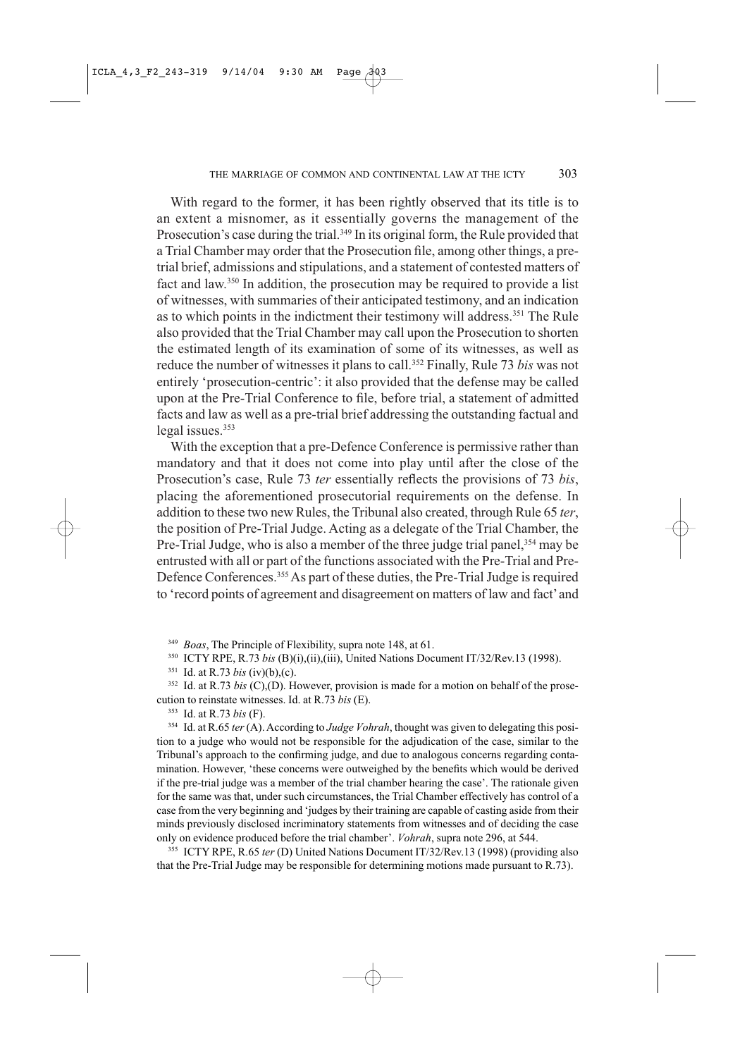With regard to the former, it has been rightly observed that its title is to an extent a misnomer, as it essentially governs the management of the Prosecution's case during the trial.[349] In its original form, the Rule provided that a Trial Chamber may order that the Prosecution file, among other things, a pre-trial brief, admissions and stipulations, and a statement of contested matters of fact and law.[350] In addition, the prosecution may be required to provide a list of witnesses, with summaries of their anticipated testimony, and an indication as to which points in the indictment their testimony will address.[351] The Rule also provided that the Trial Chamber may call upon the Prosecution to shorten the estimated length of its examination of some of its witnesses, as well as reduce the number of witnesses it plans to call.[352] Finally, Rule 73 *bis* was not entirely 'prosecution-centric': it also provided that the defense may be called upon at the Pre-Trial Conference to file, before trial, a statement of admitted facts and law as well as a pre-trial brief addressing the outstanding factual and legal issues.[353]

With the exception that a pre-Defence Conference is permissive rather than mandatory and that it does not come into play until after the close of the Prosecution's case, Rule 73 *ter* essentially reflects the provisions of 73 *bis*, placing the aforementioned prosecutorial requirements on the defense. In addition to these two new Rules, the Tribunal also created, through Rule 65 *ter*, the position of Pre-Trial Judge. Acting as a delegate of the Trial Chamber, the Pre-Trial Judge, who is also a member of the three judge trial panel,[354] may be entrusted with all or part of the functions associated with the Pre-Trial and Pre-Defence Conferences.[355] As part of these duties, the Pre-Trial Judge is required to 'record points of agreement and disagreement on matters of law and fact' and

---

[349] *Boas*, The Principle of Flexibility, supra note 148, at 61.

[350] ICTY RPE, R.73 *bis* (B)(i),(ii),(iii), United Nations Document IT/32/Rev.13 (1998).

[351] Id. at R.73 *bis* (iv)(b),(c).

[352] Id. at R.73 *bis* (C),(D). However, provision is made for a motion on behalf of the prosecution to reinstate witnesses. Id. at R.73 *bis* (E).

[353] Id. at R.73 *bis* (F).

[354] Id. at R.65 *ter* (A). According to *Judge Vohrah*, thought was given to delegating this position to a judge who would not be responsible for the adjudication of the case, similar to the Tribunal's approach to the confirming judge, and due to analogous concerns regarding contamination. However, 'these concerns were outweighed by the benefits which would be derived if the pre-trial judge was a member of the trial chamber hearing the case'. The rationale given for the same was that, under such circumstances, the Trial Chamber effectively has control of a case from the very beginning and 'judges by their training are capable of casting aside from their minds previously disclosed incriminatory statements from witnesses and of deciding the case only on evidence produced before the trial chamber'. *Vohrah*, supra note 296, at 544.

[355] ICTY RPE, R.65 *ter* (D) United Nations Document IT/32/Rev.13 (1998) (providing also that the Pre-Trial Judge may be responsible for determining motions made pursuant to R.73).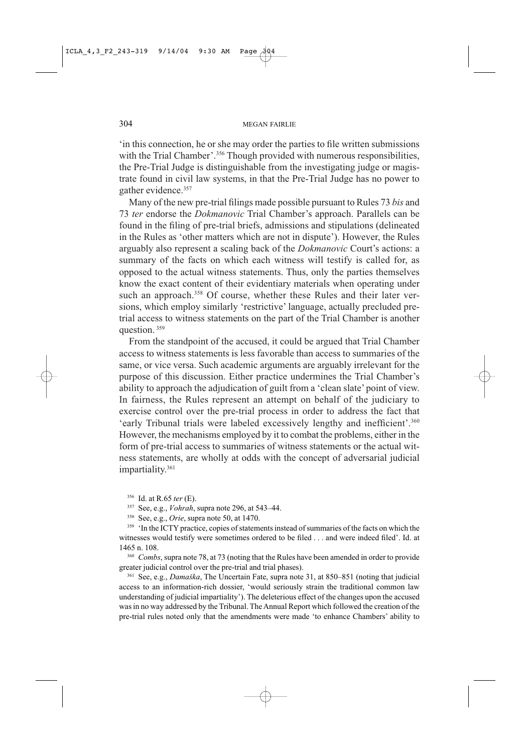'in this connection, he or she may order the parties to file written submissions with the Trial Chamber'.[356] Though provided with numerous responsibilities, the Pre-Trial Judge is distinguishable from the investigating judge or magistrate found in civil law systems, in that the Pre-Trial Judge has no power to gather evidence.[357]

Many of the new pre-trial filings made possible pursuant to Rules 73 *bis* and 73 *ter* endorse the *Dokmanovic* Trial Chamber's approach. Parallels can be found in the filing of pre-trial briefs, admissions and stipulations (delineated in the Rules as 'other matters which are not in dispute'). However, the Rules arguably also represent a scaling back of the *Dokmanovic* Court's actions: a summary of the facts on which each witness will testify is called for, as opposed to the actual witness statements. Thus, only the parties themselves know the exact content of their evidentiary materials when operating under such an approach.[358] Of course, whether these Rules and their later versions, which employ similarly 'restrictive' language, actually precluded pre-trial access to witness statements on the part of the Trial Chamber is another question.[359]

From the standpoint of the accused, it could be argued that Trial Chamber access to witness statements is less favorable than access to summaries of the same, or vice versa. Such academic arguments are arguably irrelevant for the purpose of this discussion. Either practice undermines the Trial Chamber's ability to approach the adjudication of guilt from a 'clean slate' point of view. In fairness, the Rules represent an attempt on behalf of the judiciary to exercise control over the pre-trial process in order to address the fact that 'early Tribunal trials were labeled excessively lengthy and inefficient'.[360] However, the mechanisms employed by it to combat the problems, either in the form of pre-trial access to summaries of witness statements or the actual witness statements, are wholly at odds with the concept of adversarial judicial impartiality.[361]

[356] Id. at R.65 *ter* (E).

[357] See, e.g., *Vohrah*, supra note 296, at 543–44.

[358] See, e.g., *Orie*, supra note 50, at 1470.

[359] 'In the ICTY practice, copies of statements instead of summaries of the facts on which the witnesses would testify were sometimes ordered to be filed . . . and were indeed filed'. Id. at 1465 n. 108.

[360] *Combs*, supra note 78, at 73 (noting that the Rules have been amended in order to provide greater judicial control over the pre-trial and trial phases).

[361] See, e.g., *Damaška*, The Uncertain Fate, supra note 31, at 850–851 (noting that judicial access to an information-rich dossier, 'would seriously strain the traditional common law understanding of judicial impartiality'). The deleterious effect of the changes upon the accused was in no way addressed by the Tribunal. The Annual Report which followed the creation of the pre-trial rules noted only that the amendments were made 'to enhance Chambers' ability to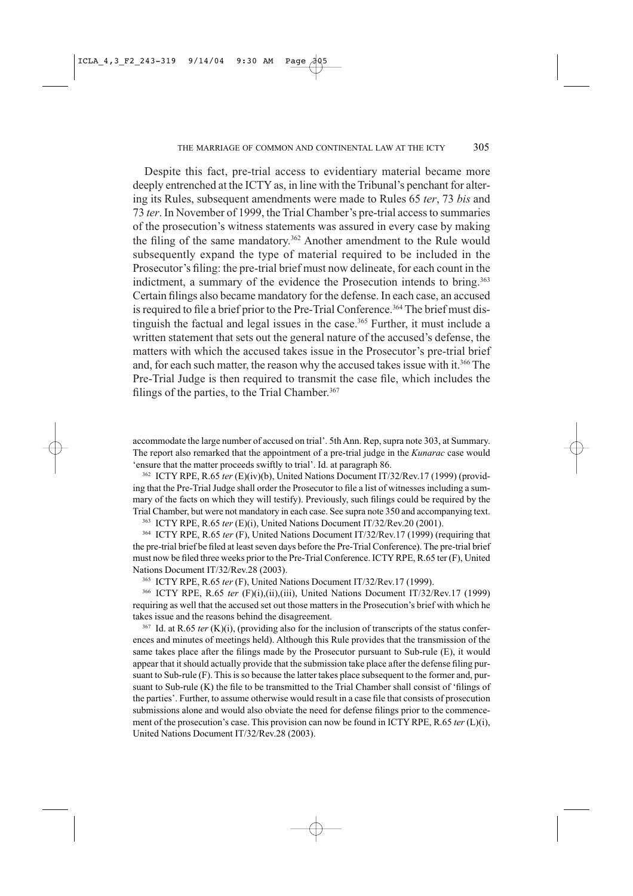Despite this fact, pre-trial access to evidentiary material became more deeply entrenched at the ICTY as, in line with the Tribunal's penchant for altering its Rules, subsequent amendments were made to Rules 65 *ter*, 73 *bis* and 73 *ter*. In November of 1999, the Trial Chamber's pre-trial access to summaries of the prosecution's witness statements was assured in every case by making the filing of the same mandatory.[362] Another amendment to the Rule would subsequently expand the type of material required to be included in the Prosecutor's filing: the pre-trial brief must now delineate, for each count in the indictment, a summary of the evidence the Prosecution intends to bring.[363] Certain filings also became mandatory for the defense. In each case, an accused is required to file a brief prior to the Pre-Trial Conference.[364] The brief must distinguish the factual and legal issues in the case.[365] Further, it must include a written statement that sets out the general nature of the accused's defense, the matters with which the accused takes issue in the Prosecutor's pre-trial brief and, for each such matter, the reason why the accused takes issue with it.[366] The Pre-Trial Judge is then required to transmit the case file, which includes the filings of the parties, to the Trial Chamber.[367]

accommodate the large number of accused on trial'. 5th Ann. Rep, supra note 303, at Summary. The report also remarked that the appointment of a pre-trial judge in the *Kunarac* case would 'ensure that the matter proceeds swiftly to trial'. Id. at paragraph 86.

[362] ICTY RPE, R.65 *ter* (E)(iv)(b), United Nations Document IT/32/Rev.17 (1999) (providing that the Pre-Trial Judge shall order the Prosecutor to file a list of witnesses including a summary of the facts on which they will testify). Previously, such filings could be required by the Trial Chamber, but were not mandatory in each case. See supra note 350 and accompanying text.

[363] ICTY RPE, R.65 *ter* (E)(i), United Nations Document IT/32/Rev.20 (2001).

[364] ICTY RPE, R.65 *ter* (F), United Nations Document IT/32/Rev.17 (1999) (requiring that the pre-trial brief be filed at least seven days before the Pre-Trial Conference). The pre-trial brief must now be filed three weeks prior to the Pre-Trial Conference. ICTY RPE, R.65 ter (F), United Nations Document IT/32/Rev.28 (2003).

[365] ICTY RPE, R.65 *ter* (F), United Nations Document IT/32/Rev.17 (1999).

[366] ICTY RPE, R.65 *ter* (F)(i),(ii),(iii), United Nations Document IT/32/Rev.17 (1999) requiring as well that the accused set out those matters in the Prosecution's brief with which he takes issue and the reasons behind the disagreement.

[367] Id. at R.65 *ter* (K)(i), (providing also for the inclusion of transcripts of the status conferences and minutes of meetings held). Although this Rule provides that the transmission of the same takes place after the filings made by the Prosecutor pursuant to Sub-rule (E), it would appear that it should actually provide that the submission take place after the defense filing pursuant to Sub-rule (F). This is so because the latter takes place subsequent to the former and, pursuant to Sub-rule (K) the file to be transmitted to the Trial Chamber shall consist of 'filings of the parties'. Further, to assume otherwise would result in a case file that consists of prosecution submissions alone and would also obviate the need for defense filings prior to the commencement of the prosecution's case. This provision can now be found in ICTY RPE, R.65 *ter* (L)(i), United Nations Document IT/32/Rev.28 (2003).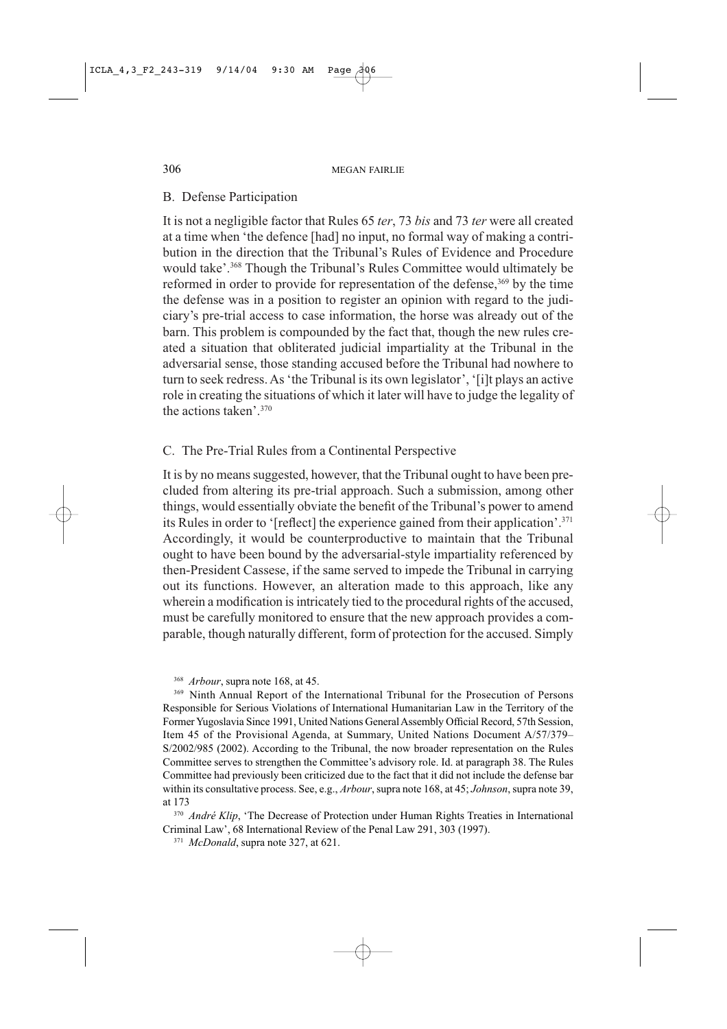## B. Defense Participation

It is not a negligible factor that Rules 65 *ter*, 73 *bis* and 73 *ter* were all created at a time when 'the defence [had] no input, no formal way of making a contribution in the direction that the Tribunal's Rules of Evidence and Procedure would take'.[368] Though the Tribunal's Rules Committee would ultimately be reformed in order to provide for representation of the defense,[369] by the time the defense was in a position to register an opinion with regard to the judiciary's pre-trial access to case information, the horse was already out of the barn. This problem is compounded by the fact that, though the new rules created a situation that obliterated judicial impartiality at the Tribunal in the adversarial sense, those standing accused before the Tribunal had nowhere to turn to seek redress. As 'the Tribunal is its own legislator', '[i]t plays an active role in creating the situations of which it later will have to judge the legality of the actions taken'.[370]

## C. The Pre-Trial Rules from a Continental Perspective

It is by no means suggested, however, that the Tribunal ought to have been precluded from altering its pre-trial approach. Such a submission, among other things, would essentially obviate the benefit of the Tribunal's power to amend its Rules in order to '[reflect] the experience gained from their application'.[371] Accordingly, it would be counterproductive to maintain that the Tribunal ought to have been bound by the adversarial-style impartiality referenced by then-President Cassese, if the same served to impede the Tribunal in carrying out its functions. However, an alteration made to this approach, like any wherein a modification is intricately tied to the procedural rights of the accused, must be carefully monitored to ensure that the new approach provides a comparable, though naturally different, form of protection for the accused. Simply

---

[368] *Arbour*, supra note 168, at 45.

[369] Ninth Annual Report of the International Tribunal for the Prosecution of Persons Responsible for Serious Violations of International Humanitarian Law in the Territory of the Former Yugoslavia Since 1991, United Nations General Assembly Official Record, 57th Session, Item 45 of the Provisional Agenda, at Summary, United Nations Document A/57/379–S/2002/985 (2002). According to the Tribunal, the now broader representation on the Rules Committee serves to strengthen the Committee's advisory role. Id. at paragraph 38. The Rules Committee had previously been criticized due to the fact that it did not include the defense bar within its consultative process. See, e.g., *Arbour*, supra note 168, at 45; *Johnson*, supra note 39, at 173

[370] *André Klip*, 'The Decrease of Protection under Human Rights Treaties in International Criminal Law', 68 International Review of the Penal Law 291, 303 (1997).

[371] *McDonald*, supra note 327, at 621.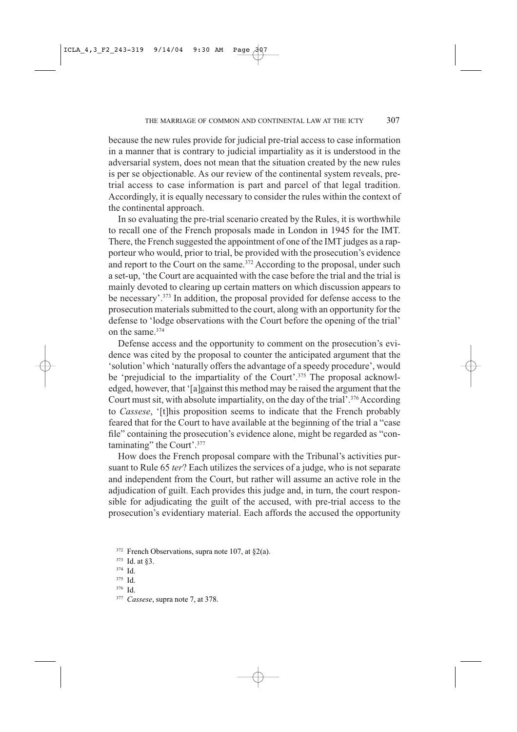because the new rules provide for judicial pre-trial access to case information in a manner that is contrary to judicial impartiality as it is understood in the adversarial system, does not mean that the situation created by the new rules is per se objectionable. As our review of the continental system reveals, pre-trial access to case information is part and parcel of that legal tradition. Accordingly, it is equally necessary to consider the rules within the context of the continental approach.

In so evaluating the pre-trial scenario created by the Rules, it is worthwhile to recall one of the French proposals made in London in 1945 for the IMT. There, the French suggested the appointment of one of the IMT judges as a rapporteur who would, prior to trial, be provided with the prosecution's evidence and report to the Court on the same.[372] According to the proposal, under such a set-up, 'the Court are acquainted with the case before the trial and the trial is mainly devoted to clearing up certain matters on which discussion appears to be necessary'.[373] In addition, the proposal provided for defense access to the prosecution materials submitted to the court, along with an opportunity for the defense to 'lodge observations with the Court before the opening of the trial' on the same.[374]

Defense access and the opportunity to comment on the prosecution's evidence was cited by the proposal to counter the anticipated argument that the 'solution' which 'naturally offers the advantage of a speedy procedure', would be 'prejudicial to the impartiality of the Court'.[375] The proposal acknowledged, however, that '[a]gainst this method may be raised the argument that the Court must sit, with absolute impartiality, on the day of the trial'.[376] According to *Cassese*, '[t]his proposition seems to indicate that the French probably feared that for the Court to have available at the beginning of the trial a "case file" containing the prosecution's evidence alone, might be regarded as "contaminating" the Court'.[377]

How does the French proposal compare with the Tribunal's activities pursuant to Rule 65 *ter*? Each utilizes the services of a judge, who is not separate and independent from the Court, but rather will assume an active role in the adjudication of guilt. Each provides this judge and, in turn, the court responsible for adjudicating the guilt of the accused, with pre-trial access to the prosecution's evidentiary material. Each affords the accused the opportunity

[372] French Observations, supra note 107, at §2(a).

[373] Id. at §3.

[374] Id.

[375] Id.

[376] Id.

[377] *Cassese*, supra note 7, at 378.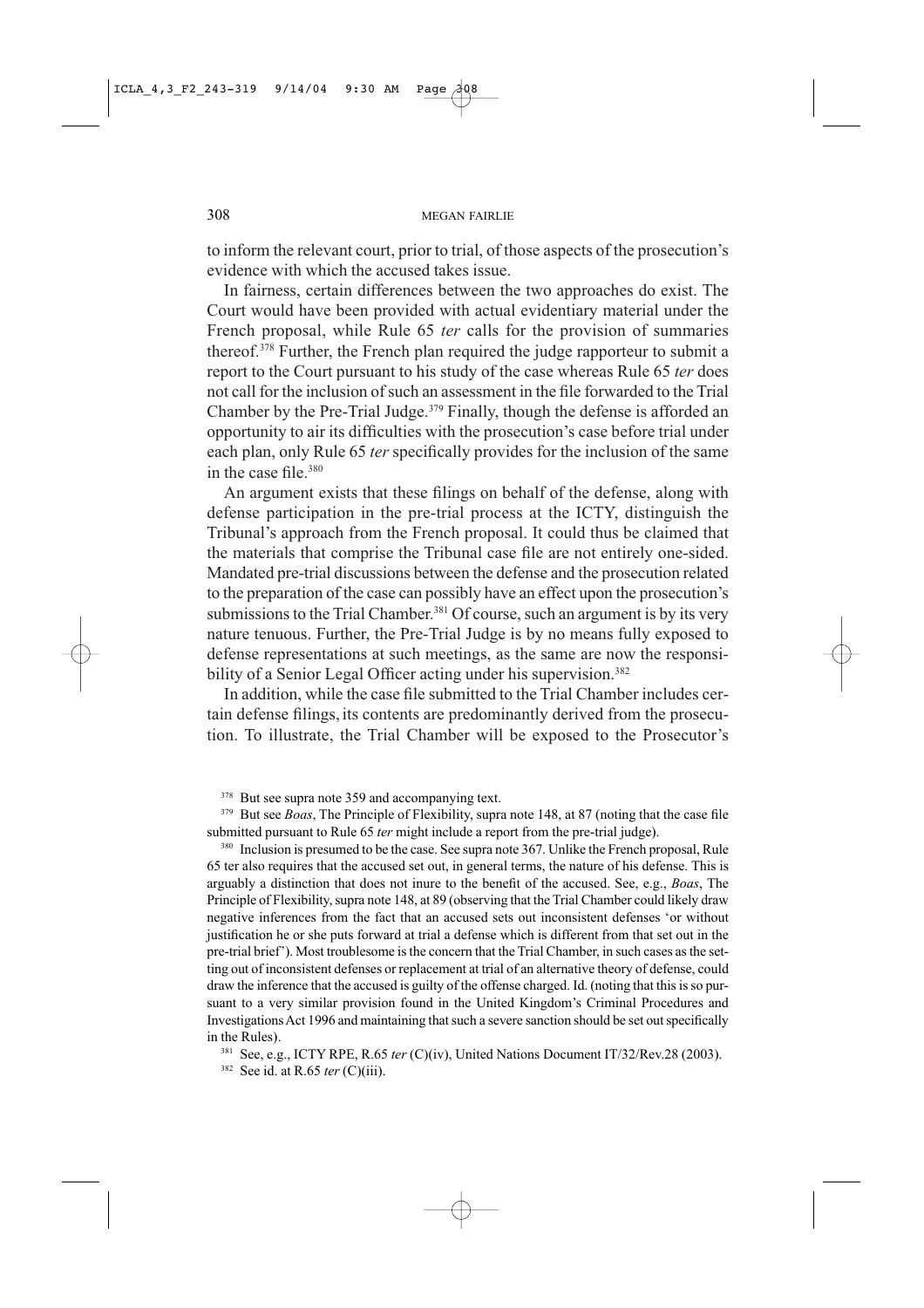to inform the relevant court, prior to trial, of those aspects of the prosecution's evidence with which the accused takes issue.

In fairness, certain differences between the two approaches do exist. The Court would have been provided with actual evidentiary material under the French proposal, while Rule 65 *ter* calls for the provision of summaries thereof.[378] Further, the French plan required the judge rapporteur to submit a report to the Court pursuant to his study of the case whereas Rule 65 *ter* does not call for the inclusion of such an assessment in the file forwarded to the Trial Chamber by the Pre-Trial Judge.[379] Finally, though the defense is afforded an opportunity to air its difficulties with the prosecution's case before trial under each plan, only Rule 65 *ter* specifically provides for the inclusion of the same in the case file.[380]

An argument exists that these filings on behalf of the defense, along with defense participation in the pre-trial process at the ICTY, distinguish the Tribunal's approach from the French proposal. It could thus be claimed that the materials that comprise the Tribunal case file are not entirely one-sided. Mandated pre-trial discussions between the defense and the prosecution related to the preparation of the case can possibly have an effect upon the prosecution's submissions to the Trial Chamber.[381] Of course, such an argument is by its very nature tenuous. Further, the Pre-Trial Judge is by no means fully exposed to defense representations at such meetings, as the same are now the responsibility of a Senior Legal Officer acting under his supervision.[382]

In addition, while the case file submitted to the Trial Chamber includes certain defense filings, its contents are predominantly derived from the prosecution. To illustrate, the Trial Chamber will be exposed to the Prosecutor's

[378] But see supra note 359 and accompanying text.

[379] But see *Boas*, The Principle of Flexibility, supra note 148, at 87 (noting that the case file submitted pursuant to Rule 65 *ter* might include a report from the pre-trial judge).

[380] Inclusion is presumed to be the case. See supra note 367. Unlike the French proposal, Rule 65 ter also requires that the accused set out, in general terms, the nature of his defense. This is arguably a distinction that does not inure to the benefit of the accused. See, e.g., *Boas*, The Principle of Flexibility, supra note 148, at 89 (observing that the Trial Chamber could likely draw negative inferences from the fact that an accused sets out inconsistent defenses 'or without justification he or she puts forward at trial a defense which is different from that set out in the pre-trial brief'). Most troublesome is the concern that the Trial Chamber, in such cases as the setting out of inconsistent defenses or replacement at trial of an alternative theory of defense, could draw the inference that the accused is guilty of the offense charged. Id. (noting that this is so pursuant to a very similar provision found in the United Kingdom's Criminal Procedures and Investigations Act 1996 and maintaining that such a severe sanction should be set out specifically in the Rules).

[381] See, e.g., ICTY RPE, R.65 *ter* (C)(iv), United Nations Document IT/32/Rev.28 (2003).

[382] See id. at R.65 *ter* (C)(iii).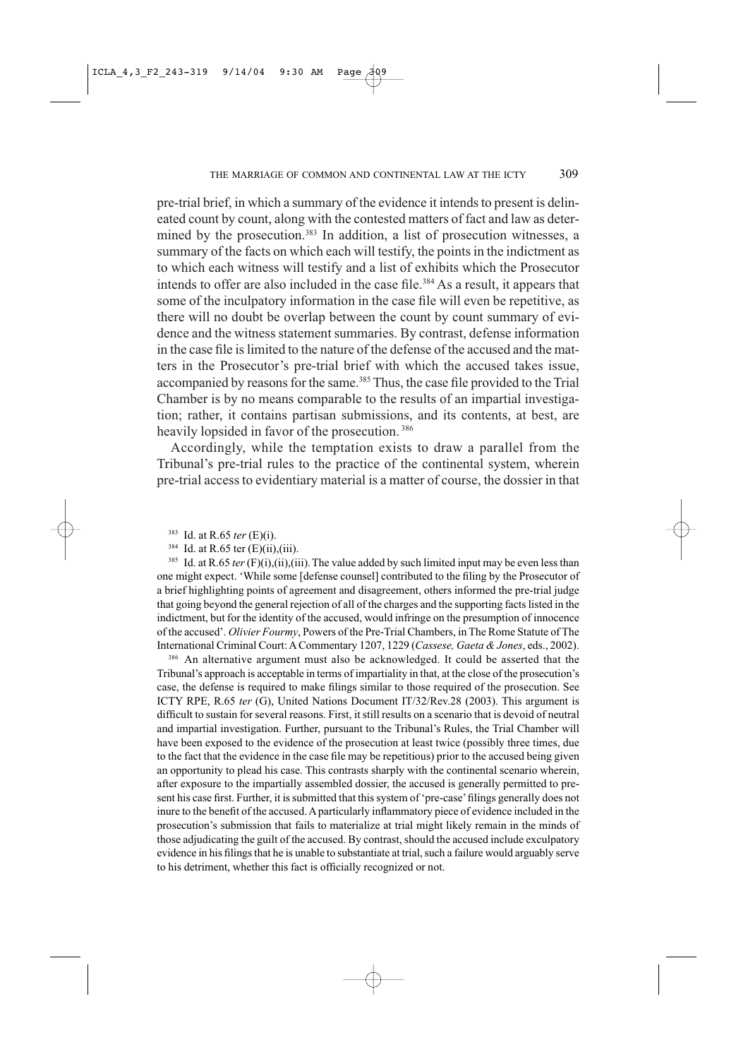pre-trial brief, in which a summary of the evidence it intends to present is delineated count by count, along with the contested matters of fact and law as determined by the prosecution.[383] In addition, a list of prosecution witnesses, a summary of the facts on which each will testify, the points in the indictment as to which each witness will testify and a list of exhibits which the Prosecutor intends to offer are also included in the case file.[384] As a result, it appears that some of the inculpatory information in the case file will even be repetitive, as there will no doubt be overlap between the count by count summary of evidence and the witness statement summaries. By contrast, defense information in the case file is limited to the nature of the defense of the accused and the matters in the Prosecutor's pre-trial brief with which the accused takes issue, accompanied by reasons for the same.[385] Thus, the case file provided to the Trial Chamber is by no means comparable to the results of an impartial investigation; rather, it contains partisan submissions, and its contents, at best, are heavily lopsided in favor of the prosecution.[386]

Accordingly, while the temptation exists to draw a parallel from the Tribunal's pre-trial rules to the practice of the continental system, wherein pre-trial access to evidentiary material is a matter of course, the dossier in that

---

[383] Id. at R.65 *ter* (E)(i).

[384] Id. at R.65 ter (E)(ii),(iii).

[385] Id. at R.65 *ter* (F)(i),(ii),(iii). The value added by such limited input may be even less than one might expect. 'While some [defense counsel] contributed to the filing by the Prosecutor of a brief highlighting points of agreement and disagreement, others informed the pre-trial judge that going beyond the general rejection of all of the charges and the supporting facts listed in the indictment, but for the identity of the accused, would infringe on the presumption of innocence of the accused'. *Olivier Fourmy*, Powers of the Pre-Trial Chambers, in The Rome Statute of The International Criminal Court: A Commentary 1207, 1229 (*Cassese, Gaeta & Jones*, eds., 2002).

[386] An alternative argument must also be acknowledged. It could be asserted that the Tribunal's approach is acceptable in terms of impartiality in that, at the close of the prosecution's case, the defense is required to make filings similar to those required of the prosecution. See ICTY RPE, R.65 *ter* (G), United Nations Document IT/32/Rev.28 (2003). This argument is difficult to sustain for several reasons. First, it still results on a scenario that is devoid of neutral and impartial investigation. Further, pursuant to the Tribunal's Rules, the Trial Chamber will have been exposed to the evidence of the prosecution at least twice (possibly three times, due to the fact that the evidence in the case file may be repetitious) prior to the accused being given an opportunity to plead his case. This contrasts sharply with the continental scenario wherein, after exposure to the impartially assembled dossier, the accused is generally permitted to present his case first. Further, it is submitted that this system of 'pre-case' filings generally does not inure to the benefit of the accused. A particularly inflammatory piece of evidence included in the prosecution's submission that fails to materialize at trial might likely remain in the minds of those adjudicating the guilt of the accused. By contrast, should the accused include exculpatory evidence in his filings that he is unable to substantiate at trial, such a failure would arguably serve to his detriment, whether this fact is officially recognized or not.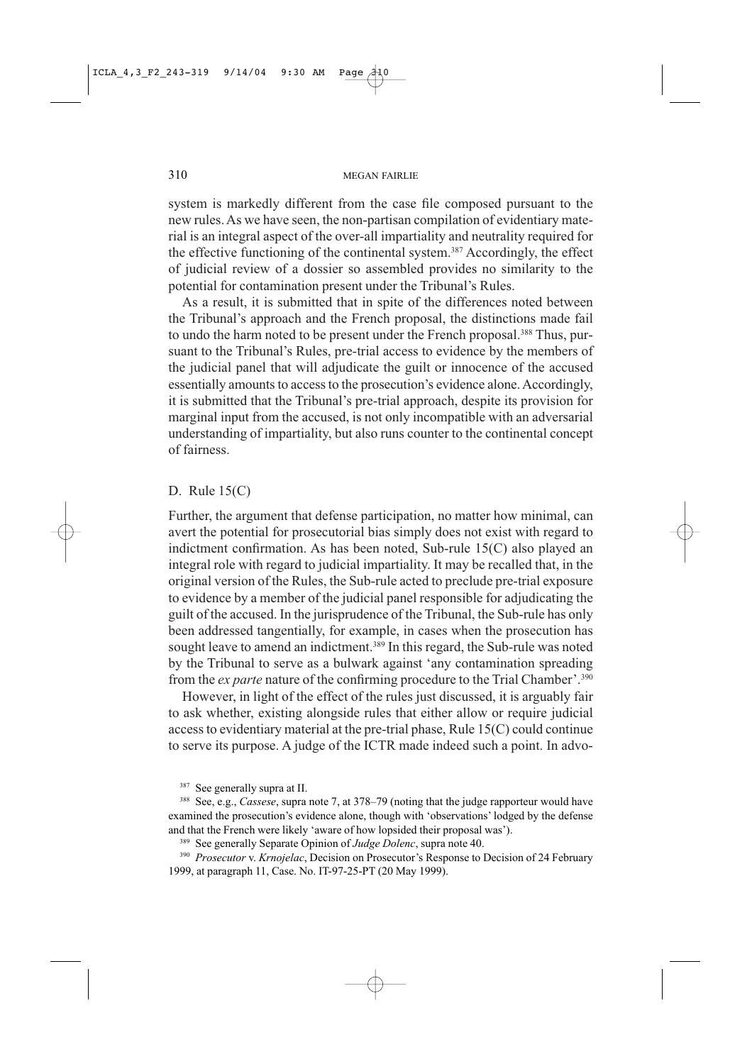system is markedly different from the case file composed pursuant to the new rules. As we have seen, the non-partisan compilation of evidentiary material is an integral aspect of the over-all impartiality and neutrality required for the effective functioning of the continental system.[387] Accordingly, the effect of judicial review of a dossier so assembled provides no similarity to the potential for contamination present under the Tribunal's Rules.

As a result, it is submitted that in spite of the differences noted between the Tribunal's approach and the French proposal, the distinctions made fail to undo the harm noted to be present under the French proposal.[388] Thus, pursuant to the Tribunal's Rules, pre-trial access to evidence by the members of the judicial panel that will adjudicate the guilt or innocence of the accused essentially amounts to access to the prosecution's evidence alone. Accordingly, it is submitted that the Tribunal's pre-trial approach, despite its provision for marginal input from the accused, is not only incompatible with an adversarial understanding of impartiality, but also runs counter to the continental concept of fairness.

## D. Rule 15(C)

Further, the argument that defense participation, no matter how minimal, can avert the potential for prosecutorial bias simply does not exist with regard to indictment confirmation. As has been noted, Sub-rule 15(C) also played an integral role with regard to judicial impartiality. It may be recalled that, in the original version of the Rules, the Sub-rule acted to preclude pre-trial exposure to evidence by a member of the judicial panel responsible for adjudicating the guilt of the accused. In the jurisprudence of the Tribunal, the Sub-rule has only been addressed tangentially, for example, in cases when the prosecution has sought leave to amend an indictment.[389] In this regard, the Sub-rule was noted by the Tribunal to serve as a bulwark against 'any contamination spreading from the *ex parte* nature of the confirming procedure to the Trial Chamber'.[390]

However, in light of the effect of the rules just discussed, it is arguably fair to ask whether, existing alongside rules that either allow or require judicial access to evidentiary material at the pre-trial phase, Rule 15(C) could continue to serve its purpose. A judge of the ICTR made indeed such a point. In advo-

---

[387] See generally supra at II.

[388] See, e.g., *Cassese*, supra note 7, at 378–79 (noting that the judge rapporteur would have examined the prosecution's evidence alone, though with 'observations' lodged by the defense and that the French were likely 'aware of how lopsided their proposal was').

[389] See generally Separate Opinion of *Judge Dolenc*, supra note 40.

[390] *Prosecutor* v. *Krnojelac*, Decision on Prosecutor's Response to Decision of 24 February 1999, at paragraph 11, Case. No. IT-97-25-PT (20 May 1999).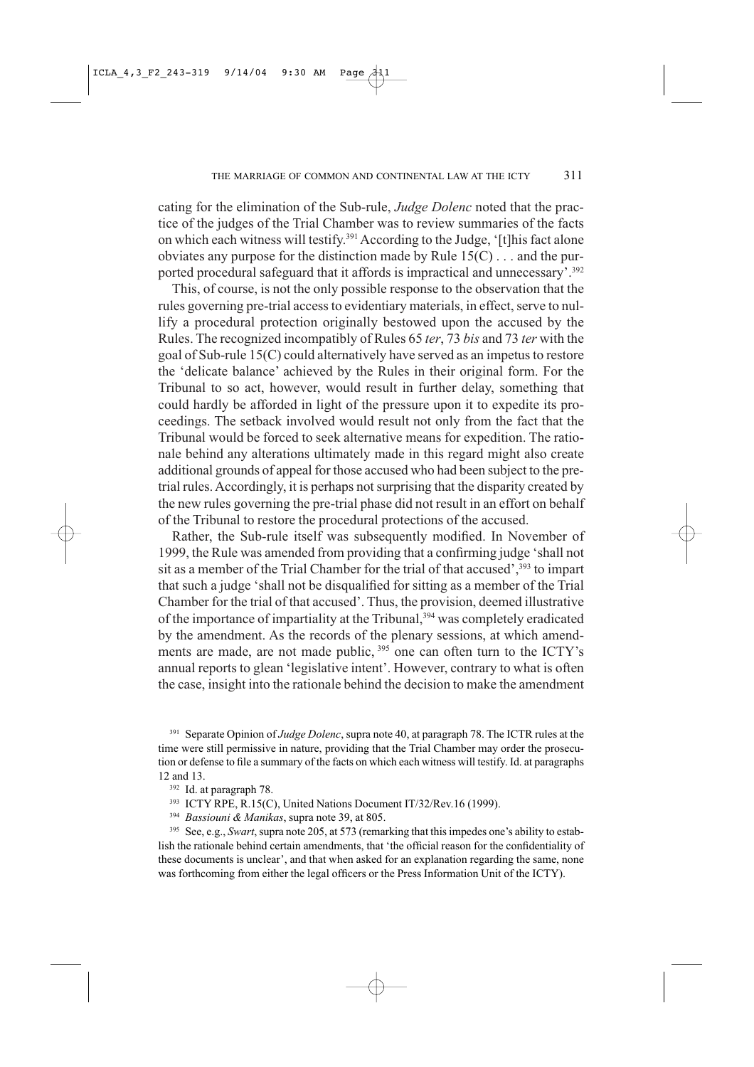cating for the elimination of the Sub-rule, *Judge Dolenc* noted that the practice of the judges of the Trial Chamber was to review summaries of the facts on which each witness will testify.[391] According to the Judge, '[t]his fact alone obviates any purpose for the distinction made by Rule 15(C) . . . and the purported procedural safeguard that it affords is impractical and unnecessary'.[392]

This, of course, is not the only possible response to the observation that the rules governing pre-trial access to evidentiary materials, in effect, serve to nullify a procedural protection originally bestowed upon the accused by the Rules. The recognized incompatibly of Rules 65 *ter*, 73 *bis* and 73 *ter* with the goal of Sub-rule 15(C) could alternatively have served as an impetus to restore the 'delicate balance' achieved by the Rules in their original form. For the Tribunal to so act, however, would result in further delay, something that could hardly be afforded in light of the pressure upon it to expedite its proceedings. The setback involved would result not only from the fact that the Tribunal would be forced to seek alternative means for expedition. The rationale behind any alterations ultimately made in this regard might also create additional grounds of appeal for those accused who had been subject to the pre-trial rules. Accordingly, it is perhaps not surprising that the disparity created by the new rules governing the pre-trial phase did not result in an effort on behalf of the Tribunal to restore the procedural protections of the accused.

Rather, the Sub-rule itself was subsequently modified. In November of 1999, the Rule was amended from providing that a confirming judge 'shall not sit as a member of the Trial Chamber for the trial of that accused',[393] to impart that such a judge 'shall not be disqualified for sitting as a member of the Trial Chamber for the trial of that accused'. Thus, the provision, deemed illustrative of the importance of impartiality at the Tribunal,[394] was completely eradicated by the amendment. As the records of the plenary sessions, at which amendments are made, are not made public, [395] one can often turn to the ICTY's annual reports to glean 'legislative intent'. However, contrary to what is often the case, insight into the rationale behind the decision to make the amendment

[391] Separate Opinion of *Judge Dolenc*, supra note 40, at paragraph 78. The ICTR rules at the time were still permissive in nature, providing that the Trial Chamber may order the prosecution or defense to file a summary of the facts on which each witness will testify. Id. at paragraphs 12 and 13.

[392] Id. at paragraph 78.

[393] ICTY RPE, R.15(C), United Nations Document IT/32/Rev.16 (1999).

[394] *Bassiouni & Manikas*, supra note 39, at 805.

[395] See, e.g., *Swart*, supra note 205, at 573 (remarking that this impedes one's ability to establish the rationale behind certain amendments, that 'the official reason for the confidentiality of these documents is unclear', and that when asked for an explanation regarding the same, none was forthcoming from either the legal officers or the Press Information Unit of the ICTY).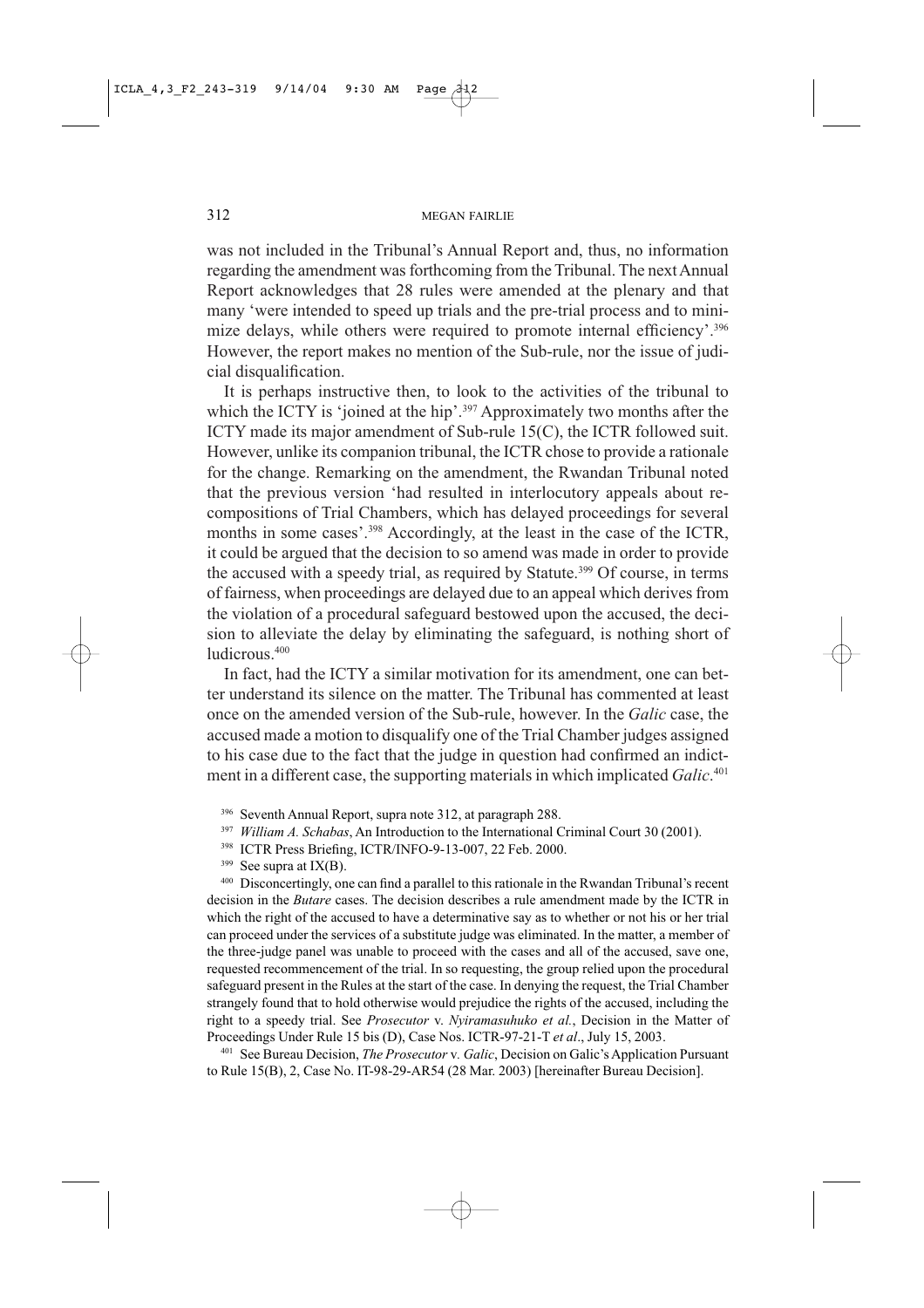was not included in the Tribunal's Annual Report and, thus, no information regarding the amendment was forthcoming from the Tribunal. The next Annual Report acknowledges that 28 rules were amended at the plenary and that many 'were intended to speed up trials and the pre-trial process and to minimize delays, while others were required to promote internal efficiency'.[396] However, the report makes no mention of the Sub-rule, nor the issue of judicial disqualification.

It is perhaps instructive then, to look to the activities of the tribunal to which the ICTY is 'joined at the hip'.[397] Approximately two months after the ICTY made its major amendment of Sub-rule 15(C), the ICTR followed suit. However, unlike its companion tribunal, the ICTR chose to provide a rationale for the change. Remarking on the amendment, the Rwandan Tribunal noted that the previous version 'had resulted in interlocutory appeals about recompositions of Trial Chambers, which has delayed proceedings for several months in some cases'.[398] Accordingly, at the least in the case of the ICTR, it could be argued that the decision to so amend was made in order to provide the accused with a speedy trial, as required by Statute.[399] Of course, in terms of fairness, when proceedings are delayed due to an appeal which derives from the violation of a procedural safeguard bestowed upon the accused, the decision to alleviate the delay by eliminating the safeguard, is nothing short of ludicrous.[400]

In fact, had the ICTY a similar motivation for its amendment, one can better understand its silence on the matter. The Tribunal has commented at least once on the amended version of the Sub-rule, however. In the *Galic* case, the accused made a motion to disqualify one of the Trial Chamber judges assigned to his case due to the fact that the judge in question had confirmed an indictment in a different case, the supporting materials in which implicated *Galic*.[401]

[396] Seventh Annual Report, supra note 312, at paragraph 288.

[397] *William A. Schabas*, An Introduction to the International Criminal Court 30 (2001).

[398] ICTR Press Briefing, ICTR/INFO-9-13-007, 22 Feb. 2000.

[399] See supra at IX(B).

[400] Disconcertingly, one can find a parallel to this rationale in the Rwandan Tribunal's recent decision in the *Butare* cases. The decision describes a rule amendment made by the ICTR in which the right of the accused to have a determinative say as to whether or not his or her trial can proceed under the services of a substitute judge was eliminated. In the matter, a member of the three-judge panel was unable to proceed with the cases and all of the accused, save one, requested recommencement of the trial. In so requesting, the group relied upon the procedural safeguard present in the Rules at the start of the case. In denying the request, the Trial Chamber strangely found that to hold otherwise would prejudice the rights of the accused, including the right to a speedy trial. See *Prosecutor* v. *Nyiramasuhuko et al.*, Decision in the Matter of Proceedings Under Rule 15 bis (D), Case Nos. ICTR-97-21-T *et al*., July 15, 2003.

[401] See Bureau Decision, *The Prosecutor* v. *Galic*, Decision on Galic's Application Pursuant to Rule 15(B), 2, Case No. IT-98-29-AR54 (28 Mar. 2003) [hereinafter Bureau Decision].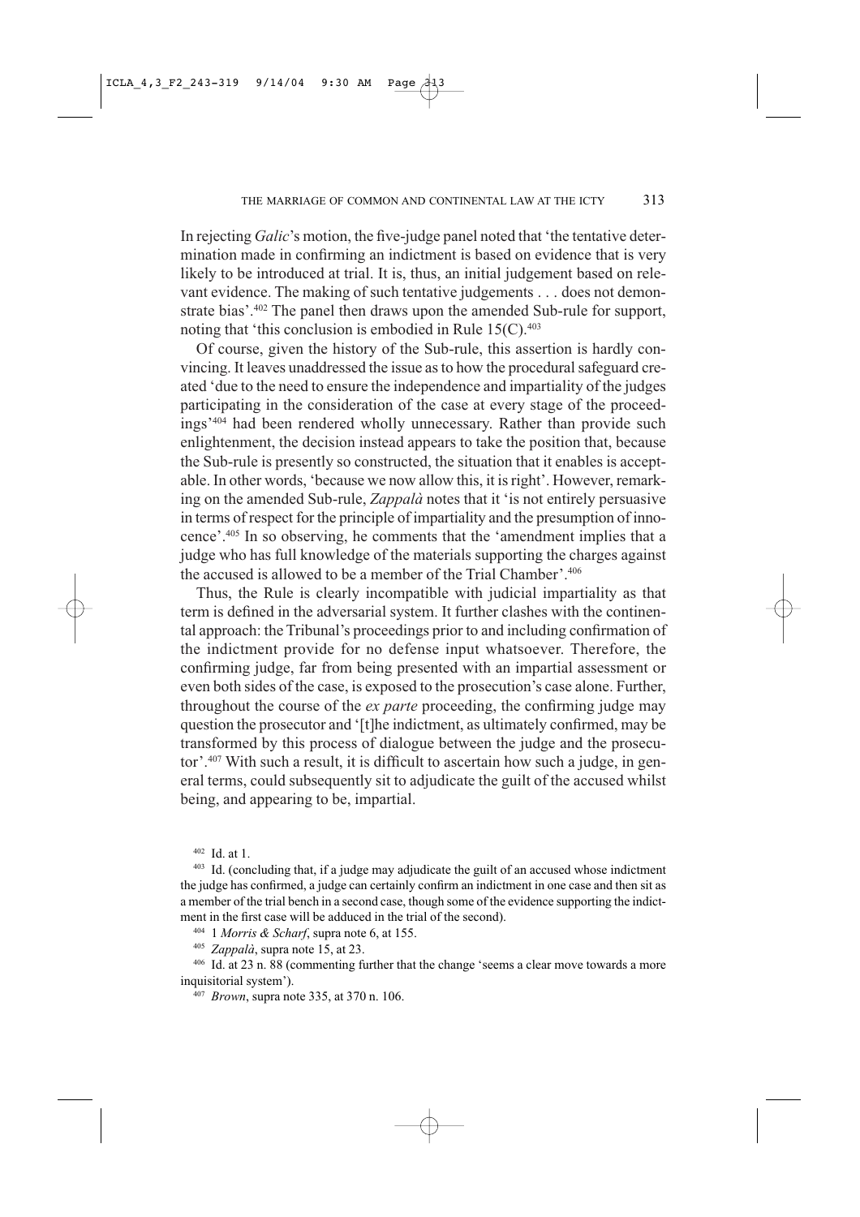In rejecting *Galic*'s motion, the five-judge panel noted that 'the tentative determination made in confirming an indictment is based on evidence that is very likely to be introduced at trial. It is, thus, an initial judgement based on relevant evidence. The making of such tentative judgements . . . does not demonstrate bias'.[402] The panel then draws upon the amended Sub-rule for support, noting that 'this conclusion is embodied in Rule 15(C).[403]

Of course, given the history of the Sub-rule, this assertion is hardly convincing. It leaves unaddressed the issue as to how the procedural safeguard created 'due to the need to ensure the independence and impartiality of the judges participating in the consideration of the case at every stage of the proceedings'[404] had been rendered wholly unnecessary. Rather than provide such enlightenment, the decision instead appears to take the position that, because the Sub-rule is presently so constructed, the situation that it enables is acceptable. In other words, 'because we now allow this, it is right'. However, remarking on the amended Sub-rule, *Zappalà* notes that it 'is not entirely persuasive in terms of respect for the principle of impartiality and the presumption of innocence'.[405] In so observing, he comments that the 'amendment implies that a judge who has full knowledge of the materials supporting the charges against the accused is allowed to be a member of the Trial Chamber'.[406]

Thus, the Rule is clearly incompatible with judicial impartiality as that term is defined in the adversarial system. It further clashes with the continental approach: the Tribunal's proceedings prior to and including confirmation of the indictment provide for no defense input whatsoever. Therefore, the confirming judge, far from being presented with an impartial assessment or even both sides of the case, is exposed to the prosecution's case alone. Further, throughout the course of the *ex parte* proceeding, the confirming judge may question the prosecutor and '[t]he indictment, as ultimately confirmed, may be transformed by this process of dialogue between the judge and the prosecutor'.[407] With such a result, it is difficult to ascertain how such a judge, in general terms, could subsequently sit to adjudicate the guilt of the accused whilst being, and appearing to be, impartial.

[402] Id. at 1.

[403] Id. (concluding that, if a judge may adjudicate the guilt of an accused whose indictment the judge has confirmed, a judge can certainly confirm an indictment in one case and then sit as a member of the trial bench in a second case, though some of the evidence supporting the indictment in the first case will be adduced in the trial of the second).

[404] 1 *Morris & Scharf*, supra note 6, at 155.

[405] *Zappalà*, supra note 15, at 23.

[406] Id. at 23 n. 88 (commenting further that the change 'seems a clear move towards a more inquisitorial system').

[407] *Brown*, supra note 335, at 370 n. 106.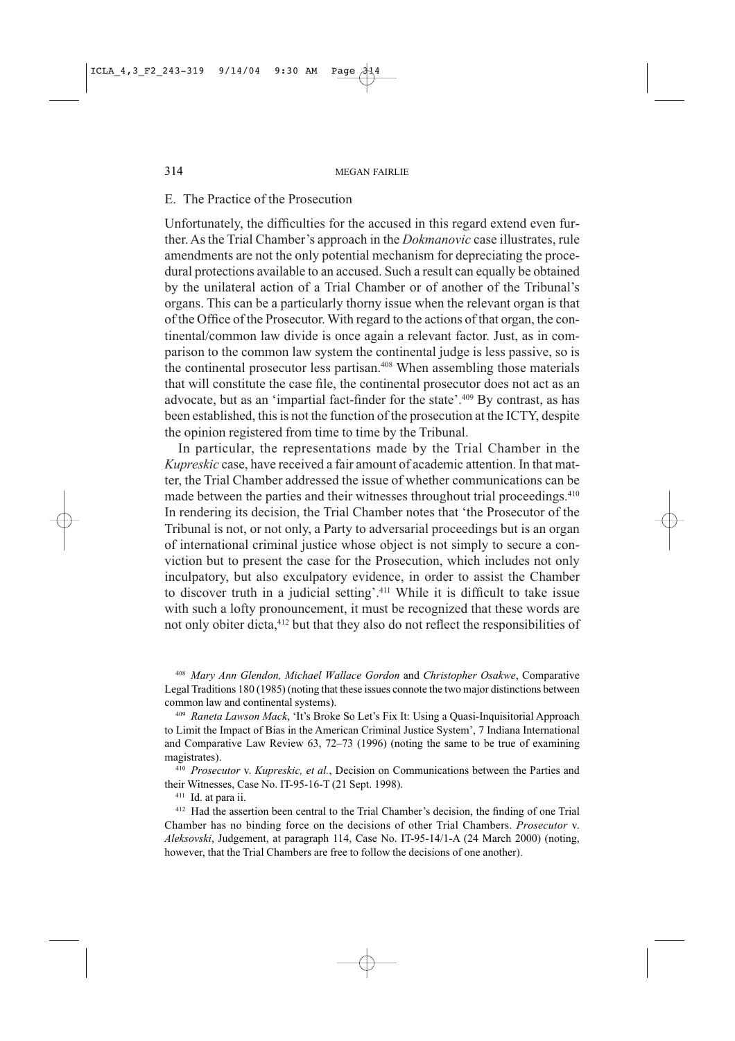### E. The Practice of the Prosecution

Unfortunately, the difficulties for the accused in this regard extend even further. As the Trial Chamber's approach in the *Dokmanovic* case illustrates, rule amendments are not the only potential mechanism for depreciating the procedural protections available to an accused. Such a result can equally be obtained by the unilateral action of a Trial Chamber or of another of the Tribunal's organs. This can be a particularly thorny issue when the relevant organ is that of the Office of the Prosecutor. With regard to the actions of that organ, the continental/common law divide is once again a relevant factor. Just, as in comparison to the common law system the continental judge is less passive, so is the continental prosecutor less partisan.[408] When assembling those materials that will constitute the case file, the continental prosecutor does not act as an advocate, but as an 'impartial fact-finder for the state'.[409] By contrast, as has been established, this is not the function of the prosecution at the ICTY, despite the opinion registered from time to time by the Tribunal.

In particular, the representations made by the Trial Chamber in the *Kupreskic* case, have received a fair amount of academic attention. In that matter, the Trial Chamber addressed the issue of whether communications can be made between the parties and their witnesses throughout trial proceedings.[410] In rendering its decision, the Trial Chamber notes that 'the Prosecutor of the Tribunal is not, or not only, a Party to adversarial proceedings but is an organ of international criminal justice whose object is not simply to secure a conviction but to present the case for the Prosecution, which includes not only inculpatory, but also exculpatory evidence, in order to assist the Chamber to discover truth in a judicial setting'.[411] While it is difficult to take issue with such a lofty pronouncement, it must be recognized that these words are not only obiter dicta,[412] but that they also do not reflect the responsibilities of

---

[408] *Mary Ann Glendon, Michael Wallace Gordon* and *Christopher Osakwe*, Comparative Legal Traditions 180 (1985) (noting that these issues connote the two major distinctions between common law and continental systems).

[409] *Raneta Lawson Mack*, 'It's Broke So Let's Fix It: Using a Quasi-Inquisitorial Approach to Limit the Impact of Bias in the American Criminal Justice System', 7 Indiana International and Comparative Law Review 63, 72–73 (1996) (noting the same to be true of examining magistrates).

[410] *Prosecutor* v. *Kupreskic, et al.*, Decision on Communications between the Parties and their Witnesses, Case No. IT-95-16-T (21 Sept. 1998).

[411] Id. at para ii.

[412] Had the assertion been central to the Trial Chamber's decision, the finding of one Trial Chamber has no binding force on the decisions of other Trial Chambers. *Prosecutor* v. *Aleksovski*, Judgement, at paragraph 114, Case No. IT-95-14/1-A (24 March 2000) (noting, however, that the Trial Chambers are free to follow the decisions of one another).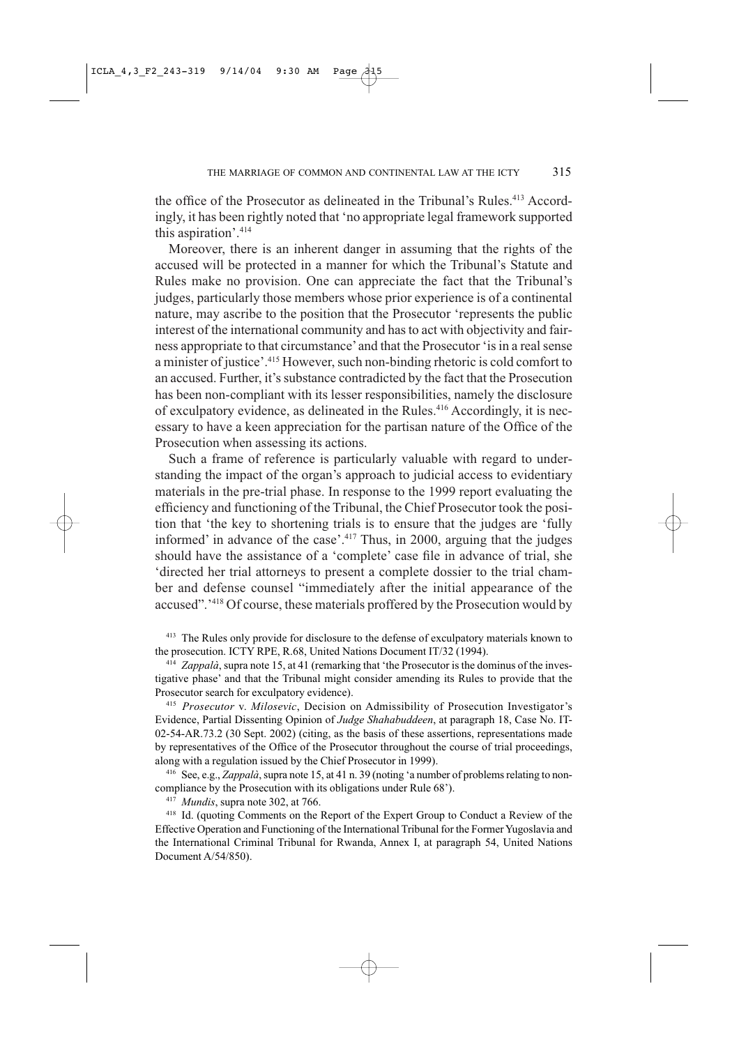the office of the Prosecutor as delineated in the Tribunal's Rules.[413] Accordingly, it has been rightly noted that 'no appropriate legal framework supported this aspiration'.[414]

Moreover, there is an inherent danger in assuming that the rights of the accused will be protected in a manner for which the Tribunal's Statute and Rules make no provision. One can appreciate the fact that the Tribunal's judges, particularly those members whose prior experience is of a continental nature, may ascribe to the position that the Prosecutor 'represents the public interest of the international community and has to act with objectivity and fairness appropriate to that circumstance' and that the Prosecutor 'is in a real sense a minister of justice'.[415] However, such non-binding rhetoric is cold comfort to an accused. Further, it's substance contradicted by the fact that the Prosecution has been non-compliant with its lesser responsibilities, namely the disclosure of exculpatory evidence, as delineated in the Rules.[416] Accordingly, it is necessary to have a keen appreciation for the partisan nature of the Office of the Prosecution when assessing its actions.

Such a frame of reference is particularly valuable with regard to understanding the impact of the organ's approach to judicial access to evidentiary materials in the pre-trial phase. In response to the 1999 report evaluating the efficiency and functioning of the Tribunal, the Chief Prosecutor took the position that 'the key to shortening trials is to ensure that the judges are 'fully informed' in advance of the case'.[417] Thus, in 2000, arguing that the judges should have the assistance of a 'complete' case file in advance of trial, she 'directed her trial attorneys to present a complete dossier to the trial chamber and defense counsel "immediately after the initial appearance of the accused".'[418] Of course, these materials proffered by the Prosecution would by

[413] The Rules only provide for disclosure to the defense of exculpatory materials known to the prosecution. ICTY RPE, R.68, United Nations Document IT/32 (1994).

[414] *Zappalà*, supra note 15, at 41 (remarking that 'the Prosecutor is the dominus of the investigative phase' and that the Tribunal might consider amending its Rules to provide that the Prosecutor search for exculpatory evidence).

[415] *Prosecutor* v. *Milosevic*, Decision on Admissibility of Prosecution Investigator's Evidence, Partial Dissenting Opinion of *Judge Shahabuddeen*, at paragraph 18, Case No. IT-02-54-AR.73.2 (30 Sept. 2002) (citing, as the basis of these assertions, representations made by representatives of the Office of the Prosecutor throughout the course of trial proceedings, along with a regulation issued by the Chief Prosecutor in 1999).

[416] See, e.g., *Zappalà*, supra note 15, at 41 n. 39 (noting 'a number of problems relating to non-compliance by the Prosecution with its obligations under Rule 68').

[417] *Mundis*, supra note 302, at 766.

[418] Id. (quoting Comments on the Report of the Expert Group to Conduct a Review of the Effective Operation and Functioning of the International Tribunal for the Former Yugoslavia and the International Criminal Tribunal for Rwanda, Annex I, at paragraph 54, United Nations Document A/54/850).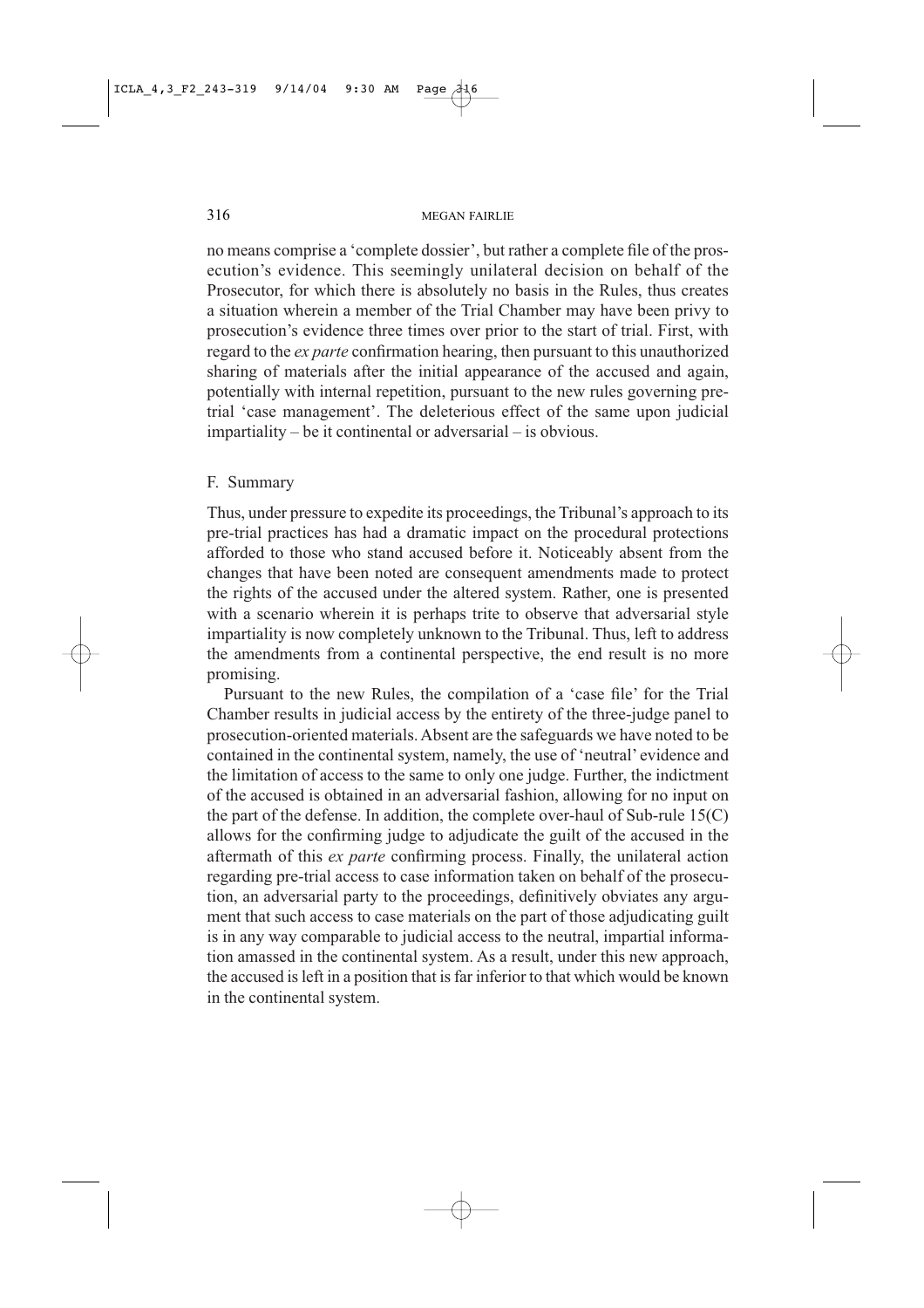no means comprise a 'complete dossier', but rather a complete file of the prosecution's evidence. This seemingly unilateral decision on behalf of the Prosecutor, for which there is absolutely no basis in the Rules, thus creates a situation wherein a member of the Trial Chamber may have been privy to prosecution's evidence three times over prior to the start of trial. First, with regard to the *ex parte* confirmation hearing, then pursuant to this unauthorized sharing of materials after the initial appearance of the accused and again, potentially with internal repetition, pursuant to the new rules governing pretrial 'case management'. The deleterious effect of the same upon judicial impartiality – be it continental or adversarial – is obvious.

### F. Summary

Thus, under pressure to expedite its proceedings, the Tribunal's approach to its pre-trial practices has had a dramatic impact on the procedural protections afforded to those who stand accused before it. Noticeably absent from the changes that have been noted are consequent amendments made to protect the rights of the accused under the altered system. Rather, one is presented with a scenario wherein it is perhaps trite to observe that adversarial style impartiality is now completely unknown to the Tribunal. Thus, left to address the amendments from a continental perspective, the end result is no more promising.

Pursuant to the new Rules, the compilation of a 'case file' for the Trial Chamber results in judicial access by the entirety of the three-judge panel to prosecution-oriented materials. Absent are the safeguards we have noted to be contained in the continental system, namely, the use of 'neutral' evidence and the limitation of access to the same to only one judge. Further, the indictment of the accused is obtained in an adversarial fashion, allowing for no input on the part of the defense. In addition, the complete over-haul of Sub-rule 15(C) allows for the confirming judge to adjudicate the guilt of the accused in the aftermath of this *ex parte* confirming process. Finally, the unilateral action regarding pre-trial access to case information taken on behalf of the prosecution, an adversarial party to the proceedings, definitively obviates any argument that such access to case materials on the part of those adjudicating guilt is in any way comparable to judicial access to the neutral, impartial information amassed in the continental system. As a result, under this new approach, the accused is left in a position that is far inferior to that which would be known in the continental system.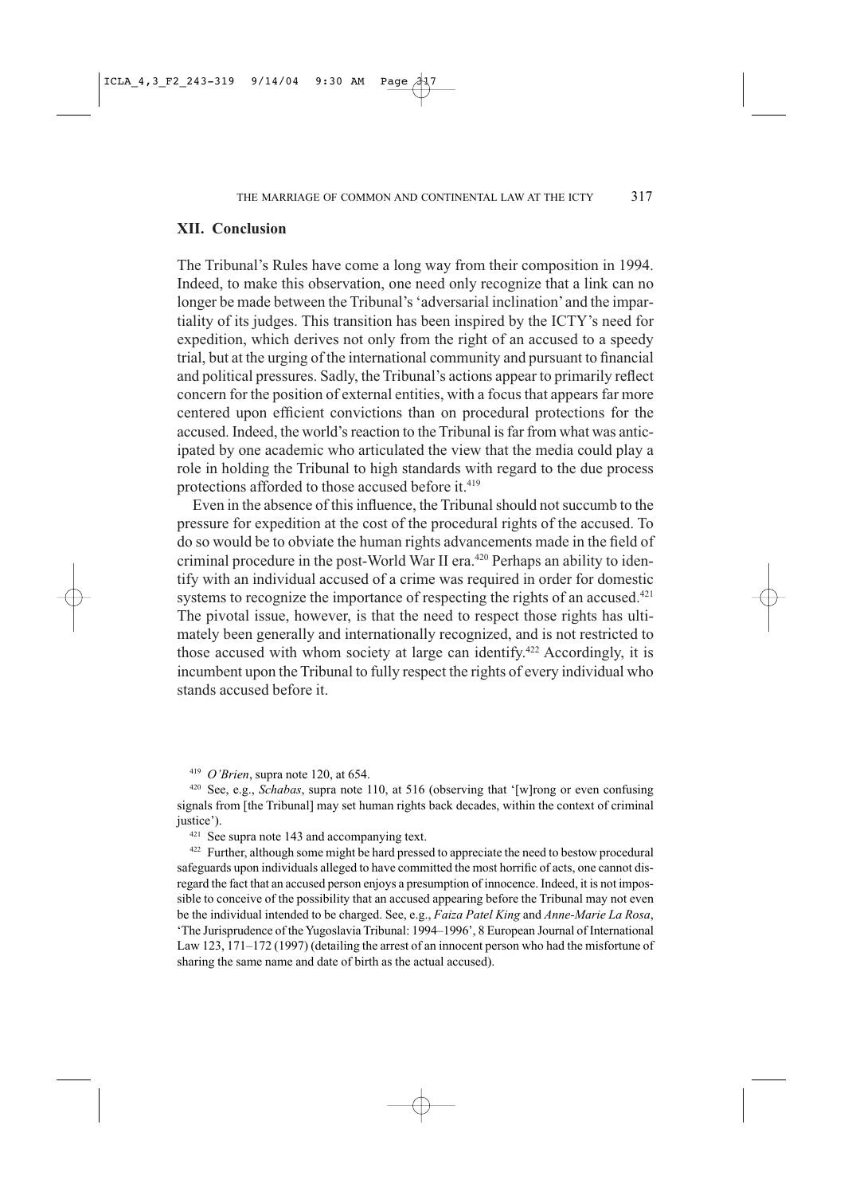## XII. Conclusion

The Tribunal's Rules have come a long way from their composition in 1994. Indeed, to make this observation, one need only recognize that a link can no longer be made between the Tribunal's 'adversarial inclination' and the impartiality of its judges. This transition has been inspired by the ICTY's need for expedition, which derives not only from the right of an accused to a speedy trial, but at the urging of the international community and pursuant to financial and political pressures. Sadly, the Tribunal's actions appear to primarily reflect concern for the position of external entities, with a focus that appears far more centered upon efficient convictions than on procedural protections for the accused. Indeed, the world's reaction to the Tribunal is far from what was anticipated by one academic who articulated the view that the media could play a role in holding the Tribunal to high standards with regard to the due process protections afforded to those accused before it.[419]

Even in the absence of this influence, the Tribunal should not succumb to the pressure for expedition at the cost of the procedural rights of the accused. To do so would be to obviate the human rights advancements made in the field of criminal procedure in the post-World War II era.[420] Perhaps an ability to identify with an individual accused of a crime was required in order for domestic systems to recognize the importance of respecting the rights of an accused.[421] The pivotal issue, however, is that the need to respect those rights has ultimately been generally and internationally recognized, and is not restricted to those accused with whom society at large can identify.[422] Accordingly, it is incumbent upon the Tribunal to fully respect the rights of every individual who stands accused before it.

[419] *O'Brien*, supra note 120, at 654.

[420] See, e.g., *Schabas*, supra note 110, at 516 (observing that '[w]rong or even confusing signals from [the Tribunal] may set human rights back decades, within the context of criminal justice').

[421] See supra note 143 and accompanying text.

[422] Further, although some might be hard pressed to appreciate the need to bestow procedural safeguards upon individuals alleged to have committed the most horrific of acts, one cannot disregard the fact that an accused person enjoys a presumption of innocence. Indeed, it is not impossible to conceive of the possibility that an accused appearing before the Tribunal may not even be the individual intended to be charged. See, e.g., *Faiza Patel King* and *Anne-Marie La Rosa*, 'The Jurisprudence of the Yugoslavia Tribunal: 1994–1996', 8 European Journal of International Law 123, 171–172 (1997) (detailing the arrest of an innocent person who had the misfortune of sharing the same name and date of birth as the actual accused).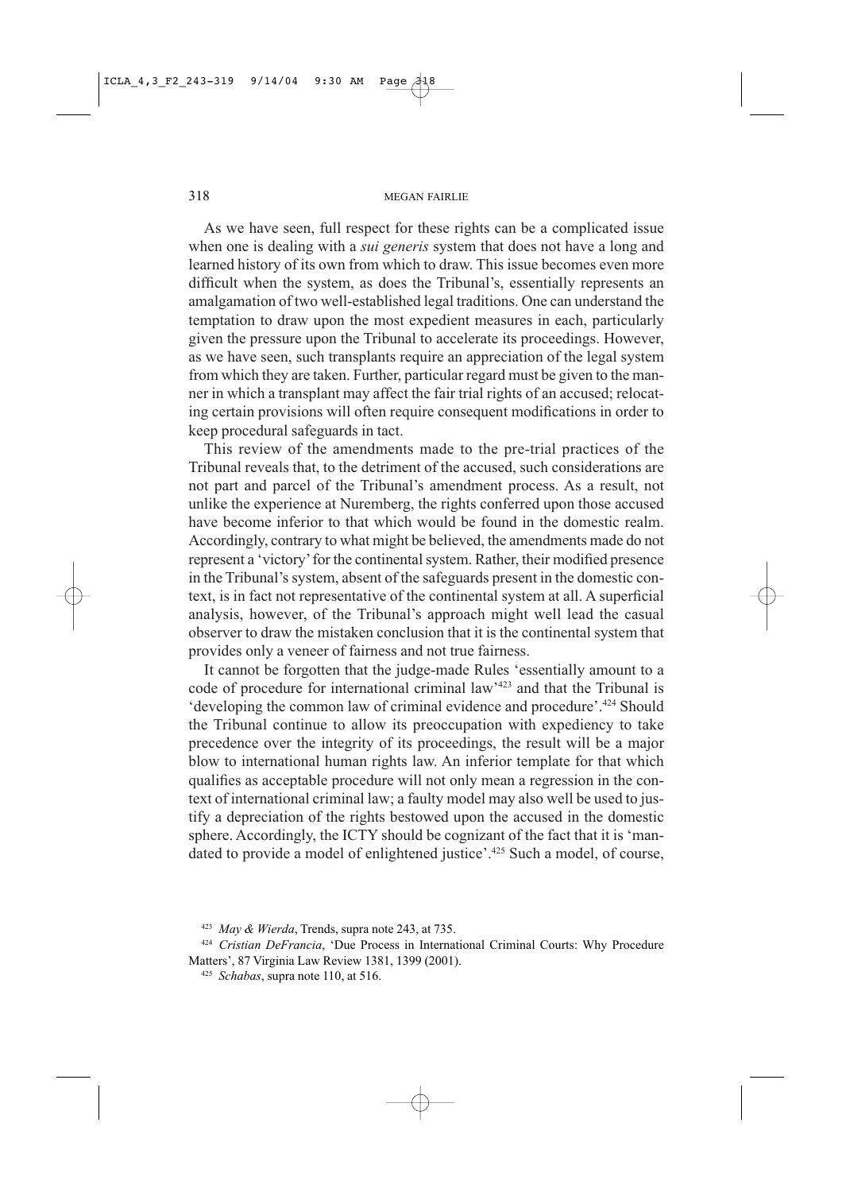As we have seen, full respect for these rights can be a complicated issue when one is dealing with a *sui generis* system that does not have a long and learned history of its own from which to draw. This issue becomes even more difficult when the system, as does the Tribunal's, essentially represents an amalgamation of two well-established legal traditions. One can understand the temptation to draw upon the most expedient measures in each, particularly given the pressure upon the Tribunal to accelerate its proceedings. However, as we have seen, such transplants require an appreciation of the legal system from which they are taken. Further, particular regard must be given to the manner in which a transplant may affect the fair trial rights of an accused; relocating certain provisions will often require consequent modifications in order to keep procedural safeguards in tact.

This review of the amendments made to the pre-trial practices of the Tribunal reveals that, to the detriment of the accused, such considerations are not part and parcel of the Tribunal's amendment process. As a result, not unlike the experience at Nuremberg, the rights conferred upon those accused have become inferior to that which would be found in the domestic realm. Accordingly, contrary to what might be believed, the amendments made do not represent a 'victory' for the continental system. Rather, their modified presence in the Tribunal's system, absent of the safeguards present in the domestic context, is in fact not representative of the continental system at all. A superficial analysis, however, of the Tribunal's approach might well lead the casual observer to draw the mistaken conclusion that it is the continental system that provides only a veneer of fairness and not true fairness.

It cannot be forgotten that the judge-made Rules 'essentially amount to a code of procedure for international criminal law'[423] and that the Tribunal is 'developing the common law of criminal evidence and procedure'.[424] Should the Tribunal continue to allow its preoccupation with expediency to take precedence over the integrity of its proceedings, the result will be a major blow to international human rights law. An inferior template for that which qualifies as acceptable procedure will not only mean a regression in the context of international criminal law; a faulty model may also well be used to justify a depreciation of the rights bestowed upon the accused in the domestic sphere. Accordingly, the ICTY should be cognizant of the fact that it is 'mandated to provide a model of enlightened justice'.[425] Such a model, of course,

[423] *May & Wierda*, Trends, supra note 243, at 735.

[424] *Cristian DeFrancia*, 'Due Process in International Criminal Courts: Why Procedure Matters', 87 Virginia Law Review 1381, 1399 (2001).

[425] *Schabas*, supra note 110, at 516.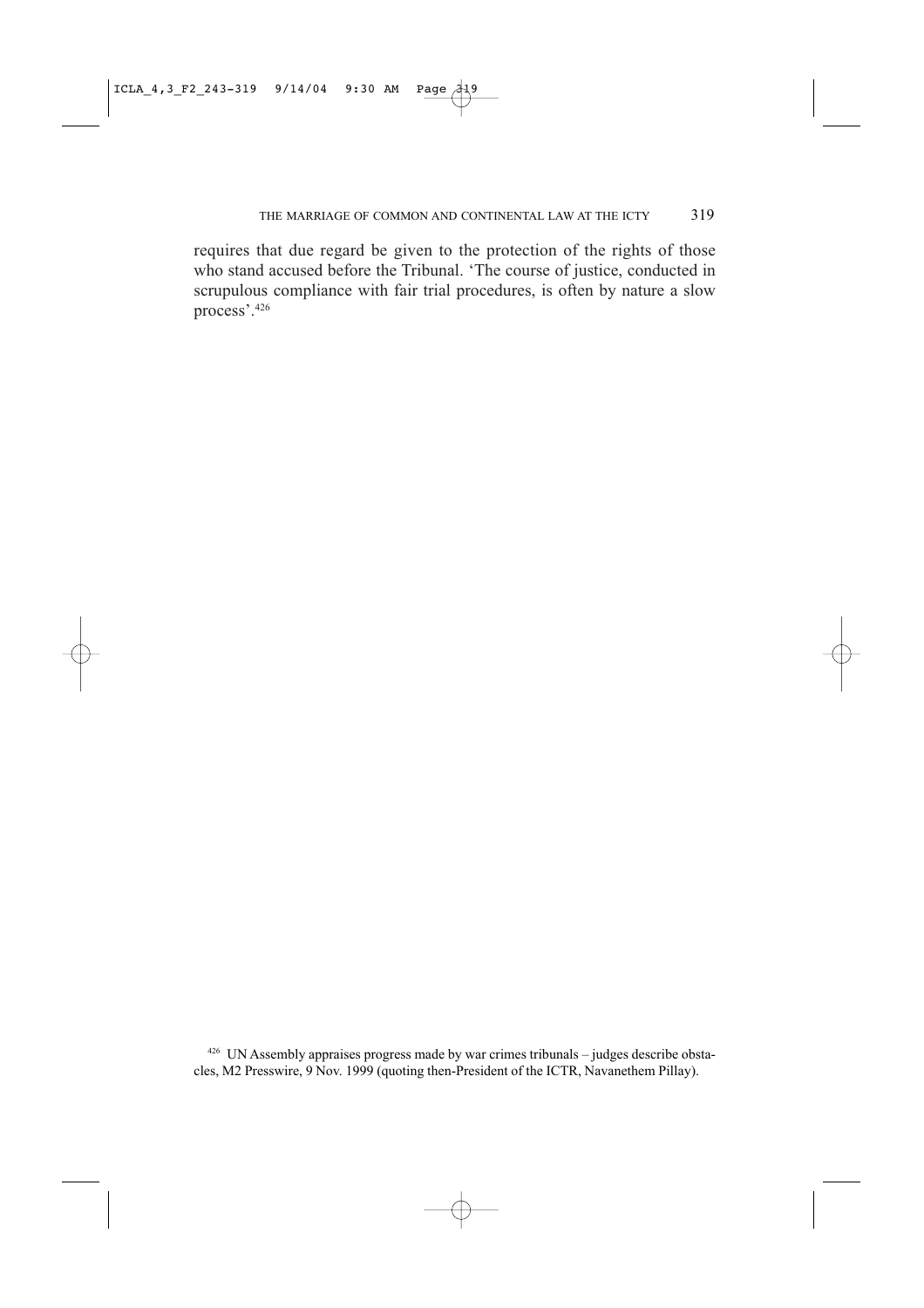requires that due regard be given to the protection of the rights of those who stand accused before the Tribunal. 'The course of justice, conducted in scrupulous compliance with fair trial procedures, is often by nature a slow process'.[426]

[426] UN Assembly appraises progress made by war crimes tribunals – judges describe obstacles, M2 Presswire, 9 Nov. 1999 (quoting then-President of the ICTR, Navanethem Pillay).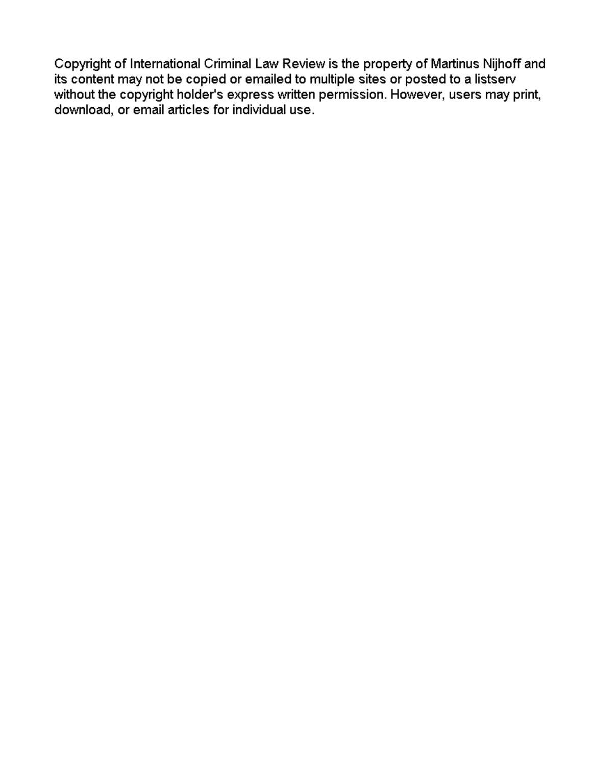Copyright of International Criminal Law Review is the property of Martinus Nijhoff and its content may not be copied or emailed to multiple sites or posted to a listserv without the copyright holder's express written permission. However, users may print, download, or email articles for individual use.